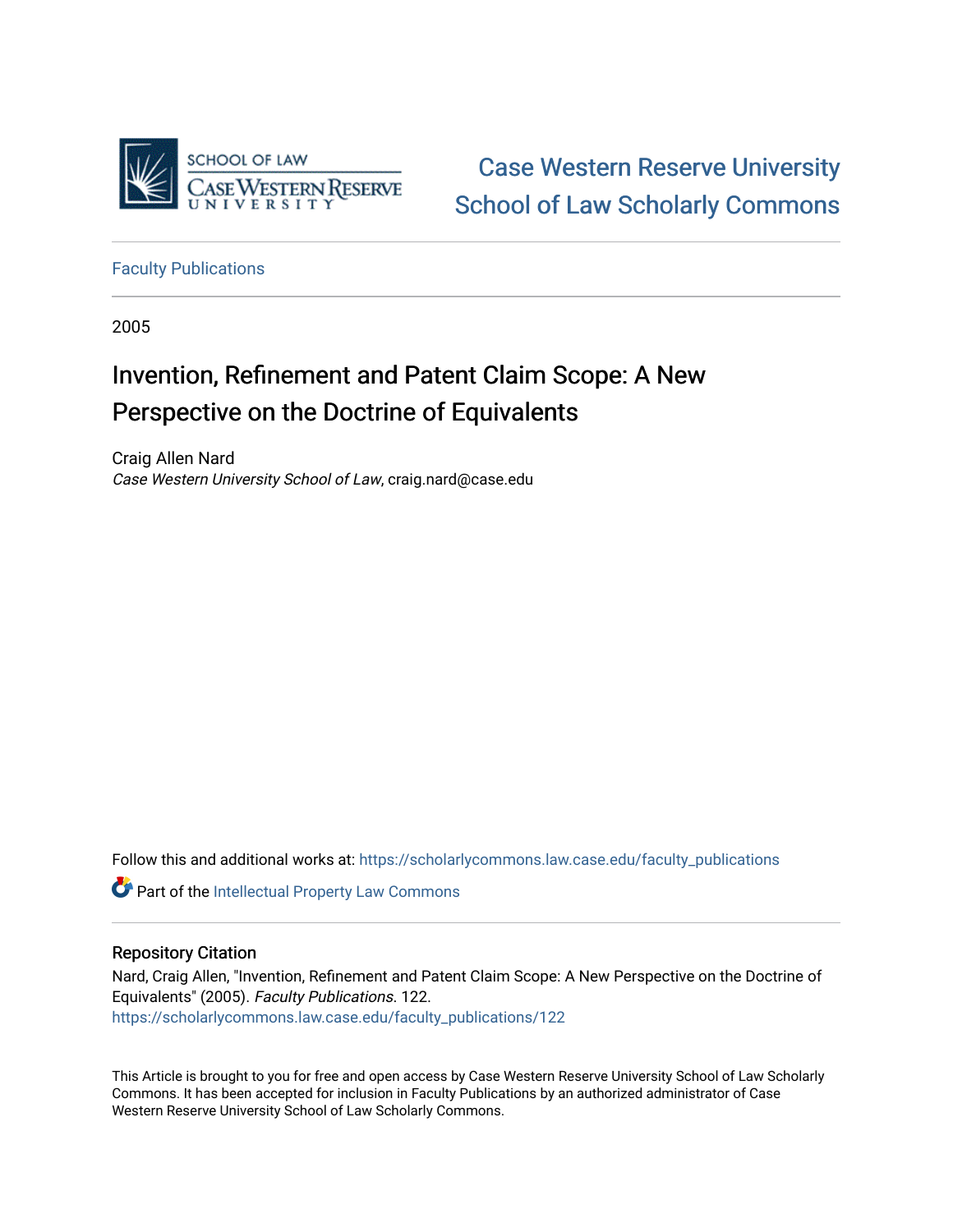Case Western Reserve University School of Law Scholarly Commons

Faculty Publications

2005

# Invention, Refinement and Patent Claim Scope: A New Perspective on the Doctrine of Equivalents

Craig Allen Nard
*Case Western University School of Law*, craig.nard@case.edu

Follow this and additional works at: https://scholarlycommons.law.case.edu/faculty_publications

Part of the Intellectual Property Law Commons

## Repository Citation

Nard, Craig Allen, "Invention, Refinement and Patent Claim Scope: A New Perspective on the Doctrine of Equivalents" (2005). *Faculty Publications*. 122.
https://scholarlycommons.law.case.edu/faculty_publications/122

This Article is brought to you for free and open access by Case Western Reserve University School of Law Scholarly Commons. It has been accepted for inclusion in Faculty Publications by an authorized administrator of Case Western Reserve University School of Law Scholarly Commons.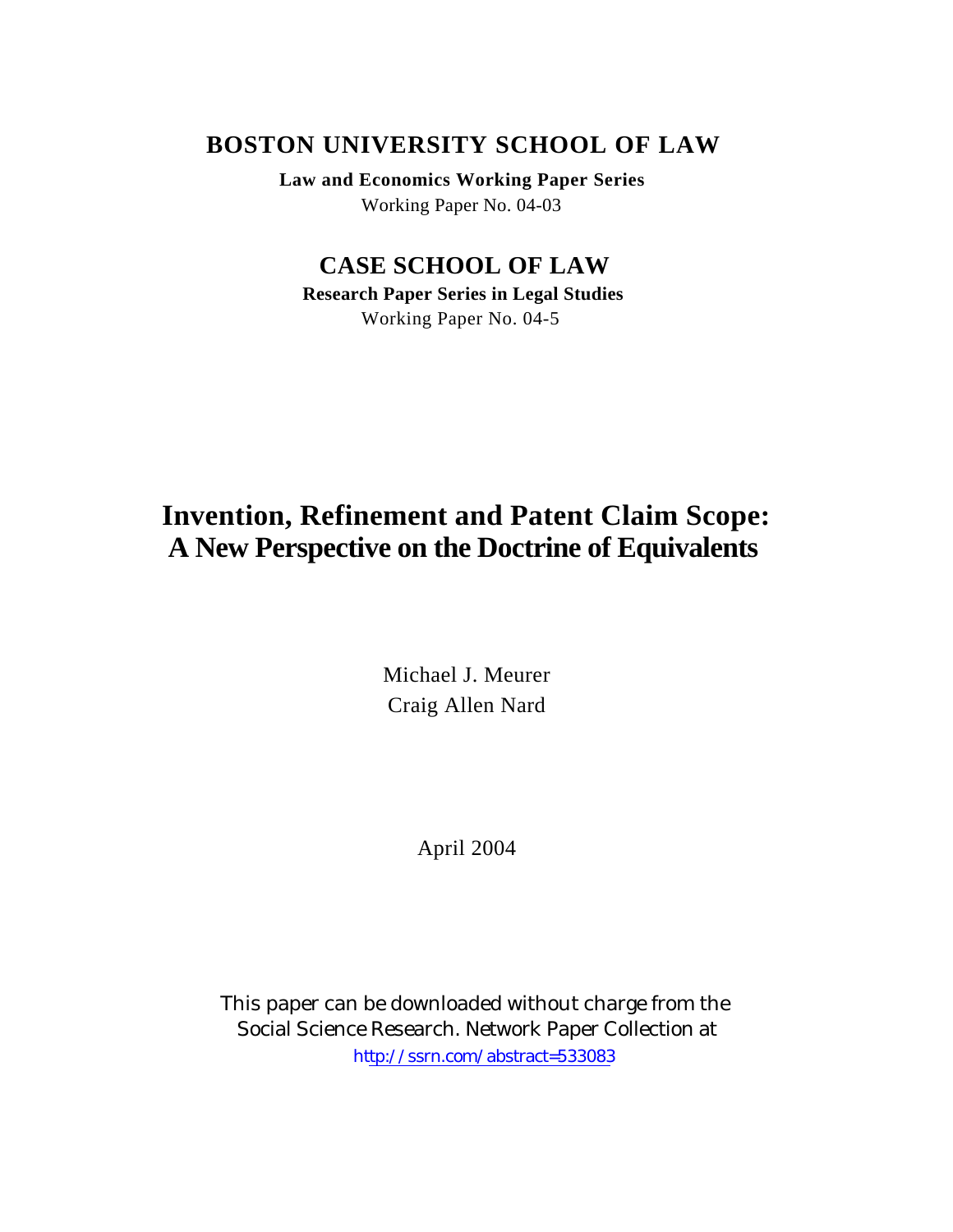# BOSTON UNIVERSITY SCHOOL OF LAW

**Law and Economics Working Paper Series**

Working Paper No. 04-03

# CASE SCHOOL OF LAW

**Research Paper Series in Legal Studies**

Working Paper No. 04-5

# Invention, Refinement and Patent Claim Scope: A New Perspective on the Doctrine of Equivalents

Michael J. Meurer

Craig Allen Nard

April 2004

This paper can be downloaded without charge from the Social Science Research. Network Paper Collection at http://ssrn.com/abstract=533083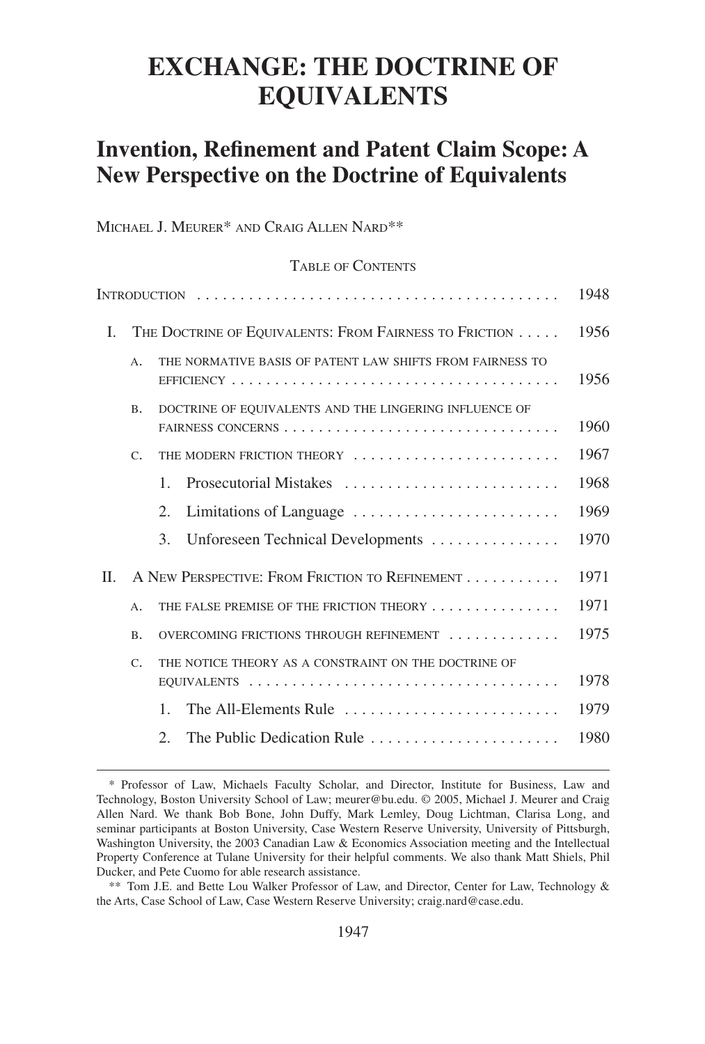# EXCHANGE: THE DOCTRINE OF EQUIVALENTS

## Invention, Refinement and Patent Claim Scope: A New Perspective on the Doctrine of Equivalents

MICHAEL J. MEURER* AND CRAIG ALLEN NARD**

TABLE OF CONTENTS

| | | | |
|---|---|---|---|
| INTRODUCTION | | | 1948 |
| I. | THE DOCTRINE OF EQUIVALENTS: FROM FAIRNESS TO FRICTION | | 1956 |
| | A. | THE NORMATIVE BASIS OF PATENT LAW SHIFTS FROM FAIRNESS TO EFFICIENCY | 1956 |
| | B. | DOCTRINE OF EQUIVALENTS AND THE LINGERING INFLUENCE OF FAIRNESS CONCERNS | 1960 |
| | C. | THE MODERN FRICTION THEORY | 1967 |
| | | 1. Prosecutorial Mistakes | 1968 |
| | | 2. Limitations of Language | 1969 |
| | | 3. Unforeseen Technical Developments | 1970 |
| II. | A NEW PERSPECTIVE: FROM FRICTION TO REFINEMENT | | 1971 |
| | A. | THE FALSE PREMISE OF THE FRICTION THEORY | 1971 |
| | B. | OVERCOMING FRICTIONS THROUGH REFINEMENT | 1975 |
| | C. | THE NOTICE THEORY AS A CONSTRAINT ON THE DOCTRINE OF EQUIVALENTS | 1978 |
| | | 1. The All-Elements Rule | 1979 |
| | | 2. The Public Dedication Rule | 1980 |

\* Professor of Law, Michaels Faculty Scholar, and Director, Institute for Business, Law and Technology, Boston University School of Law; meurer@bu.edu. © 2005, Michael J. Meurer and Craig Allen Nard. We thank Bob Bone, John Duffy, Mark Lemley, Doug Lichtman, Clarisa Long, and seminar participants at Boston University, Case Western Reserve University, University of Pittsburgh, Washington University, the 2003 Canadian Law & Economics Association meeting and the Intellectual Property Conference at Tulane University for their helpful comments. We also thank Matt Shiels, Phil Ducker, and Pete Cuomo for able research assistance.

\*\* Tom J.E. and Bette Lou Walker Professor of Law, and Director, Center for Law, Technology & the Arts, Case School of Law, Case Western Reserve University; craig.nard@case.edu.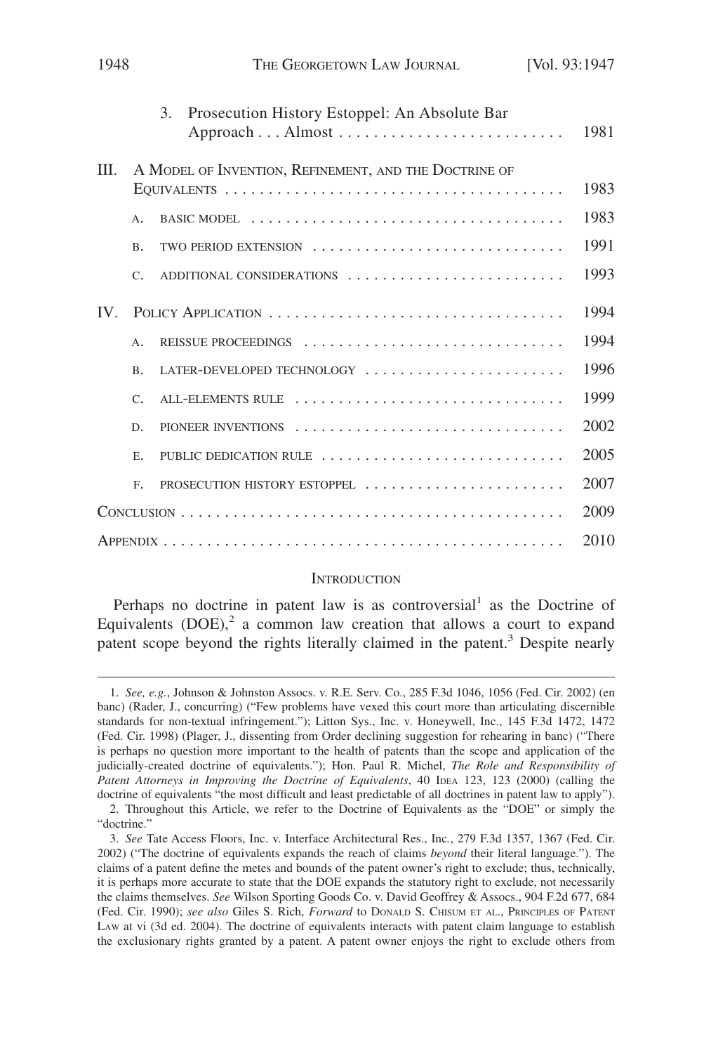3. Prosecution History Estoppel: An Absolute Bar Approach . . . Almost . . . . . . . . . . . . . . . . . . . . . . . . . . 1981

III. A Model of Invention, Refinement, and the Doctrine of Equivalents . . . . . . . . . . . . . . . . . . . . . . . . . . . . . . . . . . . . . . . 1983

A. Basic Model . . . . . . . . . . . . . . . . . . . . . . . . . . . . . . . . . . . . 1983

B. Two Period Extension . . . . . . . . . . . . . . . . . . . . . . . . . . . . . 1991

C. Additional Considerations . . . . . . . . . . . . . . . . . . . . . . . . . 1993

IV. Policy Application . . . . . . . . . . . . . . . . . . . . . . . . . . . . . . . . . . . 1994

A. Reissue Proceedings . . . . . . . . . . . . . . . . . . . . . . . . . . . . . . 1994

B. Later-Developed Technology . . . . . . . . . . . . . . . . . . . . . . . 1996

C. All-Elements Rule . . . . . . . . . . . . . . . . . . . . . . . . . . . . . . . 1999

D. Pioneer Inventions . . . . . . . . . . . . . . . . . . . . . . . . . . . . . . . 2002

E. Public Dedication Rule . . . . . . . . . . . . . . . . . . . . . . . . . . . . 2005

F. Prosecution History Estoppel . . . . . . . . . . . . . . . . . . . . . . 2007

Conclusion . . . . . . . . . . . . . . . . . . . . . . . . . . . . . . . . . . . . . . . . . . . . 2009

Appendix . . . . . . . . . . . . . . . . . . . . . . . . . . . . . . . . . . . . . . . . . . . . . 2010

## Introduction

Perhaps no doctrine in patent law is as controversial[1] as the Doctrine of Equivalents (DOE),[2] a common law creation that allows a court to expand patent scope beyond the rights literally claimed in the patent.[3] Despite nearly

---

1. *See, e.g.*, Johnson & Johnston Assocs. v. R.E. Serv. Co., 285 F.3d 1046, 1056 (Fed. Cir. 2002) (en banc) (Rader, J., concurring) ("Few problems have vexed this court more than articulating discernible standards for non-textual infringement."); Litton Sys., Inc. v. Honeywell, Inc., 145 F.3d 1472, 1472 (Fed. Cir. 1998) (Plager, J., dissenting from Order declining suggestion for rehearing in banc) ("There is perhaps no question more important to the health of patents than the scope and application of the judicially-created doctrine of equivalents."); Hon. Paul R. Michel, *The Role and Responsibility of Patent Attorneys in Improving the Doctrine of Equivalents*, 40 IDEA 123, 123 (2000) (calling the doctrine of equivalents "the most difficult and least predictable of all doctrines in patent law to apply").

2. Throughout this Article, we refer to the Doctrine of Equivalents as the "DOE" or simply the "doctrine."

3. *See* Tate Access Floors, Inc. v. Interface Architectural Res., Inc., 279 F.3d 1357, 1367 (Fed. Cir. 2002) ("The doctrine of equivalents expands the reach of claims *beyond* their literal language."). The claims of a patent define the metes and bounds of the patent owner's right to exclude; thus, technically, it is perhaps more accurate to state that the DOE expands the statutory right to exclude, not necessarily the claims themselves. *See* Wilson Sporting Goods Co. v. David Geoffrey & Assocs., 904 F.2d 677, 684 (Fed. Cir. 1990); *see also* Giles S. Rich, *Forward* to Donald S. Chisum et al., Principles of Patent Law at vi (3d ed. 2004). The doctrine of equivalents interacts with patent claim language to establish the exclusionary rights granted by a patent. A patent owner enjoys the right to exclude others from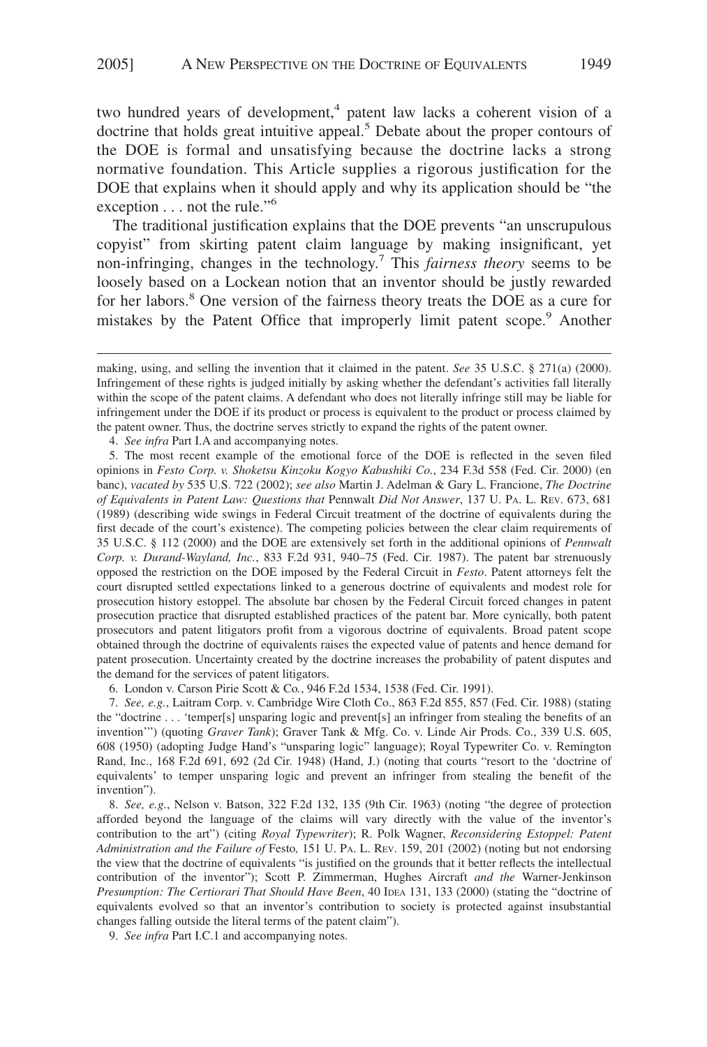two hundred years of development,[4] patent law lacks a coherent vision of a doctrine that holds great intuitive appeal.[5] Debate about the proper contours of the DOE is formal and unsatisfying because the doctrine lacks a strong normative foundation. This Article supplies a rigorous justification for the DOE that explains when it should apply and why its application should be "the exception . . . not the rule."[6]

The traditional justification explains that the DOE prevents "an unscrupulous copyist" from skirting patent claim language by making insignificant, yet non-infringing, changes in the technology.[7] This *fairness theory* seems to be loosely based on a Lockean notion that an inventor should be justly rewarded for her labors.[8] One version of the fairness theory treats the DOE as a cure for mistakes by the Patent Office that improperly limit patent scope.[9] Another

---

making, using, and selling the invention that it claimed in the patent. *See* 35 U.S.C. § 271(a) (2000). Infringement of these rights is judged initially by asking whether the defendant's activities fall literally within the scope of the patent claims. A defendant who does not literally infringe still may be liable for infringement under the DOE if its product or process is equivalent to the product or process claimed by the patent owner. Thus, the doctrine serves strictly to expand the rights of the patent owner.

4. *See infra* Part I.A and accompanying notes.

5. The most recent example of the emotional force of the DOE is reflected in the seven filed opinions in *Festo Corp. v. Shoketsu Kinzoku Kogyo Kabushiki Co.*, 234 F.3d 558 (Fed. Cir. 2000) (en banc), *vacated by* 535 U.S. 722 (2002); *see also* Martin J. Adelman & Gary L. Francione, *The Doctrine of Equivalents in Patent Law: Questions that* Pennwalt *Did Not Answer*, 137 U. PA. L. REV. 673, 681 (1989) (describing wide swings in Federal Circuit treatment of the doctrine of equivalents during the first decade of the court's existence). The competing policies between the clear claim requirements of 35 U.S.C. § 112 (2000) and the DOE are extensively set forth in the additional opinions of *Pennwalt Corp. v. Durand-Wayland, Inc.*, 833 F.2d 931, 940–75 (Fed. Cir. 1987). The patent bar strenuously opposed the restriction on the DOE imposed by the Federal Circuit in *Festo*. Patent attorneys felt the court disrupted settled expectations linked to a generous doctrine of equivalents and modest role for prosecution history estoppel. The absolute bar chosen by the Federal Circuit forced changes in patent prosecution practice that disrupted established practices of the patent bar. More cynically, both patent prosecutors and patent litigators profit from a vigorous doctrine of equivalents. Broad patent scope obtained through the doctrine of equivalents raises the expected value of patents and hence demand for patent prosecution. Uncertainty created by the doctrine increases the probability of patent disputes and the demand for the services of patent litigators.

6. London v. Carson Pirie Scott & Co., 946 F.2d 1534, 1538 (Fed. Cir. 1991).

7. *See, e.g.*, Laitram Corp. v. Cambridge Wire Cloth Co., 863 F.2d 855, 857 (Fed. Cir. 1988) (stating the "doctrine . . . 'temper[s] unsparing logic and prevent[s] an infringer from stealing the benefits of an invention'") (quoting *Graver Tank*); Graver Tank & Mfg. Co. v. Linde Air Prods. Co., 339 U.S. 605, 608 (1950) (adopting Judge Hand's "unsparing logic" language); Royal Typewriter Co. v. Remington Rand, Inc., 168 F.2d 691, 692 (2d Cir. 1948) (Hand, J.) (noting that courts "resort to the 'doctrine of equivalents' to temper unsparing logic and prevent an infringer from stealing the benefit of the invention").

8. *See, e.g.*, Nelson v. Batson, 322 F.2d 132, 135 (9th Cir. 1963) (noting "the degree of protection afforded beyond the language of the claims will vary directly with the value of the inventor's contribution to the art") (citing *Royal Typewriter*); R. Polk Wagner, *Reconsidering Estoppel: Patent Administration and the Failure of* Festo*,* 151 U. PA. L. REV. 159, 201 (2002) (noting but not endorsing the view that the doctrine of equivalents "is justified on the grounds that it better reflects the intellectual contribution of the inventor"); Scott P. Zimmerman, Hughes Aircraft *and the* Warner-Jenkinson *Presumption: The Certiorari That Should Have Been*, 40 IDEA 131, 133 (2000) (stating the "doctrine of equivalents evolved so that an inventor's contribution to society is protected against insubstantial changes falling outside the literal terms of the patent claim").

9. *See infra* Part I.C.1 and accompanying notes.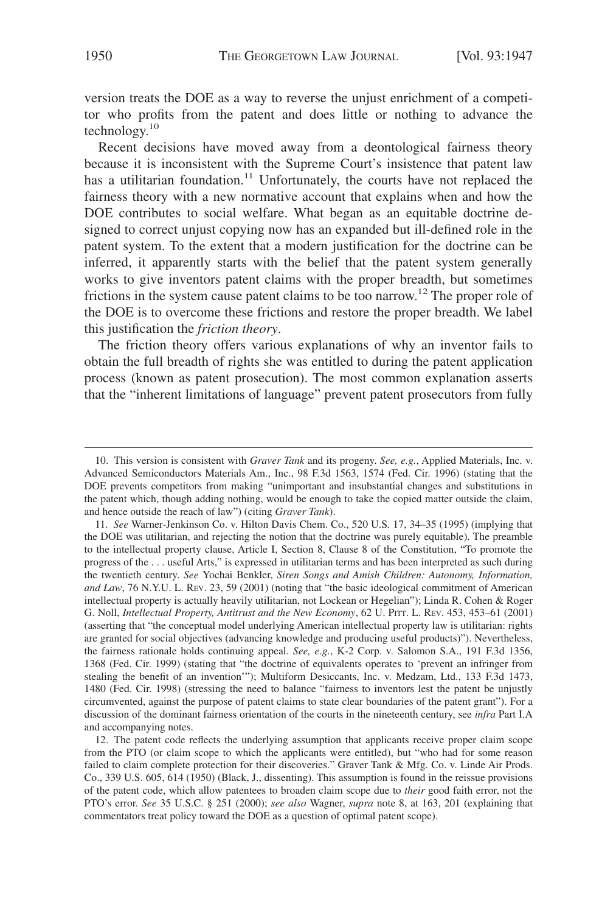version treats the DOE as a way to reverse the unjust enrichment of a competitor who profits from the patent and does little or nothing to advance the technology.[10]

Recent decisions have moved away from a deontological fairness theory because it is inconsistent with the Supreme Court's insistence that patent law has a utilitarian foundation.[11] Unfortunately, the courts have not replaced the fairness theory with a new normative account that explains when and how the DOE contributes to social welfare. What began as an equitable doctrine designed to correct unjust copying now has an expanded but ill-defined role in the patent system. To the extent that a modern justification for the doctrine can be inferred, it apparently starts with the belief that the patent system generally works to give inventors patent claims with the proper breadth, but sometimes frictions in the system cause patent claims to be too narrow.[12] The proper role of the DOE is to overcome these frictions and restore the proper breadth. We label this justification the *friction theory*.

The friction theory offers various explanations of why an inventor fails to obtain the full breadth of rights she was entitled to during the patent application process (known as patent prosecution). The most common explanation asserts that the "inherent limitations of language" prevent patent prosecutors from fully

---

10. This version is consistent with *Graver Tank* and its progeny. *See, e.g.*, Applied Materials, Inc. v. Advanced Semiconductors Materials Am., Inc., 98 F.3d 1563, 1574 (Fed. Cir. 1996) (stating that the DOE prevents competitors from making "unimportant and insubstantial changes and substitutions in the patent which, though adding nothing, would be enough to take the copied matter outside the claim, and hence outside the reach of law") (citing *Graver Tank*).

11. *See* Warner-Jenkinson Co. v. Hilton Davis Chem. Co., 520 U.S. 17, 34–35 (1995) (implying that the DOE was utilitarian, and rejecting the notion that the doctrine was purely equitable). The preamble to the intellectual property clause, Article I, Section 8, Clause 8 of the Constitution, "To promote the progress of the . . . useful Arts," is expressed in utilitarian terms and has been interpreted as such during the twentieth century. *See* Yochai Benkler, *Siren Songs and Amish Children: Autonomy, Information, and Law*, 76 N.Y.U. L. REV. 23, 59 (2001) (noting that "the basic ideological commitment of American intellectual property is actually heavily utilitarian, not Lockean or Hegelian"); Linda R. Cohen & Roger G. Noll, *Intellectual Property, Antitrust and the New Economy*, 62 U. PITT. L. REV. 453, 453–61 (2001) (asserting that "the conceptual model underlying American intellectual property law is utilitarian: rights are granted for social objectives (advancing knowledge and producing useful products)"). Nevertheless, the fairness rationale holds continuing appeal. *See, e.g.*, K-2 Corp. v. Salomon S.A., 191 F.3d 1356, 1368 (Fed. Cir. 1999) (stating that "the doctrine of equivalents operates to 'prevent an infringer from stealing the benefit of an invention'"); Multiform Desiccants, Inc. v. Medzam, Ltd., 133 F.3d 1473, 1480 (Fed. Cir. 1998) (stressing the need to balance "fairness to inventors lest the patent be unjustly circumvented, against the purpose of patent claims to state clear boundaries of the patent grant"). For a discussion of the dominant fairness orientation of the courts in the nineteenth century, see *infra* Part I.A and accompanying notes.

12. The patent code reflects the underlying assumption that applicants receive proper claim scope from the PTO (or claim scope to which the applicants were entitled), but "who had for some reason failed to claim complete protection for their discoveries." Graver Tank & Mfg. Co. v. Linde Air Prods. Co., 339 U.S. 605, 614 (1950) (Black, J., dissenting). This assumption is found in the reissue provisions of the patent code, which allow patentees to broaden claim scope due to *their* good faith error, not the PTO's error. *See* 35 U.S.C. § 251 (2000); *see also* Wagner, *supra* note 8, at 163, 201 (explaining that commentators treat policy toward the DOE as a question of optimal patent scope).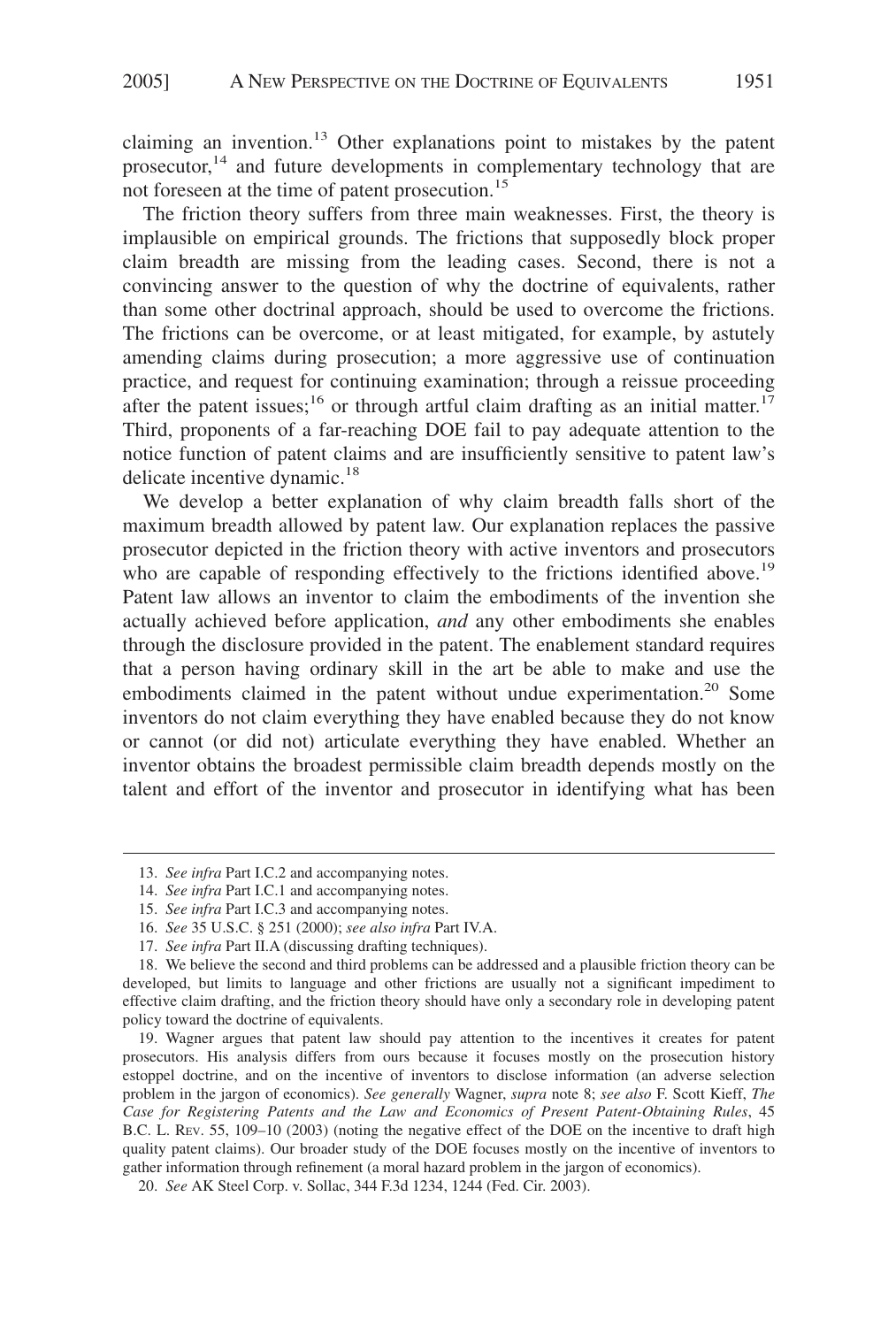claiming an invention.[13] Other explanations point to mistakes by the patent prosecutor,[14] and future developments in complementary technology that are not foreseen at the time of patent prosecution.[15]

The friction theory suffers from three main weaknesses. First, the theory is implausible on empirical grounds. The frictions that supposedly block proper claim breadth are missing from the leading cases. Second, there is not a convincing answer to the question of why the doctrine of equivalents, rather than some other doctrinal approach, should be used to overcome the frictions. The frictions can be overcome, or at least mitigated, for example, by astutely amending claims during prosecution; a more aggressive use of continuation practice, and request for continuing examination; through a reissue proceeding after the patent issues;[16] or through artful claim drafting as an initial matter.[17] Third, proponents of a far-reaching DOE fail to pay adequate attention to the notice function of patent claims and are insufficiently sensitive to patent law's delicate incentive dynamic.[18]

We develop a better explanation of why claim breadth falls short of the maximum breadth allowed by patent law. Our explanation replaces the passive prosecutor depicted in the friction theory with active inventors and prosecutors who are capable of responding effectively to the frictions identified above.[19] Patent law allows an inventor to claim the embodiments of the invention she actually achieved before application, *and* any other embodiments she enables through the disclosure provided in the patent. The enablement standard requires that a person having ordinary skill in the art be able to make and use the embodiments claimed in the patent without undue experimentation.[20] Some inventors do not claim everything they have enabled because they do not know or cannot (or did not) articulate everything they have enabled. Whether an inventor obtains the broadest permissible claim breadth depends mostly on the talent and effort of the inventor and prosecutor in identifying what has been

---

13. *See infra* Part I.C.2 and accompanying notes.

14. *See infra* Part I.C.1 and accompanying notes.

15. *See infra* Part I.C.3 and accompanying notes.

16. *See* 35 U.S.C. § 251 (2000); *see also infra* Part IV.A.

17. *See infra* Part II.A (discussing drafting techniques).

18. We believe the second and third problems can be addressed and a plausible friction theory can be developed, but limits to language and other frictions are usually not a significant impediment to effective claim drafting, and the friction theory should have only a secondary role in developing patent policy toward the doctrine of equivalents.

19. Wagner argues that patent law should pay attention to the incentives it creates for patent prosecutors. His analysis differs from ours because it focuses mostly on the prosecution history estoppel doctrine, and on the incentive of inventors to disclose information (an adverse selection problem in the jargon of economics). *See generally* Wagner, *supra* note 8; *see also* F. Scott Kieff, *The Case for Registering Patents and the Law and Economics of Present Patent-Obtaining Rules*, 45 B.C. L. REV. 55, 109–10 (2003) (noting the negative effect of the DOE on the incentive to draft high quality patent claims). Our broader study of the DOE focuses mostly on the incentive of inventors to gather information through refinement (a moral hazard problem in the jargon of economics).

20. *See* AK Steel Corp. v. Sollac, 344 F.3d 1234, 1244 (Fed. Cir. 2003).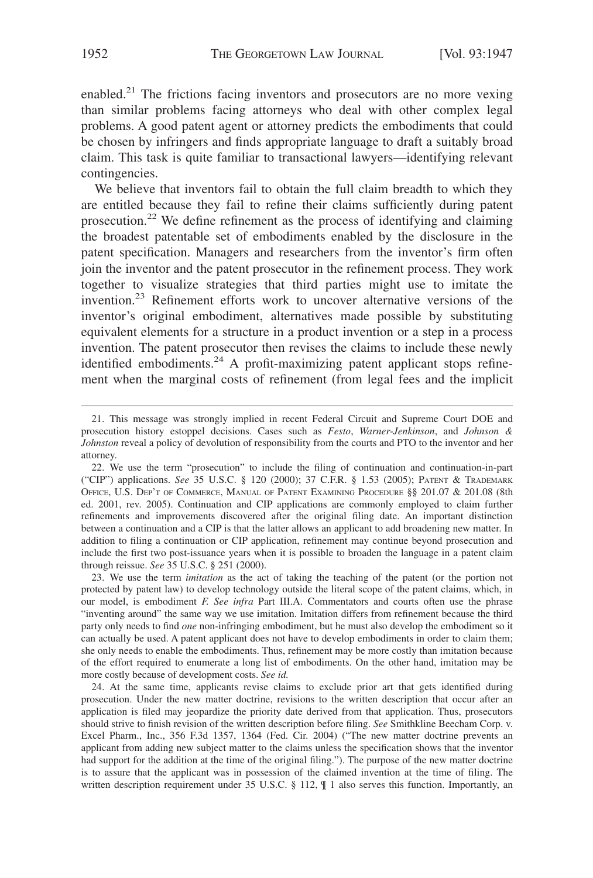enabled.[21] The frictions facing inventors and prosecutors are no more vexing than similar problems facing attorneys who deal with other complex legal problems. A good patent agent or attorney predicts the embodiments that could be chosen by infringers and finds appropriate language to draft a suitably broad claim. This task is quite familiar to transactional lawyers—identifying relevant contingencies.

We believe that inventors fail to obtain the full claim breadth to which they are entitled because they fail to refine their claims sufficiently during patent prosecution.[22] We define refinement as the process of identifying and claiming the broadest patentable set of embodiments enabled by the disclosure in the patent specification. Managers and researchers from the inventor's firm often join the inventor and the patent prosecutor in the refinement process. They work together to visualize strategies that third parties might use to imitate the invention.[23] Refinement efforts work to uncover alternative versions of the inventor's original embodiment, alternatives made possible by substituting equivalent elements for a structure in a product invention or a step in a process invention. The patent prosecutor then revises the claims to include these newly identified embodiments.[24] A profit-maximizing patent applicant stops refinement when the marginal costs of refinement (from legal fees and the implicit

---

21. This message was strongly implied in recent Federal Circuit and Supreme Court DOE and prosecution history estoppel decisions. Cases such as *Festo*, *Warner-Jenkinson*, and *Johnson & Johnston* reveal a policy of devolution of responsibility from the courts and PTO to the inventor and her attorney.

22. We use the term "prosecution" to include the filing of continuation and continuation-in-part ("CIP") applications. *See* 35 U.S.C. § 120 (2000); 37 C.F.R. § 1.53 (2005); PATENT & TRADEMARK OFFICE, U.S. DEP'T OF COMMERCE, MANUAL OF PATENT EXAMINING PROCEDURE §§ 201.07 & 201.08 (8th ed. 2001, rev. 2005). Continuation and CIP applications are commonly employed to claim further refinements and improvements discovered after the original filing date. An important distinction between a continuation and a CIP is that the latter allows an applicant to add broadening new matter. In addition to filing a continuation or CIP application, refinement may continue beyond prosecution and include the first two post-issuance years when it is possible to broaden the language in a patent claim through reissue. *See* 35 U.S.C. § 251 (2000).

23. We use the term *imitation* as the act of taking the teaching of the patent (or the portion not protected by patent law) to develop technology outside the literal scope of the patent claims, which, in our model, is embodiment *F. See infra* Part III.A. Commentators and courts often use the phrase "inventing around" the same way we use imitation. Imitation differs from refinement because the third party only needs to find *one* non-infringing embodiment, but he must also develop the embodiment so it can actually be used. A patent applicant does not have to develop embodiments in order to claim them; she only needs to enable the embodiments. Thus, refinement may be more costly than imitation because of the effort required to enumerate a long list of embodiments. On the other hand, imitation may be more costly because of development costs. *See id.*

24. At the same time, applicants revise claims to exclude prior art that gets identified during prosecution. Under the new matter doctrine, revisions to the written description that occur after an application is filed may jeopardize the priority date derived from that application. Thus, prosecutors should strive to finish revision of the written description before filing. *See* Smithkline Beecham Corp. v. Excel Pharm., Inc., 356 F.3d 1357, 1364 (Fed. Cir. 2004) ("The new matter doctrine prevents an applicant from adding new subject matter to the claims unless the specification shows that the inventor had support for the addition at the time of the original filing."). The purpose of the new matter doctrine is to assure that the applicant was in possession of the claimed invention at the time of filing. The written description requirement under 35 U.S.C. § 112, ¶ 1 also serves this function. Importantly, an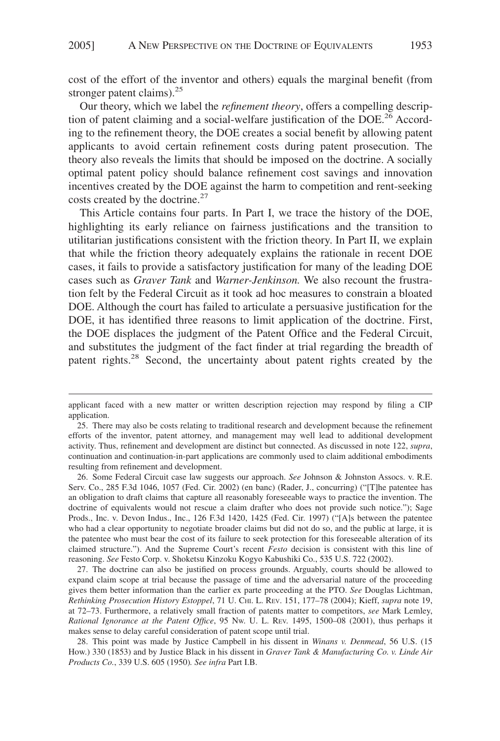cost of the effort of the inventor and others) equals the marginal benefit (from stronger patent claims).[25]

Our theory, which we label the *refinement theory*, offers a compelling description of patent claiming and a social-welfare justification of the DOE.[26] According to the refinement theory, the DOE creates a social benefit by allowing patent applicants to avoid certain refinement costs during patent prosecution. The theory also reveals the limits that should be imposed on the doctrine. A socially optimal patent policy should balance refinement cost savings and innovation incentives created by the DOE against the harm to competition and rent-seeking costs created by the doctrine.[27]

This Article contains four parts. In Part I, we trace the history of the DOE, highlighting its early reliance on fairness justifications and the transition to utilitarian justifications consistent with the friction theory. In Part II, we explain that while the friction theory adequately explains the rationale in recent DOE cases, it fails to provide a satisfactory justification for many of the leading DOE cases such as *Graver Tank* and *Warner-Jenkinson.* We also recount the frustration felt by the Federal Circuit as it took ad hoc measures to constrain a bloated DOE. Although the court has failed to articulate a persuasive justification for the DOE, it has identified three reasons to limit application of the doctrine. First, the DOE displaces the judgment of the Patent Office and the Federal Circuit, and substitutes the judgment of the fact finder at trial regarding the breadth of patent rights.[28] Second, the uncertainty about patent rights created by the

---

applicant faced with a new matter or written description rejection may respond by filing a CIP application.

25. There may also be costs relating to traditional research and development because the refinement efforts of the inventor, patent attorney, and management may well lead to additional development activity. Thus, refinement and development are distinct but connected. As discussed in note 122, *supra*, continuation and continuation-in-part applications are commonly used to claim additional embodiments resulting from refinement and development.

26. Some Federal Circuit case law suggests our approach. *See* Johnson & Johnston Assocs. v. R.E. Serv. Co., 285 F.3d 1046, 1057 (Fed. Cir. 2002) (en banc) (Rader, J., concurring) ("[T]he patentee has an obligation to draft claims that capture all reasonably foreseeable ways to practice the invention. The doctrine of equivalents would not rescue a claim drafter who does not provide such notice."); Sage Prods., Inc. v. Devon Indus., Inc., 126 F.3d 1420, 1425 (Fed. Cir. 1997) ("[A]s between the patentee who had a clear opportunity to negotiate broader claims but did not do so, and the public at large, it is the patentee who must bear the cost of its failure to seek protection for this foreseeable alteration of its claimed structure."). And the Supreme Court's recent *Festo* decision is consistent with this line of reasoning. *See* Festo Corp. v. Shoketsu Kinzoku Kogyo Kabushiki Co., 535 U.S. 722 (2002).

27. The doctrine can also be justified on process grounds. Arguably, courts should be allowed to expand claim scope at trial because the passage of time and the adversarial nature of the proceeding gives them better information than the earlier ex parte proceeding at the PTO. *See* Douglas Lichtman, *Rethinking Prosecution History Estoppel*, 71 U. CHI. L. REV. 151, 177–78 (2004); Kieff, *supra* note 19, at 72–73. Furthermore, a relatively small fraction of patents matter to competitors, *see* Mark Lemley, *Rational Ignorance at the Patent Office*, 95 NW. U. L. REV. 1495, 1500–08 (2001), thus perhaps it makes sense to delay careful consideration of patent scope until trial.

28. This point was made by Justice Campbell in his dissent in *Winans v. Denmead*, 56 U.S. (15 How.) 330 (1853) and by Justice Black in his dissent in *Graver Tank & Manufacturing Co. v. Linde Air Products Co.*, 339 U.S. 605 (1950)*. See infra* Part I.B.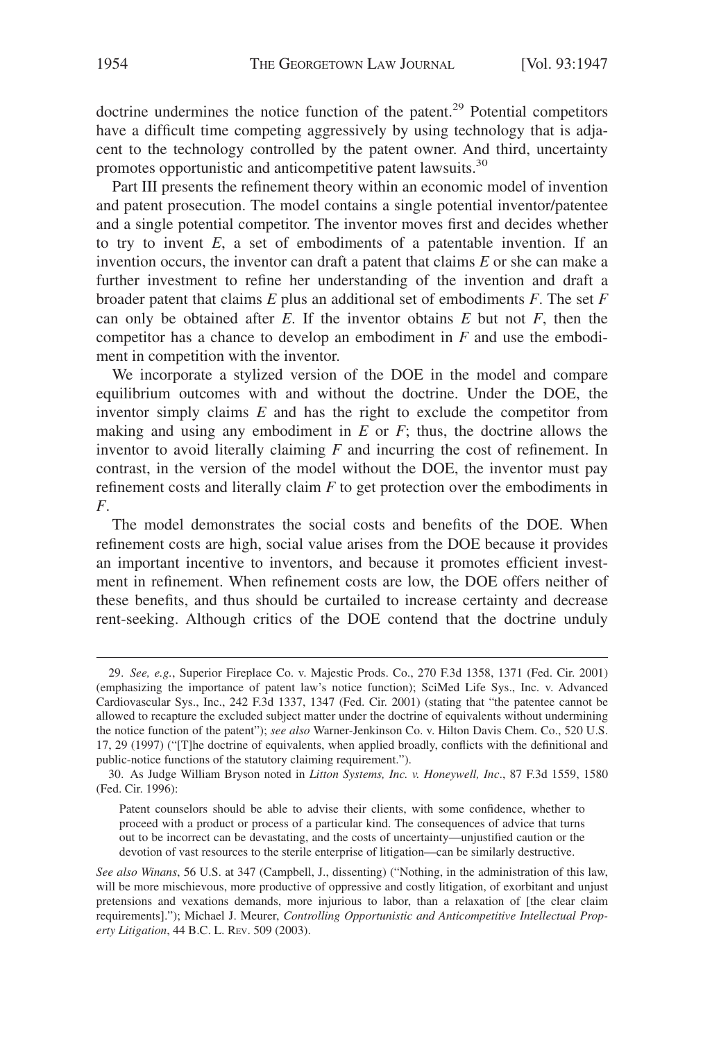doctrine undermines the notice function of the patent.[29] Potential competitors have a difficult time competing aggressively by using technology that is adjacent to the technology controlled by the patent owner. And third, uncertainty promotes opportunistic and anticompetitive patent lawsuits.[30]

Part III presents the refinement theory within an economic model of invention and patent prosecution. The model contains a single potential inventor/patentee and a single potential competitor. The inventor moves first and decides whether to try to invent *E*, a set of embodiments of a patentable invention. If an invention occurs, the inventor can draft a patent that claims *E* or she can make a further investment to refine her understanding of the invention and draft a broader patent that claims *E* plus an additional set of embodiments *F*. The set *F* can only be obtained after *E*. If the inventor obtains *E* but not *F*, then the competitor has a chance to develop an embodiment in *F* and use the embodiment in competition with the inventor.

We incorporate a stylized version of the DOE in the model and compare equilibrium outcomes with and without the doctrine. Under the DOE, the inventor simply claims *E* and has the right to exclude the competitor from making and using any embodiment in *E* or *F*; thus, the doctrine allows the inventor to avoid literally claiming *F* and incurring the cost of refinement. In contrast, in the version of the model without the DOE, the inventor must pay refinement costs and literally claim *F* to get protection over the embodiments in *F*.

The model demonstrates the social costs and benefits of the DOE. When refinement costs are high, social value arises from the DOE because it provides an important incentive to inventors, and because it promotes efficient investment in refinement. When refinement costs are low, the DOE offers neither of these benefits, and thus should be curtailed to increase certainty and decrease rent-seeking. Although critics of the DOE contend that the doctrine unduly

---

29. *See, e.g.*, Superior Fireplace Co. v. Majestic Prods. Co., 270 F.3d 1358, 1371 (Fed. Cir. 2001) (emphasizing the importance of patent law's notice function); SciMed Life Sys., Inc. v. Advanced Cardiovascular Sys., Inc., 242 F.3d 1337, 1347 (Fed. Cir. 2001) (stating that "the patentee cannot be allowed to recapture the excluded subject matter under the doctrine of equivalents without undermining the notice function of the patent"); *see also* Warner-Jenkinson Co. v. Hilton Davis Chem. Co., 520 U.S. 17, 29 (1997) ("[T]he doctrine of equivalents, when applied broadly, conflicts with the definitional and public-notice functions of the statutory claiming requirement.").

30. As Judge William Bryson noted in *Litton Systems, Inc. v. Honeywell, Inc.*, 87 F.3d 1559, 1580 (Fed. Cir. 1996):

> Patent counselors should be able to advise their clients, with some confidence, whether to proceed with a product or process of a particular kind. The consequences of advice that turns out to be incorrect can be devastating, and the costs of uncertainty—unjustified caution or the devotion of vast resources to the sterile enterprise of litigation—can be similarly destructive.

*See also Winans*, 56 U.S. at 347 (Campbell, J., dissenting) ("Nothing, in the administration of this law, will be more mischievous, more productive of oppressive and costly litigation, of exorbitant and unjust pretensions and vexations demands, more injurious to labor, than a relaxation of [the clear claim requirements]."); Michael J. Meurer, *Controlling Opportunistic and Anticompetitive Intellectual Property Litigation*, 44 B.C. L. REV. 509 (2003).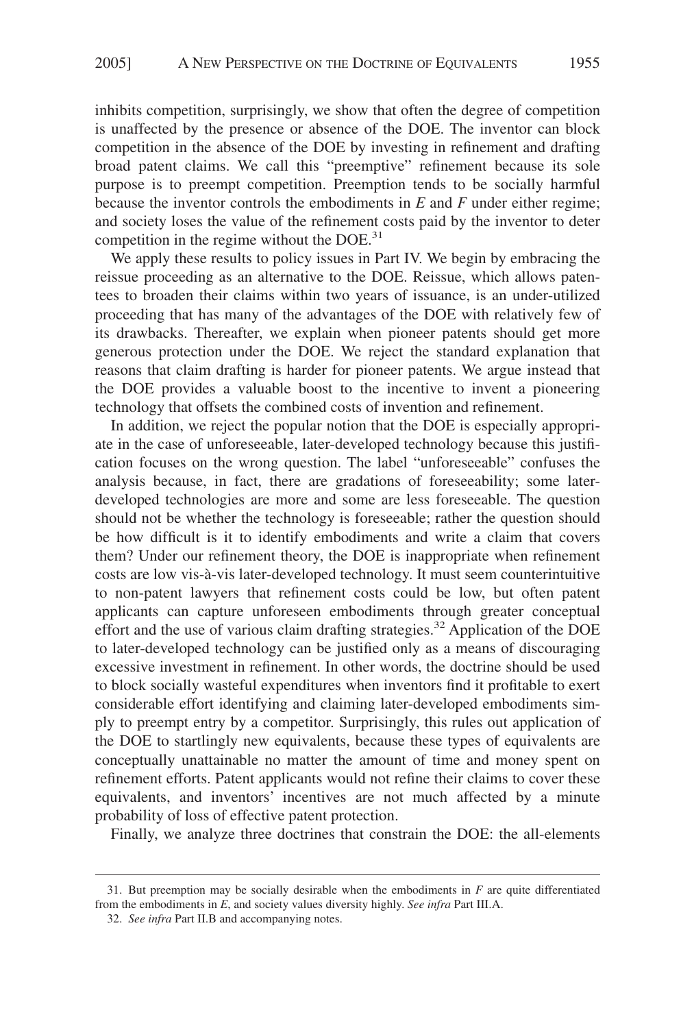inhibits competition, surprisingly, we show that often the degree of competition is unaffected by the presence or absence of the DOE. The inventor can block competition in the absence of the DOE by investing in refinement and drafting broad patent claims. We call this "preemptive" refinement because its sole purpose is to preempt competition. Preemption tends to be socially harmful because the inventor controls the embodiments in *E* and *F* under either regime; and society loses the value of the refinement costs paid by the inventor to deter competition in the regime without the DOE.[31]

We apply these results to policy issues in Part IV. We begin by embracing the reissue proceeding as an alternative to the DOE. Reissue, which allows patentees to broaden their claims within two years of issuance, is an under-utilized proceeding that has many of the advantages of the DOE with relatively few of its drawbacks. Thereafter, we explain when pioneer patents should get more generous protection under the DOE. We reject the standard explanation that reasons that claim drafting is harder for pioneer patents. We argue instead that the DOE provides a valuable boost to the incentive to invent a pioneering technology that offsets the combined costs of invention and refinement.

In addition, we reject the popular notion that the DOE is especially appropriate in the case of unforeseeable, later-developed technology because this justification focuses on the wrong question. The label "unforeseeable" confuses the analysis because, in fact, there are gradations of foreseeability; some later-developed technologies are more and some are less foreseeable. The question should not be whether the technology is foreseeable; rather the question should be how difficult is it to identify embodiments and write a claim that covers them? Under our refinement theory, the DOE is inappropriate when refinement costs are low vis-à-vis later-developed technology. It must seem counterintuitive to non-patent lawyers that refinement costs could be low, but often patent applicants can capture unforeseen embodiments through greater conceptual effort and the use of various claim drafting strategies.[32] Application of the DOE to later-developed technology can be justified only as a means of discouraging excessive investment in refinement. In other words, the doctrine should be used to block socially wasteful expenditures when inventors find it profitable to exert considerable effort identifying and claiming later-developed embodiments simply to preempt entry by a competitor. Surprisingly, this rules out application of the DOE to startlingly new equivalents, because these types of equivalents are conceptually unattainable no matter the amount of time and money spent on refinement efforts. Patent applicants would not refine their claims to cover these equivalents, and inventors' incentives are not much affected by a minute probability of loss of effective patent protection.

Finally, we analyze three doctrines that constrain the DOE: the all-elements

---

31. But preemption may be socially desirable when the embodiments in *F* are quite differentiated from the embodiments in *E*, and society values diversity highly. *See infra* Part III.A.

32. *See infra* Part II.B and accompanying notes.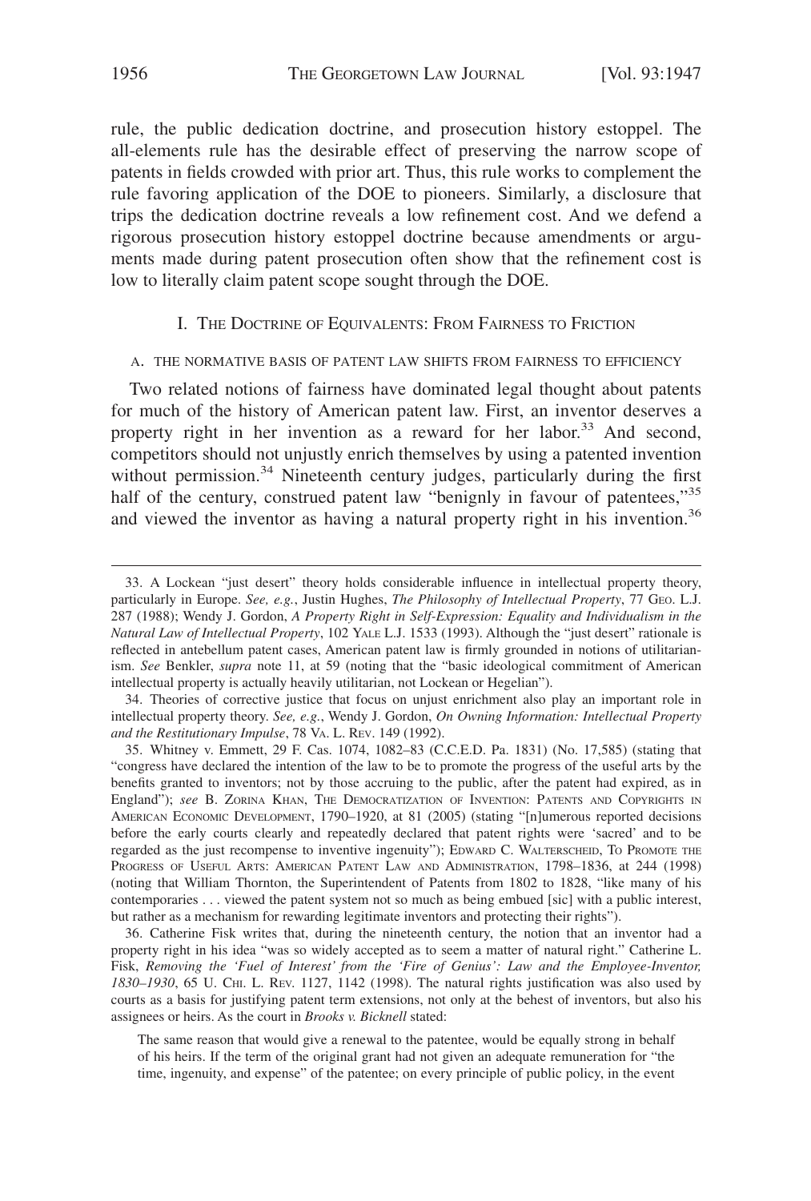rule, the public dedication doctrine, and prosecution history estoppel. The all-elements rule has the desirable effect of preserving the narrow scope of patents in fields crowded with prior art. Thus, this rule works to complement the rule favoring application of the DOE to pioneers. Similarly, a disclosure that trips the dedication doctrine reveals a low refinement cost. And we defend a rigorous prosecution history estoppel doctrine because amendments or arguments made during patent prosecution often show that the refinement cost is low to literally claim patent scope sought through the DOE.

## I. THE DOCTRINE OF EQUIVALENTS: FROM FAIRNESS TO FRICTION

### A. THE NORMATIVE BASIS OF PATENT LAW SHIFTS FROM FAIRNESS TO EFFICIENCY

Two related notions of fairness have dominated legal thought about patents for much of the history of American patent law. First, an inventor deserves a property right in her invention as a reward for her labor.[33] And second, competitors should not unjustly enrich themselves by using a patented invention without permission.[34] Nineteenth century judges, particularly during the first half of the century, construed patent law "benignly in favour of patentees,"[35] and viewed the inventor as having a natural property right in his invention.[36]

---

33. A Lockean "just desert" theory holds considerable influence in intellectual property theory, particularly in Europe. *See, e.g.*, Justin Hughes, *The Philosophy of Intellectual Property*, 77 GEO. L.J. 287 (1988); Wendy J. Gordon, *A Property Right in Self-Expression: Equality and Individualism in the Natural Law of Intellectual Property*, 102 YALE L.J. 1533 (1993). Although the "just desert" rationale is reflected in antebellum patent cases, American patent law is firmly grounded in notions of utilitarianism. *See* Benkler, *supra* note 11, at 59 (noting that the "basic ideological commitment of American intellectual property is actually heavily utilitarian, not Lockean or Hegelian").

34. Theories of corrective justice that focus on unjust enrichment also play an important role in intellectual property theory. *See, e.g.*, Wendy J. Gordon, *On Owning Information: Intellectual Property and the Restitutionary Impulse*, 78 VA. L. REV. 149 (1992).

35. Whitney v. Emmett, 29 F. Cas. 1074, 1082–83 (C.C.E.D. Pa. 1831) (No. 17,585) (stating that "congress have declared the intention of the law to be to promote the progress of the useful arts by the benefits granted to inventors; not by those accruing to the public, after the patent had expired, as in England"); *see* B. ZORINA KHAN, THE DEMOCRATIZATION OF INVENTION: PATENTS AND COPYRIGHTS IN AMERICAN ECONOMIC DEVELOPMENT, 1790–1920, at 81 (2005) (stating "[n]umerous reported decisions before the early courts clearly and repeatedly declared that patent rights were 'sacred' and to be regarded as the just recompense to inventive ingenuity"); EDWARD C. WALTERSCHEID, TO PROMOTE THE PROGRESS OF USEFUL ARTS: AMERICAN PATENT LAW AND ADMINISTRATION, 1798–1836, at 244 (1998) (noting that William Thornton, the Superintendent of Patents from 1802 to 1828, "like many of his contemporaries . . . viewed the patent system not so much as being embued [sic] with a public interest, but rather as a mechanism for rewarding legitimate inventors and protecting their rights").

36. Catherine Fisk writes that, during the nineteenth century, the notion that an inventor had a property right in his idea "was so widely accepted as to seem a matter of natural right." Catherine L. Fisk, *Removing the 'Fuel of Interest' from the 'Fire of Genius': Law and the Employee-Inventor, 1830–1930*, 65 U. CHI. L. REV. 1127, 1142 (1998). The natural rights justification was also used by courts as a basis for justifying patent term extensions, not only at the behest of inventors, but also his assignees or heirs. As the court in *Brooks v. Bicknell* stated:

> The same reason that would give a renewal to the patentee, would be equally strong in behalf of his heirs. If the term of the original grant had not given an adequate remuneration for "the time, ingenuity, and expense" of the patentee; on every principle of public policy, in the event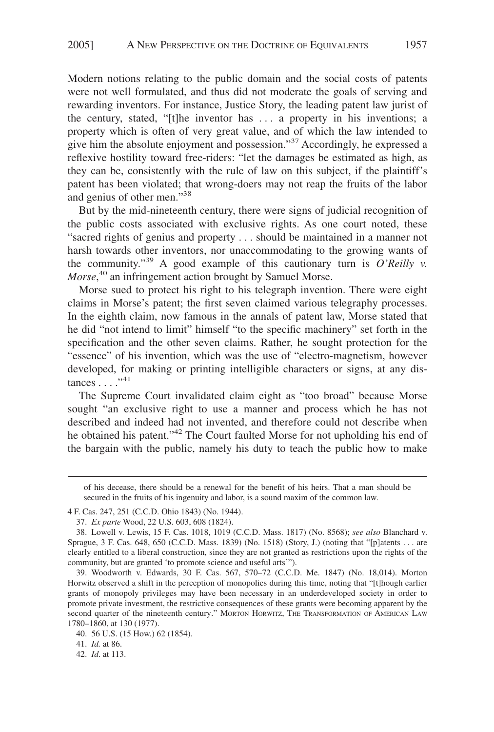Modern notions relating to the public domain and the social costs of patents were not well formulated, and thus did not moderate the goals of serving and rewarding inventors. For instance, Justice Story, the leading patent law jurist of the century, stated, "[t]he inventor has . . . a property in his inventions; a property which is often of very great value, and of which the law intended to give him the absolute enjoyment and possession."[37] Accordingly, he expressed a reflexive hostility toward free-riders: "let the damages be estimated as high, as they can be, consistently with the rule of law on this subject, if the plaintiff's patent has been violated; that wrong-doers may not reap the fruits of the labor and genius of other men."[38]

But by the mid-nineteenth century, there were signs of judicial recognition of the public costs associated with exclusive rights. As one court noted, these "sacred rights of genius and property . . . should be maintained in a manner not harsh towards other inventors, nor unaccommodating to the growing wants of the community."[39] A good example of this cautionary turn is *O'Reilly v. Morse*,[40] an infringement action brought by Samuel Morse.

Morse sued to protect his right to his telegraph invention. There were eight claims in Morse's patent; the first seven claimed various telegraphy processes. In the eighth claim, now famous in the annals of patent law, Morse stated that he did "not intend to limit" himself "to the specific machinery" set forth in the specification and the other seven claims. Rather, he sought protection for the "essence" of his invention, which was the use of "electro-magnetism, however developed, for making or printing intelligible characters or signs, at any distances . . . ."[41]

The Supreme Court invalidated claim eight as "too broad" because Morse sought "an exclusive right to use a manner and process which he has not described and indeed had not invented, and therefore could not describe when he obtained his patent."[42] The Court faulted Morse for not upholding his end of the bargain with the public, namely his duty to teach the public how to make

---

of his decease, there should be a renewal for the benefit of his heirs. That a man should be secured in the fruits of his ingenuity and labor, is a sound maxim of the common law.

4 F. Cas. 247, 251 (C.C.D. Ohio 1843) (No. 1944).

37. *Ex parte* Wood, 22 U.S. 603, 608 (1824).

38. Lowell v. Lewis, 15 F. Cas. 1018, 1019 (C.C.D. Mass. 1817) (No. 8568); *see also* Blanchard v. Sprague, 3 F. Cas. 648, 650 (C.C.D. Mass. 1839) (No. 1518) (Story, J.) (noting that "[p]atents . . . are clearly entitled to a liberal construction, since they are not granted as restrictions upon the rights of the community, but are granted 'to promote science and useful arts'").

39. Woodworth v. Edwards, 30 F. Cas. 567, 570–72 (C.C.D. Me. 1847) (No. 18,014). Morton Horwitz observed a shift in the perception of monopolies during this time, noting that "[t]hough earlier grants of monopoly privileges may have been necessary in an underdeveloped society in order to promote private investment, the restrictive consequences of these grants were becoming apparent by the second quarter of the nineteenth century." MORTON HORWITZ, THE TRANSFORMATION OF AMERICAN LAW 1780–1860, at 130 (1977).

40. 56 U.S. (15 How.) 62 (1854).

41. *Id.* at 86.

42. *Id*. at 113.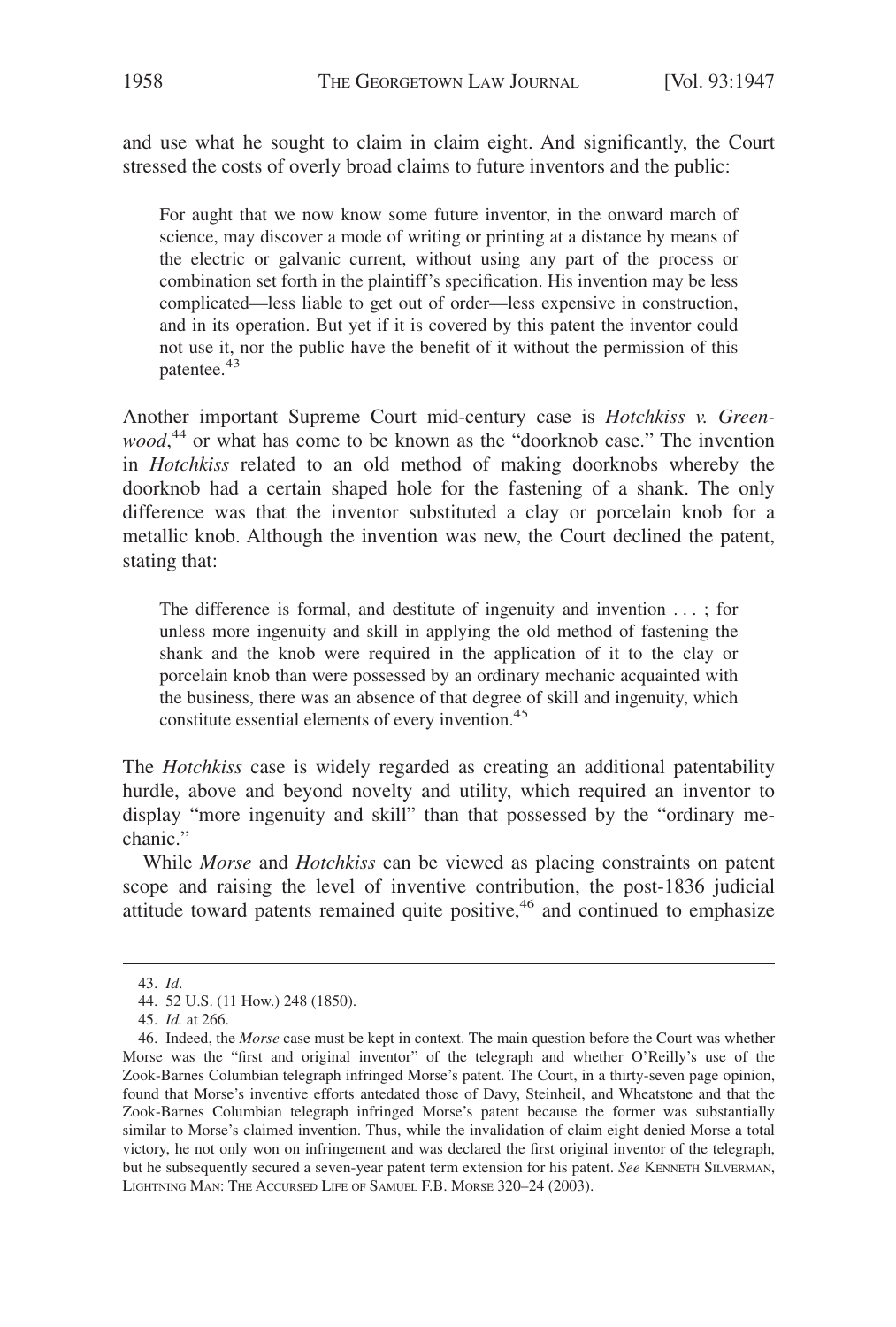and use what he sought to claim in claim eight. And significantly, the Court stressed the costs of overly broad claims to future inventors and the public:

> For aught that we now know some future inventor, in the onward march of science, may discover a mode of writing or printing at a distance by means of the electric or galvanic current, without using any part of the process or combination set forth in the plaintiff's specification. His invention may be less complicated—less liable to get out of order—less expensive in construction, and in its operation. But yet if it is covered by this patent the inventor could not use it, nor the public have the benefit of it without the permission of this patentee.[43]

Another important Supreme Court mid-century case is *Hotchkiss v. Greenwood*,[44] or what has come to be known as the "doorknob case." The invention in *Hotchkiss* related to an old method of making doorknobs whereby the doorknob had a certain shaped hole for the fastening of a shank. The only difference was that the inventor substituted a clay or porcelain knob for a metallic knob. Although the invention was new, the Court declined the patent, stating that:

> The difference is formal, and destitute of ingenuity and invention . . . ; for unless more ingenuity and skill in applying the old method of fastening the shank and the knob were required in the application of it to the clay or porcelain knob than were possessed by an ordinary mechanic acquainted with the business, there was an absence of that degree of skill and ingenuity, which constitute essential elements of every invention.[45]

The *Hotchkiss* case is widely regarded as creating an additional patentability hurdle, above and beyond novelty and utility, which required an inventor to display "more ingenuity and skill" than that possessed by the "ordinary mechanic."

While *Morse* and *Hotchkiss* can be viewed as placing constraints on patent scope and raising the level of inventive contribution, the post-1836 judicial attitude toward patents remained quite positive,[46] and continued to emphasize

---

43. *Id*.

44. 52 U.S. (11 How.) 248 (1850).

45. *Id.* at 266.

46. Indeed, the *Morse* case must be kept in context. The main question before the Court was whether Morse was the "first and original inventor" of the telegraph and whether O'Reilly's use of the Zook-Barnes Columbian telegraph infringed Morse's patent. The Court, in a thirty-seven page opinion, found that Morse's inventive efforts antedated those of Davy, Steinheil, and Wheatstone and that the Zook-Barnes Columbian telegraph infringed Morse's patent because the former was substantially similar to Morse's claimed invention. Thus, while the invalidation of claim eight denied Morse a total victory, he not only won on infringement and was declared the first original inventor of the telegraph, but he subsequently secured a seven-year patent term extension for his patent. *See* KENNETH SILVERMAN, LIGHTNING MAN: THE ACCURSED LIFE OF SAMUEL F.B. MORSE 320–24 (2003).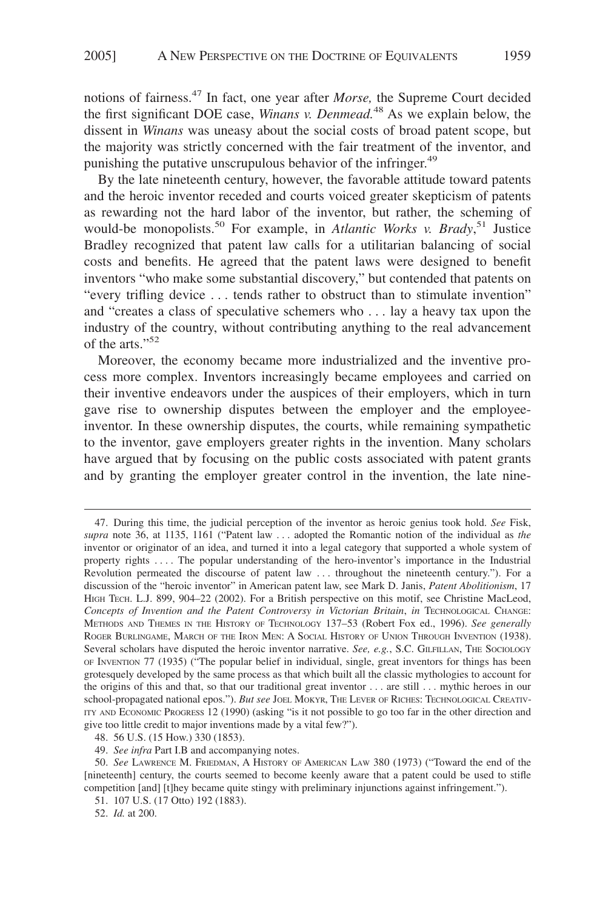notions of fairness.[47] In fact, one year after *Morse,* the Supreme Court decided the first significant DOE case, *Winans v. Denmead.*[48] As we explain below, the dissent in *Winans* was uneasy about the social costs of broad patent scope, but the majority was strictly concerned with the fair treatment of the inventor, and punishing the putative unscrupulous behavior of the infringer.[49]

By the late nineteenth century, however, the favorable attitude toward patents and the heroic inventor receded and courts voiced greater skepticism of patents as rewarding not the hard labor of the inventor, but rather, the scheming of would-be monopolists.[50] For example, in *Atlantic Works v. Brady*,[51] Justice Bradley recognized that patent law calls for a utilitarian balancing of social costs and benefits. He agreed that the patent laws were designed to benefit inventors "who make some substantial discovery," but contended that patents on "every trifling device . . . tends rather to obstruct than to stimulate invention" and "creates a class of speculative schemers who . . . lay a heavy tax upon the industry of the country, without contributing anything to the real advancement of the arts."[52]

Moreover, the economy became more industrialized and the inventive process more complex. Inventors increasingly became employees and carried on their inventive endeavors under the auspices of their employers, which in turn gave rise to ownership disputes between the employer and the employee-inventor. In these ownership disputes, the courts, while remaining sympathetic to the inventor, gave employers greater rights in the invention. Many scholars have argued that by focusing on the public costs associated with patent grants and by granting the employer greater control in the invention, the late nine-

---

47. During this time, the judicial perception of the inventor as heroic genius took hold. *See* Fisk, *supra* note 36, at 1135, 1161 ("Patent law . . . adopted the Romantic notion of the individual as *the* inventor or originator of an idea, and turned it into a legal category that supported a whole system of property rights . . . . The popular understanding of the hero-inventor's importance in the Industrial Revolution permeated the discourse of patent law . . . throughout the nineteenth century."). For a discussion of the "heroic inventor" in American patent law, see Mark D. Janis, *Patent Abolitionism*, 17 HIGH TECH. L.J. 899, 904–22 (2002). For a British perspective on this motif, see Christine MacLeod, *Concepts of Invention and the Patent Controversy in Victorian Britain*, *in* TECHNOLOGICAL CHANGE: METHODS AND THEMES IN THE HISTORY OF TECHNOLOGY 137–53 (Robert Fox ed., 1996). *See generally* ROGER BURLINGAME, MARCH OF THE IRON MEN: A SOCIAL HISTORY OF UNION THROUGH INVENTION (1938). Several scholars have disputed the heroic inventor narrative. *See, e.g.*, S.C. GILFILLAN, THE SOCIOLOGY OF INVENTION 77 (1935) ("The popular belief in individual, single, great inventors for things has been grotesquely developed by the same process as that which built all the classic mythologies to account for the origins of this and that, so that our traditional great inventor . . . are still . . . mythic heroes in our school-propagated national epos."). *But see* JOEL MOKYR, THE LEVER OF RICHES: TECHNOLOGICAL CREATIVITY AND ECONOMIC PROGRESS 12 (1990) (asking "is it not possible to go too far in the other direction and give too little credit to major inventions made by a vital few?").

48. 56 U.S. (15 How.) 330 (1853).

49. *See infra* Part I.B and accompanying notes.

50. *See* LAWRENCE M. FRIEDMAN, A HISTORY OF AMERICAN LAW 380 (1973) ("Toward the end of the [nineteenth] century, the courts seemed to become keenly aware that a patent could be used to stifle competition [and] [t]hey became quite stingy with preliminary injunctions against infringement.").

51. 107 U.S. (17 Otto) 192 (1883).

52. *Id.* at 200.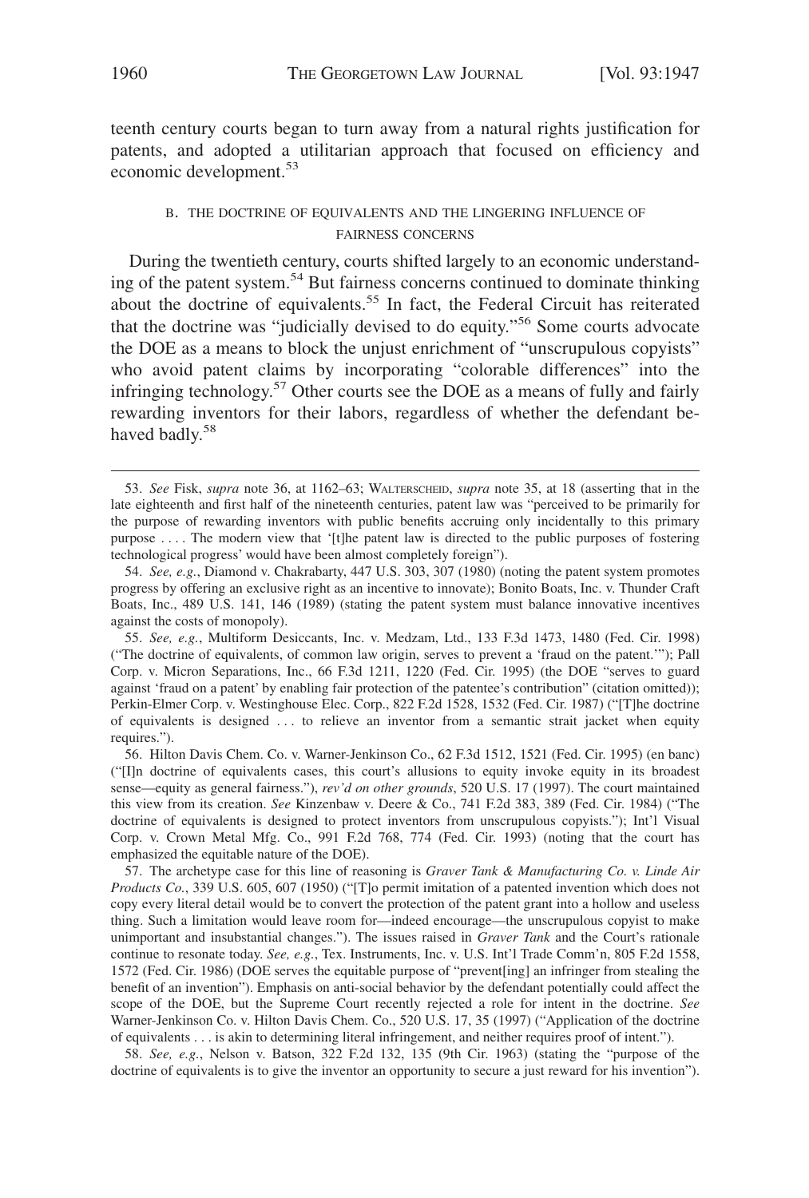teenth century courts began to turn away from a natural rights justification for patents, and adopted a utilitarian approach that focused on efficiency and economic development.[53]

### B. THE DOCTRINE OF EQUIVALENTS AND THE LINGERING INFLUENCE OF FAIRNESS CONCERNS

During the twentieth century, courts shifted largely to an economic understanding of the patent system.[54] But fairness concerns continued to dominate thinking about the doctrine of equivalents.[55] In fact, the Federal Circuit has reiterated that the doctrine was "judicially devised to do equity."[56] Some courts advocate the DOE as a means to block the unjust enrichment of "unscrupulous copyists" who avoid patent claims by incorporating "colorable differences" into the infringing technology.[57] Other courts see the DOE as a means of fully and fairly rewarding inventors for their labors, regardless of whether the defendant behaved badly.[58]

---

53. *See* Fisk, *supra* note 36, at 1162–63; WALTERSCHEID, *supra* note 35, at 18 (asserting that in the late eighteenth and first half of the nineteenth centuries, patent law was "perceived to be primarily for the purpose of rewarding inventors with public benefits accruing only incidentally to this primary purpose . . . . The modern view that '[t]he patent law is directed to the public purposes of fostering technological progress' would have been almost completely foreign").

54. *See, e.g.*, Diamond v. Chakrabarty, 447 U.S. 303, 307 (1980) (noting the patent system promotes progress by offering an exclusive right as an incentive to innovate); Bonito Boats, Inc. v. Thunder Craft Boats, Inc., 489 U.S. 141, 146 (1989) (stating the patent system must balance innovative incentives against the costs of monopoly).

55. *See, e.g.*, Multiform Desiccants, Inc. v. Medzam, Ltd., 133 F.3d 1473, 1480 (Fed. Cir. 1998) ("The doctrine of equivalents, of common law origin, serves to prevent a 'fraud on the patent.'"); Pall Corp. v. Micron Separations, Inc., 66 F.3d 1211, 1220 (Fed. Cir. 1995) (the DOE "serves to guard against 'fraud on a patent' by enabling fair protection of the patentee's contribution" (citation omitted)); Perkin-Elmer Corp. v. Westinghouse Elec. Corp., 822 F.2d 1528, 1532 (Fed. Cir. 1987) ("[T]he doctrine of equivalents is designed . . . to relieve an inventor from a semantic strait jacket when equity requires.").

56. Hilton Davis Chem. Co. v. Warner-Jenkinson Co., 62 F.3d 1512, 1521 (Fed. Cir. 1995) (en banc) ("[I]n doctrine of equivalents cases, this court's allusions to equity invoke equity in its broadest sense—equity as general fairness."), *rev'd on other grounds*, 520 U.S. 17 (1997). The court maintained this view from its creation. *See* Kinzenbaw v. Deere & Co., 741 F.2d 383, 389 (Fed. Cir. 1984) ("The doctrine of equivalents is designed to protect inventors from unscrupulous copyists."); Int'l Visual Corp. v. Crown Metal Mfg. Co., 991 F.2d 768, 774 (Fed. Cir. 1993) (noting that the court has emphasized the equitable nature of the DOE).

57. The archetype case for this line of reasoning is *Graver Tank & Manufacturing Co. v. Linde Air Products Co.*, 339 U.S. 605, 607 (1950) ("[T]o permit imitation of a patented invention which does not copy every literal detail would be to convert the protection of the patent grant into a hollow and useless thing. Such a limitation would leave room for—indeed encourage—the unscrupulous copyist to make unimportant and insubstantial changes."). The issues raised in *Graver Tank* and the Court's rationale continue to resonate today. *See, e.g.*, Tex. Instruments, Inc. v. U.S. Int'l Trade Comm'n, 805 F.2d 1558, 1572 (Fed. Cir. 1986) (DOE serves the equitable purpose of "prevent[ing] an infringer from stealing the benefit of an invention"). Emphasis on anti-social behavior by the defendant potentially could affect the scope of the DOE, but the Supreme Court recently rejected a role for intent in the doctrine. *See* Warner-Jenkinson Co. v. Hilton Davis Chem. Co., 520 U.S. 17, 35 (1997) ("Application of the doctrine of equivalents . . . is akin to determining literal infringement, and neither requires proof of intent.").

58. *See, e.g.*, Nelson v. Batson, 322 F.2d 132, 135 (9th Cir. 1963) (stating the "purpose of the doctrine of equivalents is to give the inventor an opportunity to secure a just reward for his invention").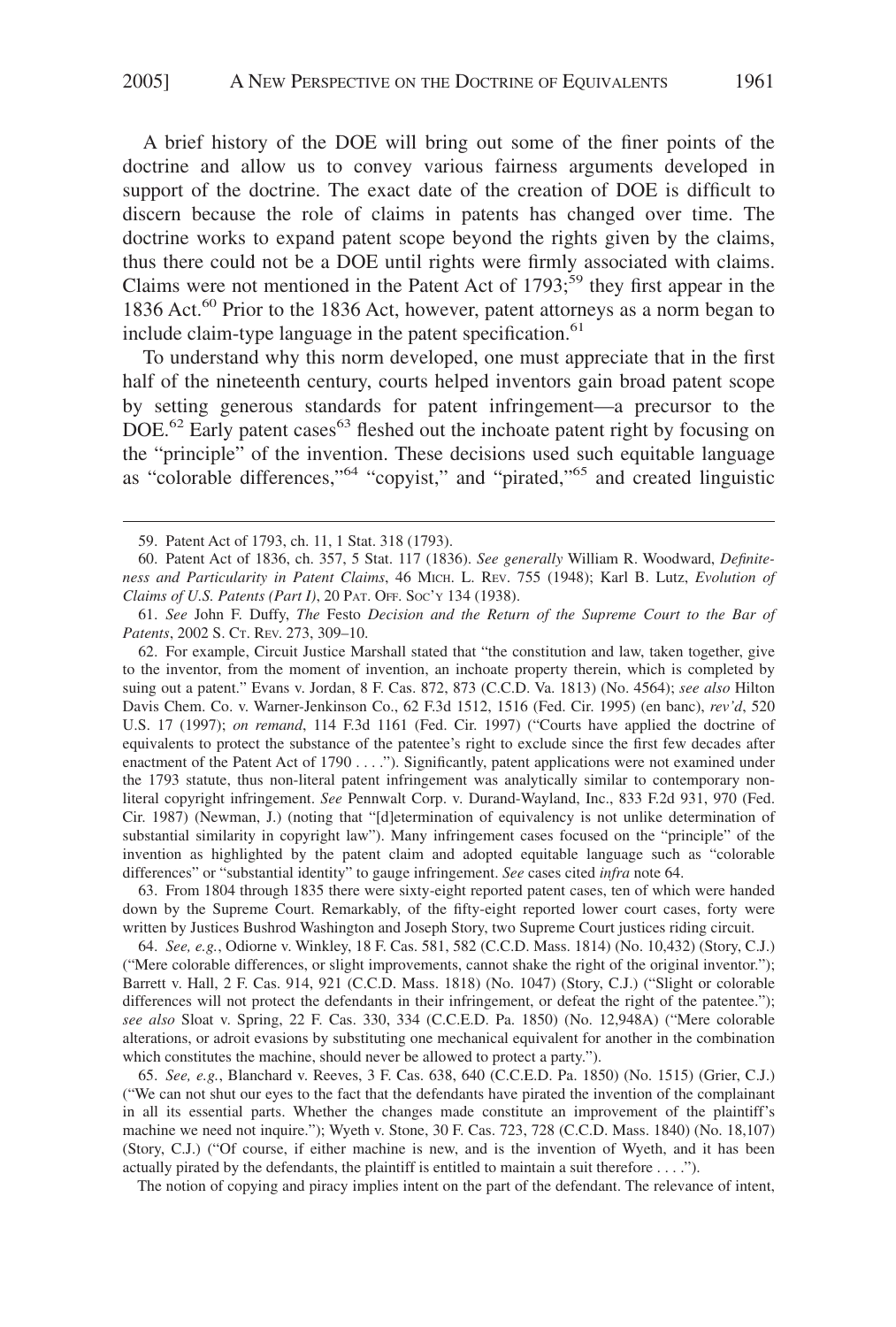A brief history of the DOE will bring out some of the finer points of the doctrine and allow us to convey various fairness arguments developed in support of the doctrine. The exact date of the creation of DOE is difficult to discern because the role of claims in patents has changed over time. The doctrine works to expand patent scope beyond the rights given by the claims, thus there could not be a DOE until rights were firmly associated with claims. Claims were not mentioned in the Patent Act of 1793;[59] they first appear in the 1836 Act.[60] Prior to the 1836 Act, however, patent attorneys as a norm began to include claim-type language in the patent specification.[61]

To understand why this norm developed, one must appreciate that in the first half of the nineteenth century, courts helped inventors gain broad patent scope by setting generous standards for patent infringement—a precursor to the DOE.[62] Early patent cases[63] fleshed out the inchoate patent right by focusing on the "principle" of the invention. These decisions used such equitable language as "colorable differences,"[64] "copyist," and "pirated,"[65] and created linguistic

---

59. Patent Act of 1793, ch. 11, 1 Stat. 318 (1793).

60. Patent Act of 1836, ch. 357, 5 Stat. 117 (1836). *See generally* William R. Woodward, *Definiteness and Particularity in Patent Claims*, 46 MICH. L. REV. 755 (1948); Karl B. Lutz, *Evolution of Claims of U.S. Patents (Part I)*, 20 PAT. OFF. SOC'Y 134 (1938).

61. *See* John F. Duffy, *The* Festo *Decision and the Return of the Supreme Court to the Bar of Patents*, 2002 S. CT. REV. 273, 309–10.

62. For example, Circuit Justice Marshall stated that "the constitution and law, taken together, give to the inventor, from the moment of invention, an inchoate property therein, which is completed by suing out a patent." Evans v. Jordan, 8 F. Cas. 872, 873 (C.C.D. Va. 1813) (No. 4564); *see also* Hilton Davis Chem. Co. v. Warner-Jenkinson Co., 62 F.3d 1512, 1516 (Fed. Cir. 1995) (en banc), *rev'd*, 520 U.S. 17 (1997); *on remand*, 114 F.3d 1161 (Fed. Cir. 1997) ("Courts have applied the doctrine of equivalents to protect the substance of the patentee's right to exclude since the first few decades after enactment of the Patent Act of 1790 . . . ."). Significantly, patent applications were not examined under the 1793 statute, thus non-literal patent infringement was analytically similar to contemporary non-literal copyright infringement. *See* Pennwalt Corp. v. Durand-Wayland, Inc., 833 F.2d 931, 970 (Fed. Cir. 1987) (Newman, J.) (noting that "[d]etermination of equivalency is not unlike determination of substantial similarity in copyright law"). Many infringement cases focused on the "principle" of the invention as highlighted by the patent claim and adopted equitable language such as "colorable differences" or "substantial identity" to gauge infringement. *See* cases cited *infra* note 64.

63. From 1804 through 1835 there were sixty-eight reported patent cases, ten of which were handed down by the Supreme Court. Remarkably, of the fifty-eight reported lower court cases, forty were written by Justices Bushrod Washington and Joseph Story, two Supreme Court justices riding circuit.

64. *See, e.g.*, Odiorne v. Winkley, 18 F. Cas. 581, 582 (C.C.D. Mass. 1814) (No. 10,432) (Story, C.J.) ("Mere colorable differences, or slight improvements, cannot shake the right of the original inventor."); Barrett v. Hall, 2 F. Cas. 914, 921 (C.C.D. Mass. 1818) (No. 1047) (Story, C.J.) ("Slight or colorable differences will not protect the defendants in their infringement, or defeat the right of the patentee."); *see also* Sloat v. Spring, 22 F. Cas. 330, 334 (C.C.E.D. Pa. 1850) (No. 12,948A) ("Mere colorable alterations, or adroit evasions by substituting one mechanical equivalent for another in the combination which constitutes the machine, should never be allowed to protect a party.").

65. *See, e.g.*, Blanchard v. Reeves, 3 F. Cas. 638, 640 (C.C.E.D. Pa. 1850) (No. 1515) (Grier, C.J.) ("We can not shut our eyes to the fact that the defendants have pirated the invention of the complainant in all its essential parts. Whether the changes made constitute an improvement of the plaintiff's machine we need not inquire."); Wyeth v. Stone, 30 F. Cas. 723, 728 (C.C.D. Mass. 1840) (No. 18,107) (Story, C.J.) ("Of course, if either machine is new, and is the invention of Wyeth, and it has been actually pirated by the defendants, the plaintiff is entitled to maintain a suit therefore . . . .").

The notion of copying and piracy implies intent on the part of the defendant. The relevance of intent,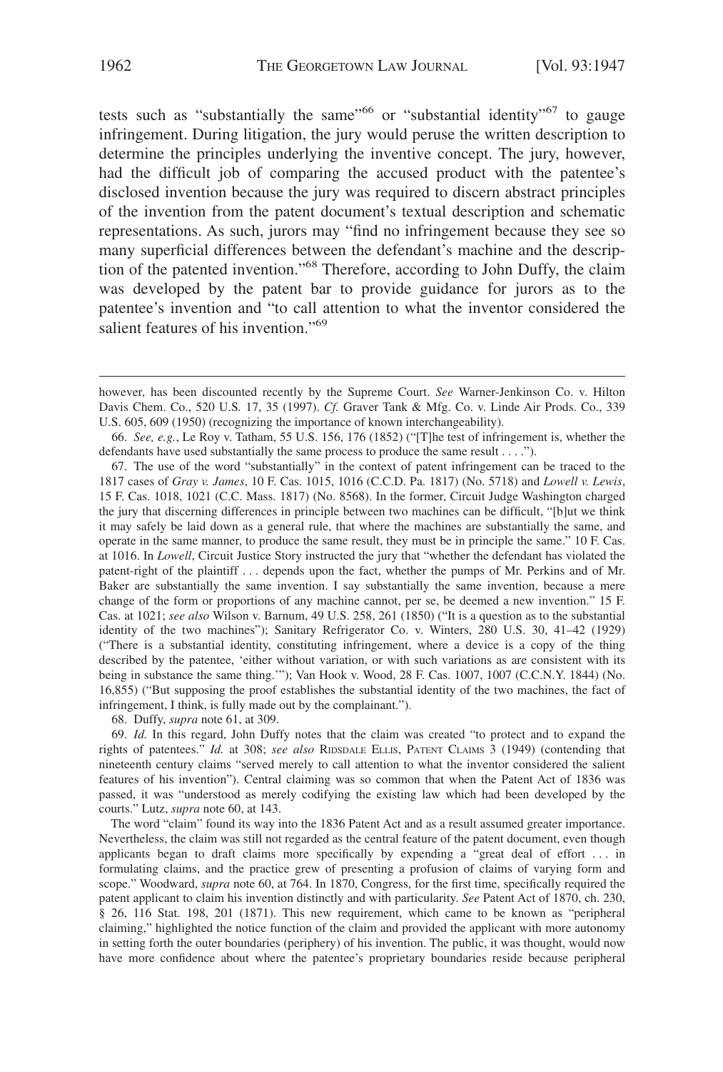tests such as "substantially the same"[66] or "substantial identity"[67] to gauge infringement. During litigation, the jury would peruse the written description to determine the principles underlying the inventive concept. The jury, however, had the difficult job of comparing the accused product with the patentee's disclosed invention because the jury was required to discern abstract principles of the invention from the patent document's textual description and schematic representations. As such, jurors may "find no infringement because they see so many superficial differences between the defendant's machine and the description of the patented invention."[68] Therefore, according to John Duffy, the claim was developed by the patent bar to provide guidance for jurors as to the patentee's invention and "to call attention to what the inventor considered the salient features of his invention."[69]

---

however, has been discounted recently by the Supreme Court. *See* Warner-Jenkinson Co. v. Hilton Davis Chem. Co., 520 U.S. 17, 35 (1997). *Cf.* Graver Tank & Mfg. Co. v. Linde Air Prods. Co., 339 U.S. 605, 609 (1950) (recognizing the importance of known interchangeability).

66. *See, e.g.*, Le Roy v. Tatham, 55 U.S. 156, 176 (1852) ("[T]he test of infringement is, whether the defendants have used substantially the same process to produce the same result . . . .").

67. The use of the word "substantially" in the context of patent infringement can be traced to the 1817 cases of *Gray v. James*, 10 F. Cas. 1015, 1016 (C.C.D. Pa. 1817) (No. 5718) and *Lowell v. Lewis*, 15 F. Cas. 1018, 1021 (C.C. Mass. 1817) (No. 8568). In the former, Circuit Judge Washington charged the jury that discerning differences in principle between two machines can be difficult, "[b]ut we think it may safely be laid down as a general rule, that where the machines are substantially the same, and operate in the same manner, to produce the same result, they must be in principle the same." 10 F. Cas. at 1016. In *Lowell*, Circuit Justice Story instructed the jury that "whether the defendant has violated the patent-right of the plaintiff . . . depends upon the fact, whether the pumps of Mr. Perkins and of Mr. Baker are substantially the same invention. I say substantially the same invention, because a mere change of the form or proportions of any machine cannot, per se, be deemed a new invention." 15 F. Cas. at 1021; *see also* Wilson v. Barnum, 49 U.S. 258, 261 (1850) ("It is a question as to the substantial identity of the two machines"); Sanitary Refrigerator Co. v. Winters, 280 U.S. 30, 41–42 (1929) ("There is a substantial identity, constituting infringement, where a device is a copy of the thing described by the patentee, 'either without variation, or with such variations as are consistent with its being in substance the same thing.'"); Van Hook v. Wood, 28 F. Cas. 1007, 1007 (C.C.N.Y. 1844) (No. 16,855) ("But supposing the proof establishes the substantial identity of the two machines, the fact of infringement, I think, is fully made out by the complainant.").

68. Duffy, *supra* note 61, at 309.

69. *Id.* In this regard, John Duffy notes that the claim was created "to protect and to expand the rights of patentees." *Id.* at 308; *see also* RIDSDALE ELLIS, PATENT CLAIMS 3 (1949) (contending that nineteenth century claims "served merely to call attention to what the inventor considered the salient features of his invention"). Central claiming was so common that when the Patent Act of 1836 was passed, it was "understood as merely codifying the existing law which had been developed by the courts." Lutz, *supra* note 60, at 143.

The word "claim" found its way into the 1836 Patent Act and as a result assumed greater importance. Nevertheless, the claim was still not regarded as the central feature of the patent document, even though applicants began to draft claims more specifically by expending a "great deal of effort . . . in formulating claims, and the practice grew of presenting a profusion of claims of varying form and scope." Woodward, *supra* note 60, at 764. In 1870, Congress, for the first time, specifically required the patent applicant to claim his invention distinctly and with particularity. *See* Patent Act of 1870, ch. 230, § 26, 116 Stat. 198, 201 (1871). This new requirement, which came to be known as "peripheral claiming," highlighted the notice function of the claim and provided the applicant with more autonomy in setting forth the outer boundaries (periphery) of his invention. The public, it was thought, would now have more confidence about where the patentee's proprietary boundaries reside because peripheral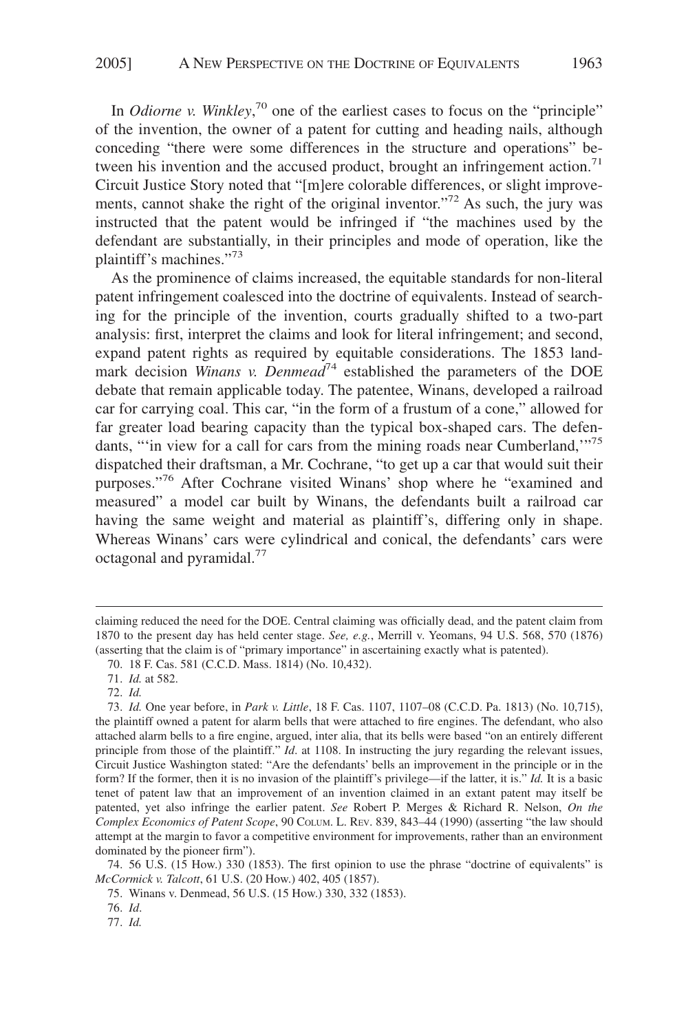In *Odiorne v. Winkley*,[70] one of the earliest cases to focus on the "principle" of the invention, the owner of a patent for cutting and heading nails, although conceding "there were some differences in the structure and operations" between his invention and the accused product, brought an infringement action.[71] Circuit Justice Story noted that "[m]ere colorable differences, or slight improvements, cannot shake the right of the original inventor."[72] As such, the jury was instructed that the patent would be infringed if "the machines used by the defendant are substantially, in their principles and mode of operation, like the plaintiff's machines."[73]

As the prominence of claims increased, the equitable standards for non-literal patent infringement coalesced into the doctrine of equivalents. Instead of searching for the principle of the invention, courts gradually shifted to a two-part analysis: first, interpret the claims and look for literal infringement; and second, expand patent rights as required by equitable considerations. The 1853 landmark decision *Winans v. Denmead*[74] established the parameters of the DOE debate that remain applicable today. The patentee, Winans, developed a railroad car for carrying coal. This car, "in the form of a frustum of a cone," allowed for far greater load bearing capacity than the typical box-shaped cars. The defendants, "'in view for a call for cars from the mining roads near Cumberland,'"[75] dispatched their draftsman, a Mr. Cochrane, "to get up a car that would suit their purposes."[76] After Cochrane visited Winans' shop where he "examined and measured" a model car built by Winans, the defendants built a railroad car having the same weight and material as plaintiff's, differing only in shape. Whereas Winans' cars were cylindrical and conical, the defendants' cars were octagonal and pyramidal.[77]

---

claiming reduced the need for the DOE. Central claiming was officially dead, and the patent claim from 1870 to the present day has held center stage. *See, e.g.*, Merrill v. Yeomans, 94 U.S. 568, 570 (1876) (asserting that the claim is of "primary importance" in ascertaining exactly what is patented).

70. 18 F. Cas. 581 (C.C.D. Mass. 1814) (No. 10,432).

71. *Id.* at 582.

72. *Id.*

73. *Id.* One year before, in *Park v. Little*, 18 F. Cas. 1107, 1107–08 (C.C.D. Pa. 1813) (No. 10,715), the plaintiff owned a patent for alarm bells that were attached to fire engines. The defendant, who also attached alarm bells to a fire engine, argued, inter alia, that its bells were based "on an entirely different principle from those of the plaintiff." *Id*. at 1108. In instructing the jury regarding the relevant issues, Circuit Justice Washington stated: "Are the defendants' bells an improvement in the principle or in the form? If the former, then it is no invasion of the plaintiff's privilege—if the latter, it is." *Id.* It is a basic tenet of patent law that an improvement of an invention claimed in an extant patent may itself be patented, yet also infringe the earlier patent. *See* Robert P. Merges & Richard R. Nelson, *On the Complex Economics of Patent Scope*, 90 COLUM. L. REV. 839, 843–44 (1990) (asserting "the law should attempt at the margin to favor a competitive environment for improvements, rather than an environment dominated by the pioneer firm").

74. 56 U.S. (15 How.) 330 (1853). The first opinion to use the phrase "doctrine of equivalents" is *McCormick v. Talcott*, 61 U.S. (20 How.) 402, 405 (1857).

75. Winans v. Denmead, 56 U.S. (15 How.) 330, 332 (1853).

76. *Id*.

77. *Id.*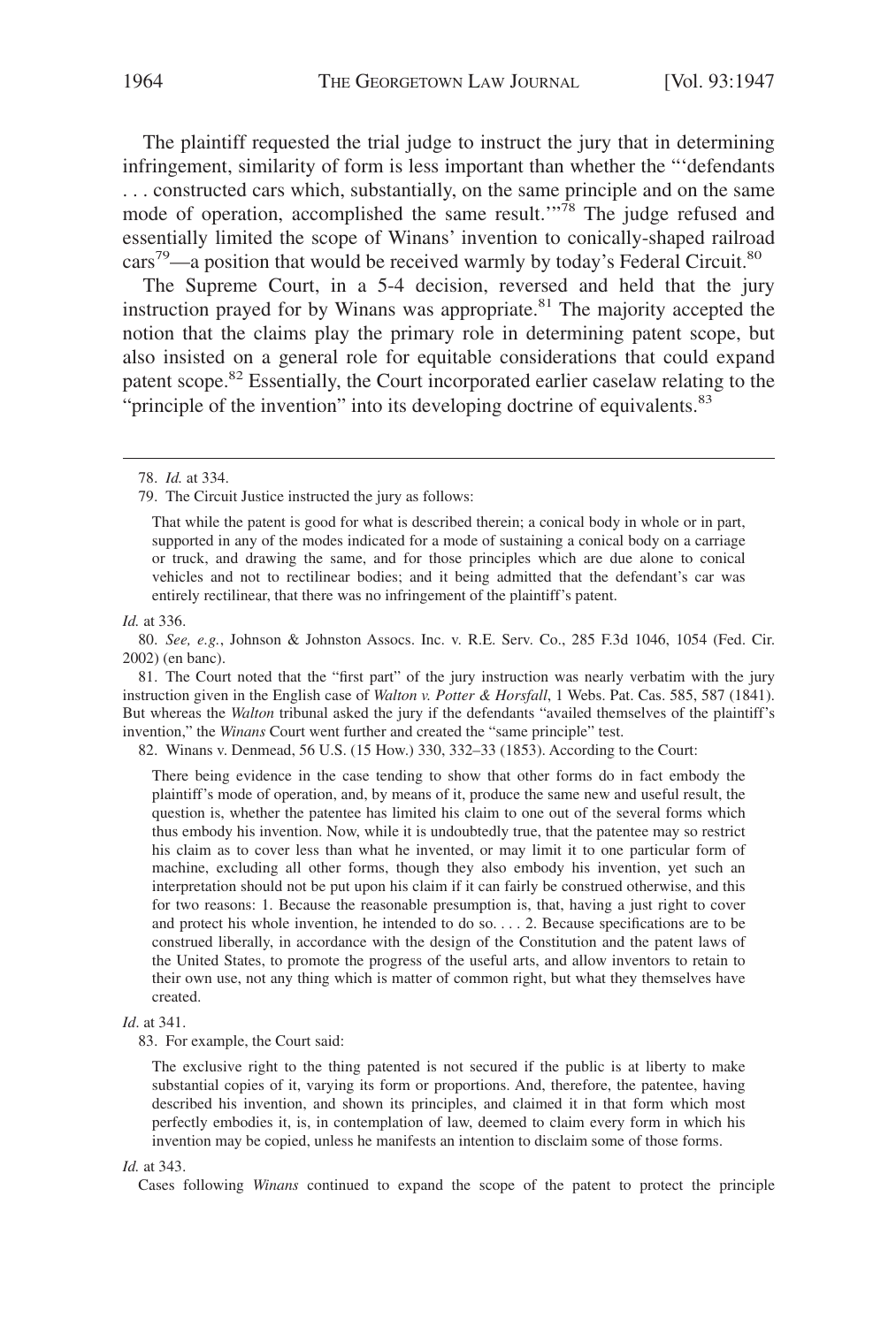The plaintiff requested the trial judge to instruct the jury that in determining infringement, similarity of form is less important than whether the "'defendants . . . constructed cars which, substantially, on the same principle and on the same mode of operation, accomplished the same result.'"[78] The judge refused and essentially limited the scope of Winans' invention to conically-shaped railroad cars[79]—a position that would be received warmly by today's Federal Circuit.[80]

The Supreme Court, in a 5-4 decision, reversed and held that the jury instruction prayed for by Winans was appropriate.[81] The majority accepted the notion that the claims play the primary role in determining patent scope, but also insisted on a general role for equitable considerations that could expand patent scope.[82] Essentially, the Court incorporated earlier caselaw relating to the "principle of the invention" into its developing doctrine of equivalents.[83]

---

78. *Id.* at 334.

79. The Circuit Justice instructed the jury as follows:

> That while the patent is good for what is described therein; a conical body in whole or in part, supported in any of the modes indicated for a mode of sustaining a conical body on a carriage or truck, and drawing the same, and for those principles which are due alone to conical vehicles and not to rectilinear bodies; and it being admitted that the defendant's car was entirely rectilinear, that there was no infringement of the plaintiff's patent.

*Id.* at 336.

80. *See, e.g.*, Johnson & Johnston Assocs. Inc. v. R.E. Serv. Co., 285 F.3d 1046, 1054 (Fed. Cir. 2002) (en banc).

81. The Court noted that the "first part" of the jury instruction was nearly verbatim with the jury instruction given in the English case of *Walton v. Potter & Horsfall*, 1 Webs. Pat. Cas. 585, 587 (1841). But whereas the *Walton* tribunal asked the jury if the defendants "availed themselves of the plaintiff's invention," the *Winans* Court went further and created the "same principle" test.

82. Winans v. Denmead, 56 U.S. (15 How.) 330, 332–33 (1853). According to the Court:

> There being evidence in the case tending to show that other forms do in fact embody the plaintiff's mode of operation, and, by means of it, produce the same new and useful result, the question is, whether the patentee has limited his claim to one out of the several forms which thus embody his invention. Now, while it is undoubtedly true, that the patentee may so restrict his claim as to cover less than what he invented, or may limit it to one particular form of machine, excluding all other forms, though they also embody his invention, yet such an interpretation should not be put upon his claim if it can fairly be construed otherwise, and this for two reasons: 1. Because the reasonable presumption is, that, having a just right to cover and protect his whole invention, he intended to do so. . . . 2. Because specifications are to be construed liberally, in accordance with the design of the Constitution and the patent laws of the United States, to promote the progress of the useful arts, and allow inventors to retain to their own use, not any thing which is matter of common right, but what they themselves have created.

*Id*. at 341.

83. For example, the Court said:

> The exclusive right to the thing patented is not secured if the public is at liberty to make substantial copies of it, varying its form or proportions. And, therefore, the patentee, having described his invention, and shown its principles, and claimed it in that form which most perfectly embodies it, is, in contemplation of law, deemed to claim every form in which his invention may be copied, unless he manifests an intention to disclaim some of those forms.

*Id.* at 343.

Cases following *Winans* continued to expand the scope of the patent to protect the principle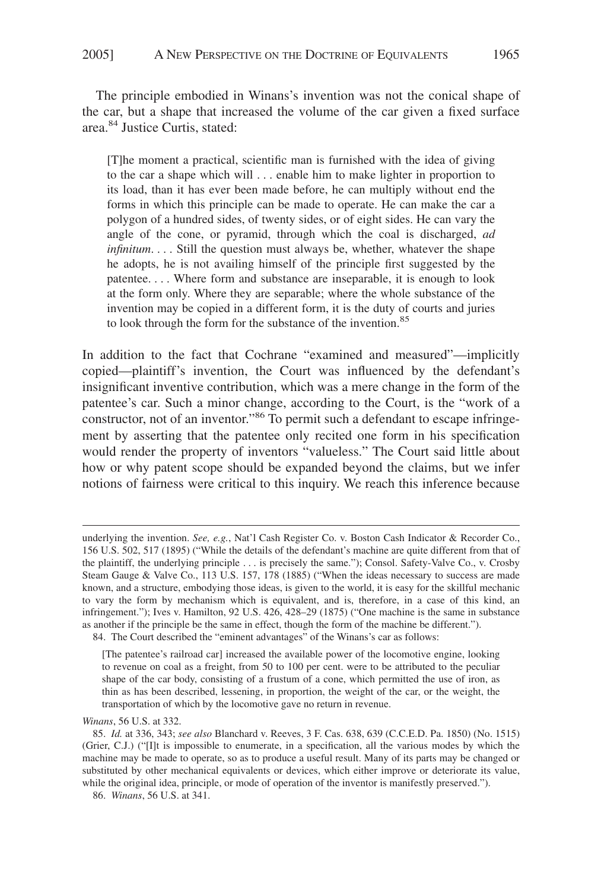The principle embodied in Winans's invention was not the conical shape of the car, but a shape that increased the volume of the car given a fixed surface area.[84] Justice Curtis, stated:

> [T]he moment a practical, scientific man is furnished with the idea of giving to the car a shape which will . . . enable him to make lighter in proportion to its load, than it has ever been made before, he can multiply without end the forms in which this principle can be made to operate. He can make the car a polygon of a hundred sides, of twenty sides, or of eight sides. He can vary the angle of the cone, or pyramid, through which the coal is discharged, *ad infinitum*. . . . Still the question must always be, whether, whatever the shape he adopts, he is not availing himself of the principle first suggested by the patentee. . . . Where form and substance are inseparable, it is enough to look at the form only. Where they are separable; where the whole substance of the invention may be copied in a different form, it is the duty of courts and juries to look through the form for the substance of the invention.[85]

In addition to the fact that Cochrane "examined and measured"—implicitly copied—plaintiff's invention, the Court was influenced by the defendant's insignificant inventive contribution, which was a mere change in the form of the patentee's car. Such a minor change, according to the Court, is the "work of a constructor, not of an inventor."[86] To permit such a defendant to escape infringement by asserting that the patentee only recited one form in his specification would render the property of inventors "valueless." The Court said little about how or why patent scope should be expanded beyond the claims, but we infer notions of fairness were critical to this inquiry. We reach this inference because

---

underlying the invention. *See, e.g.*, Nat'l Cash Register Co. v. Boston Cash Indicator & Recorder Co., 156 U.S. 502, 517 (1895) ("While the details of the defendant's machine are quite different from that of the plaintiff, the underlying principle . . . is precisely the same."); Consol. Safety-Valve Co., v. Crosby Steam Gauge & Valve Co., 113 U.S. 157, 178 (1885) ("When the ideas necessary to success are made known, and a structure, embodying those ideas, is given to the world, it is easy for the skillful mechanic to vary the form by mechanism which is equivalent, and is, therefore, in a case of this kind, an infringement."); Ives v. Hamilton, 92 U.S. 426, 428–29 (1875) ("One machine is the same in substance as another if the principle be the same in effect, though the form of the machine be different.").

84. The Court described the "eminent advantages" of the Winans's car as follows:

> [The patentee's railroad car] increased the available power of the locomotive engine, looking to revenue on coal as a freight, from 50 to 100 per cent. were to be attributed to the peculiar shape of the car body, consisting of a frustum of a cone, which permitted the use of iron, as thin as has been described, lessening, in proportion, the weight of the car, or the weight, the transportation of which by the locomotive gave no return in revenue.

*Winans*, 56 U.S. at 332.

85. *Id.* at 336, 343; *see also* Blanchard v. Reeves, 3 F. Cas. 638, 639 (C.C.E.D. Pa. 1850) (No. 1515) (Grier, C.J.) ("[I]t is impossible to enumerate, in a specification, all the various modes by which the machine may be made to operate, so as to produce a useful result. Many of its parts may be changed or substituted by other mechanical equivalents or devices, which either improve or deteriorate its value, while the original idea, principle, or mode of operation of the inventor is manifestly preserved.").

86. *Winans*, 56 U.S. at 341.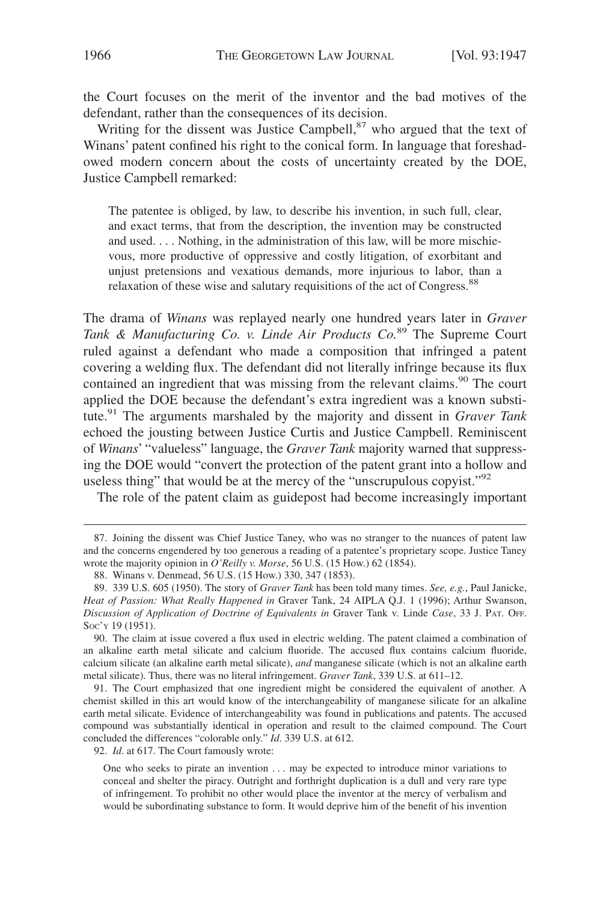the Court focuses on the merit of the inventor and the bad motives of the defendant, rather than the consequences of its decision.

Writing for the dissent was Justice Campbell,[87] who argued that the text of Winans' patent confined his right to the conical form. In language that foreshadowed modern concern about the costs of uncertainty created by the DOE, Justice Campbell remarked:

> The patentee is obliged, by law, to describe his invention, in such full, clear, and exact terms, that from the description, the invention may be constructed and used. . . . Nothing, in the administration of this law, will be more mischievous, more productive of oppressive and costly litigation, of exorbitant and unjust pretensions and vexatious demands, more injurious to labor, than a relaxation of these wise and salutary requisitions of the act of Congress.[88]

The drama of *Winans* was replayed nearly one hundred years later in *Graver Tank & Manufacturing Co. v. Linde Air Products Co.*[89] The Supreme Court ruled against a defendant who made a composition that infringed a patent covering a welding flux. The defendant did not literally infringe because its flux contained an ingredient that was missing from the relevant claims.[90] The court applied the DOE because the defendant's extra ingredient was a known substitute.[91] The arguments marshaled by the majority and dissent in *Graver Tank* echoed the jousting between Justice Curtis and Justice Campbell. Reminiscent of *Winans*' "valueless" language, the *Graver Tank* majority warned that suppressing the DOE would "convert the protection of the patent grant into a hollow and useless thing" that would be at the mercy of the "unscrupulous copyist."[92]

The role of the patent claim as guidepost had become increasingly important

---

87. Joining the dissent was Chief Justice Taney, who was no stranger to the nuances of patent law and the concerns engendered by too generous a reading of a patentee's proprietary scope. Justice Taney wrote the majority opinion in *O'Reilly v. Morse*, 56 U.S. (15 How.) 62 (1854).

88. Winans v. Denmead, 56 U.S. (15 How.) 330, 347 (1853).

89. 339 U.S. 605 (1950). The story of *Graver Tank* has been told many times. *See, e.g.*, Paul Janicke, *Heat of Passion: What Really Happened in* Graver Tank, 24 AIPLA Q.J. 1 (1996); Arthur Swanson, *Discussion of Application of Doctrine of Equivalents in* Graver Tank v. Linde *Case*, 33 J. PAT. OFF. SOC'Y 19 (1951).

90. The claim at issue covered a flux used in electric welding. The patent claimed a combination of an alkaline earth metal silicate and calcium fluoride. The accused flux contains calcium fluoride, calcium silicate (an alkaline earth metal silicate), *and* manganese silicate (which is not an alkaline earth metal silicate). Thus, there was no literal infringement. *Graver Tank*, 339 U.S. at 611–12.

91. The Court emphasized that one ingredient might be considered the equivalent of another. A chemist skilled in this art would know of the interchangeability of manganese silicate for an alkaline earth metal silicate. Evidence of interchangeability was found in publications and patents. The accused compound was substantially identical in operation and result to the claimed compound. The Court concluded the differences "colorable only." *Id.* 339 U.S. at 612.

92. *Id*. at 617. The Court famously wrote:

> One who seeks to pirate an invention . . . may be expected to introduce minor variations to conceal and shelter the piracy. Outright and forthright duplication is a dull and very rare type of infringement. To prohibit no other would place the inventor at the mercy of verbalism and would be subordinating substance to form. It would deprive him of the benefit of his invention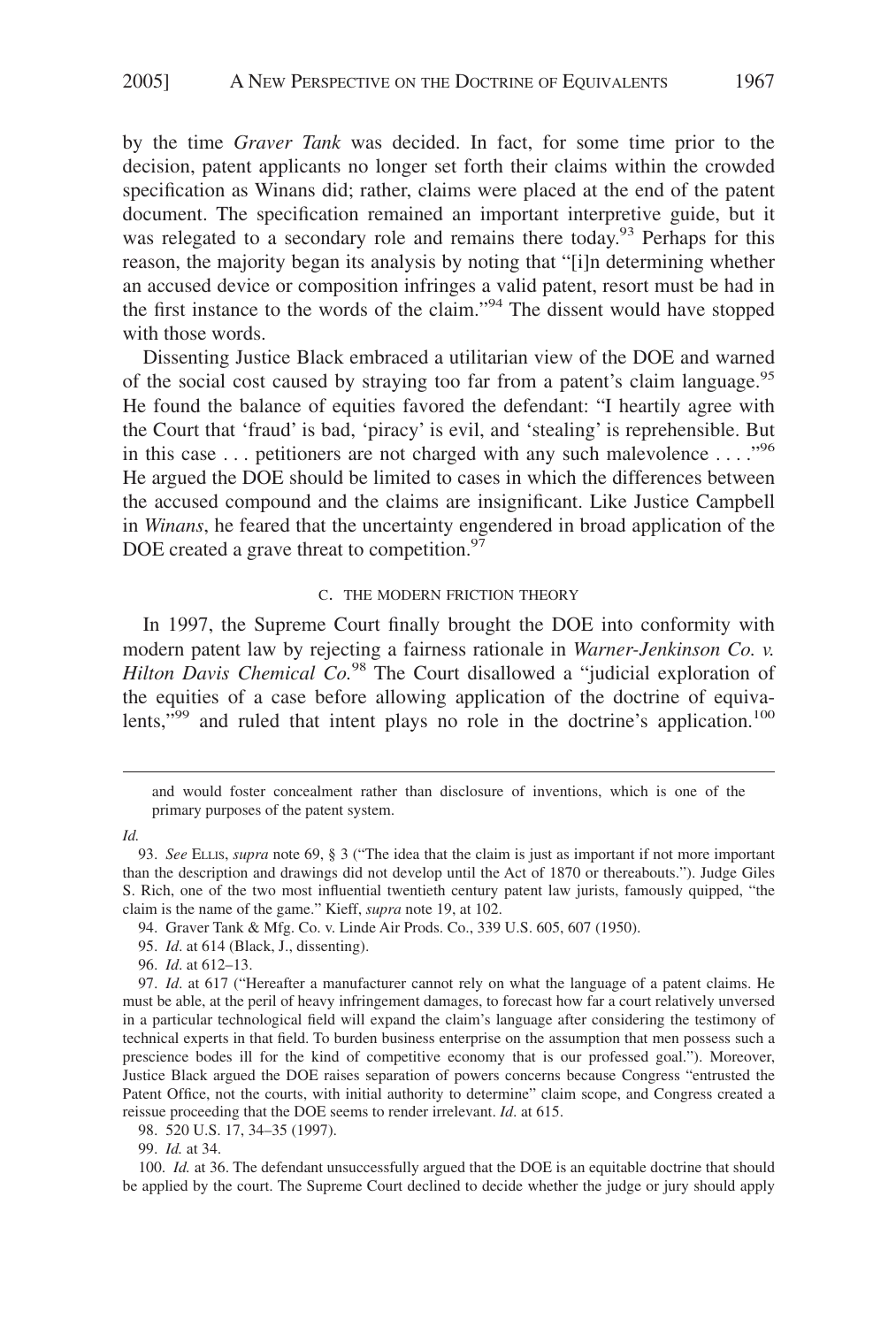by the time *Graver Tank* was decided. In fact, for some time prior to the decision, patent applicants no longer set forth their claims within the crowded specification as Winans did; rather, claims were placed at the end of the patent document. The specification remained an important interpretive guide, but it was relegated to a secondary role and remains there today.[93] Perhaps for this reason, the majority began its analysis by noting that "[i]n determining whether an accused device or composition infringes a valid patent, resort must be had in the first instance to the words of the claim."[94] The dissent would have stopped with those words.

Dissenting Justice Black embraced a utilitarian view of the DOE and warned of the social cost caused by straying too far from a patent's claim language.[95] He found the balance of equities favored the defendant: "I heartily agree with the Court that 'fraud' is bad, 'piracy' is evil, and 'stealing' is reprehensible. But in this case . . . petitioners are not charged with any such malevolence . . . ."[96] He argued the DOE should be limited to cases in which the differences between the accused compound and the claims are insignificant. Like Justice Campbell in *Winans*, he feared that the uncertainty engendered in broad application of the DOE created a grave threat to competition.[97]

### C. THE MODERN FRICTION THEORY

In 1997, the Supreme Court finally brought the DOE into conformity with modern patent law by rejecting a fairness rationale in *Warner-Jenkinson Co. v. Hilton Davis Chemical Co.*[98] The Court disallowed a "judicial exploration of the equities of a case before allowing application of the doctrine of equivalents,"[99] and ruled that intent plays no role in the doctrine's application.[100]

---

and would foster concealment rather than disclosure of inventions, which is one of the primary purposes of the patent system.

*Id.*

93. *See* ELLIS, *supra* note 69, § 3 ("The idea that the claim is just as important if not more important than the description and drawings did not develop until the Act of 1870 or thereabouts."). Judge Giles S. Rich, one of the two most influential twentieth century patent law jurists, famously quipped, "the claim is the name of the game." Kieff, *supra* note 19, at 102.

94. Graver Tank & Mfg. Co. v. Linde Air Prods. Co., 339 U.S. 605, 607 (1950).

95. *Id*. at 614 (Black, J., dissenting).

96. *Id*. at 612–13.

97. *Id*. at 617 ("Hereafter a manufacturer cannot rely on what the language of a patent claims. He must be able, at the peril of heavy infringement damages, to forecast how far a court relatively unversed in a particular technological field will expand the claim's language after considering the testimony of technical experts in that field. To burden business enterprise on the assumption that men possess such a prescience bodes ill for the kind of competitive economy that is our professed goal."). Moreover, Justice Black argued the DOE raises separation of powers concerns because Congress "entrusted the Patent Office, not the courts, with initial authority to determine" claim scope, and Congress created a reissue proceeding that the DOE seems to render irrelevant. *Id*. at 615.

98. 520 U.S. 17, 34–35 (1997).

99. *Id.* at 34.

100. *Id.* at 36. The defendant unsuccessfully argued that the DOE is an equitable doctrine that should be applied by the court. The Supreme Court declined to decide whether the judge or jury should apply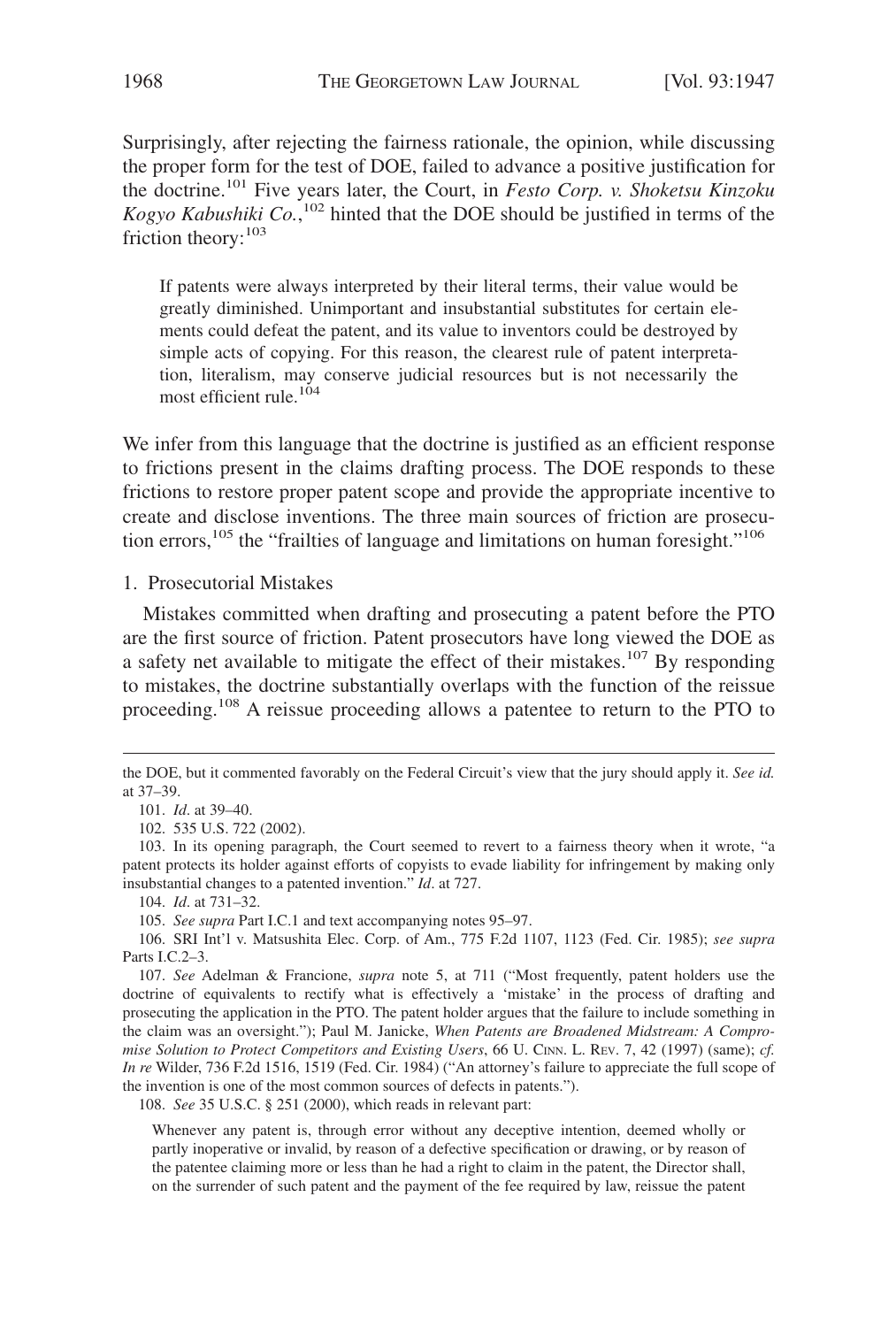Surprisingly, after rejecting the fairness rationale, the opinion, while discussing the proper form for the test of DOE, failed to advance a positive justification for the doctrine.[101] Five years later, the Court, in *Festo Corp. v. Shoketsu Kinzoku Kogyo Kabushiki Co.*,[102] hinted that the DOE should be justified in terms of the friction theory:[103]

> If patents were always interpreted by their literal terms, their value would be greatly diminished. Unimportant and insubstantial substitutes for certain elements could defeat the patent, and its value to inventors could be destroyed by simple acts of copying. For this reason, the clearest rule of patent interpretation, literalism, may conserve judicial resources but is not necessarily the most efficient rule.[104]

We infer from this language that the doctrine is justified as an efficient response to frictions present in the claims drafting process. The DOE responds to these frictions to restore proper patent scope and provide the appropriate incentive to create and disclose inventions. The three main sources of friction are prosecution errors,[105] the "frailties of language and limitations on human foresight."[106]

### 1. Prosecutorial Mistakes

Mistakes committed when drafting and prosecuting a patent before the PTO are the first source of friction. Patent prosecutors have long viewed the DOE as a safety net available to mitigate the effect of their mistakes.[107] By responding to mistakes, the doctrine substantially overlaps with the function of the reissue proceeding.[108] A reissue proceeding allows a patentee to return to the PTO to

---

the DOE, but it commented favorably on the Federal Circuit's view that the jury should apply it. *See id.* at 37–39.

101. *Id*. at 39–40.

102. 535 U.S. 722 (2002).

103. In its opening paragraph, the Court seemed to revert to a fairness theory when it wrote, "a patent protects its holder against efforts of copyists to evade liability for infringement by making only insubstantial changes to a patented invention." *Id*. at 727.

104. *Id*. at 731–32.

105. *See supra* Part I.C.1 and text accompanying notes 95–97.

106. SRI Int'l v. Matsushita Elec. Corp. of Am., 775 F.2d 1107, 1123 (Fed. Cir. 1985); *see supra* Parts I.C.2–3.

107. *See* Adelman & Francione, *supra* note 5, at 711 ("Most frequently, patent holders use the doctrine of equivalents to rectify what is effectively a 'mistake' in the process of drafting and prosecuting the application in the PTO. The patent holder argues that the failure to include something in the claim was an oversight."); Paul M. Janicke, *When Patents are Broadened Midstream: A Compromise Solution to Protect Competitors and Existing Users*, 66 U. CINN. L. REV. 7, 42 (1997) (same); *cf. In re* Wilder, 736 F.2d 1516, 1519 (Fed. Cir. 1984) ("An attorney's failure to appreciate the full scope of the invention is one of the most common sources of defects in patents.").

108. *See* 35 U.S.C. § 251 (2000), which reads in relevant part:

> Whenever any patent is, through error without any deceptive intention, deemed wholly or partly inoperative or invalid, by reason of a defective specification or drawing, or by reason of the patentee claiming more or less than he had a right to claim in the patent, the Director shall, on the surrender of such patent and the payment of the fee required by law, reissue the patent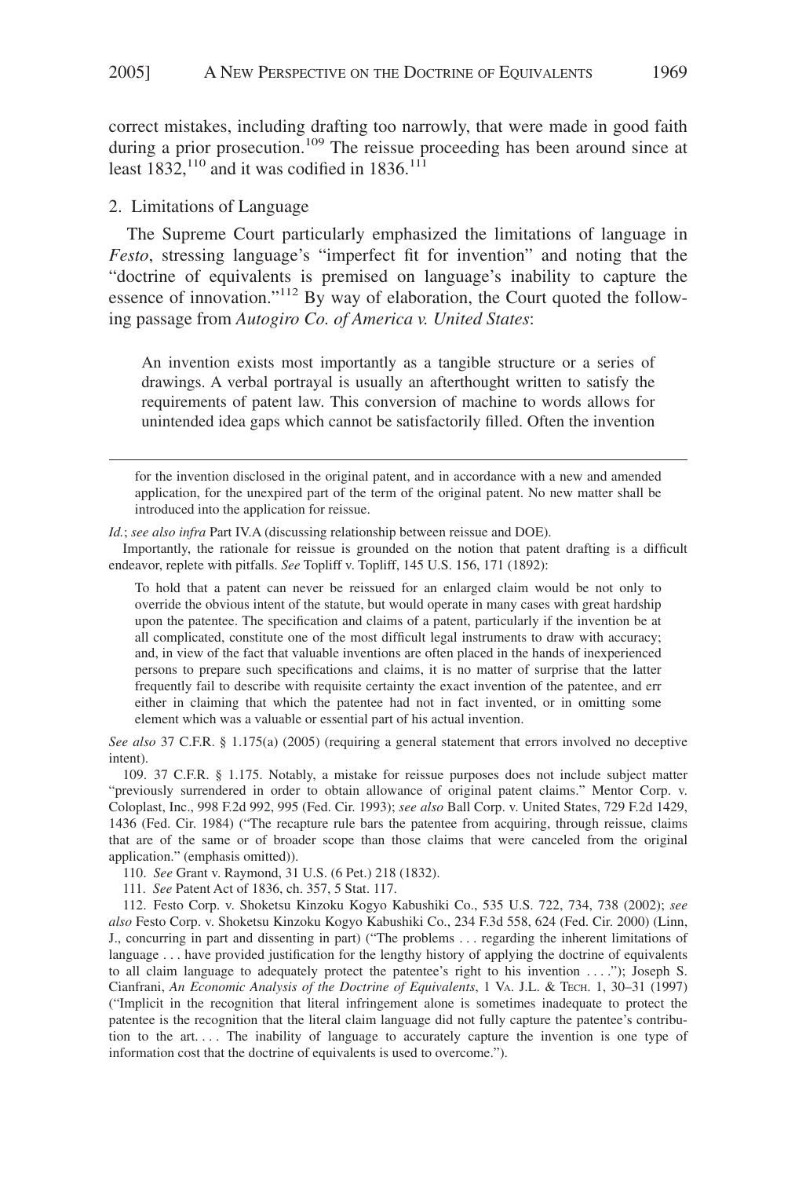correct mistakes, including drafting too narrowly, that were made in good faith during a prior prosecution.[109] The reissue proceeding has been around since at least 1832,[110] and it was codified in 1836.[111]

### 2. Limitations of Language

The Supreme Court particularly emphasized the limitations of language in *Festo*, stressing language's "imperfect fit for invention" and noting that the "doctrine of equivalents is premised on language's inability to capture the essence of innovation."[112] By way of elaboration, the Court quoted the following passage from *Autogiro Co. of America v. United States*:

> An invention exists most importantly as a tangible structure or a series of drawings. A verbal portrayal is usually an afterthought written to satisfy the requirements of patent law. This conversion of machine to words allows for unintended idea gaps which cannot be satisfactorily filled. Often the invention

---

for the invention disclosed in the original patent, and in accordance with a new and amended application, for the unexpired part of the term of the original patent. No new matter shall be introduced into the application for reissue.

*Id.*; *see also infra* Part IV.A (discussing relationship between reissue and DOE).

Importantly, the rationale for reissue is grounded on the notion that patent drafting is a difficult endeavor, replete with pitfalls. *See* Topliff v. Topliff, 145 U.S. 156, 171 (1892):

> To hold that a patent can never be reissued for an enlarged claim would be not only to override the obvious intent of the statute, but would operate in many cases with great hardship upon the patentee. The specification and claims of a patent, particularly if the invention be at all complicated, constitute one of the most difficult legal instruments to draw with accuracy; and, in view of the fact that valuable inventions are often placed in the hands of inexperienced persons to prepare such specifications and claims, it is no matter of surprise that the latter frequently fail to describe with requisite certainty the exact invention of the patentee, and err either in claiming that which the patentee had not in fact invented, or in omitting some element which was a valuable or essential part of his actual invention.

*See also* 37 C.F.R. § 1.175(a) (2005) (requiring a general statement that errors involved no deceptive intent).

109. 37 C.F.R. § 1.175. Notably, a mistake for reissue purposes does not include subject matter "previously surrendered in order to obtain allowance of original patent claims." Mentor Corp. v. Coloplast, Inc., 998 F.2d 992, 995 (Fed. Cir. 1993); *see also* Ball Corp. v. United States, 729 F.2d 1429, 1436 (Fed. Cir. 1984) ("The recapture rule bars the patentee from acquiring, through reissue, claims that are of the same or of broader scope than those claims that were canceled from the original application." (emphasis omitted)).

110. *See* Grant v. Raymond, 31 U.S. (6 Pet.) 218 (1832).

111. *See* Patent Act of 1836, ch. 357, 5 Stat. 117.

112. Festo Corp. v. Shoketsu Kinzoku Kogyo Kabushiki Co., 535 U.S. 722, 734, 738 (2002); *see also* Festo Corp. v. Shoketsu Kinzoku Kogyo Kabushiki Co., 234 F.3d 558, 624 (Fed. Cir. 2000) (Linn, J., concurring in part and dissenting in part) ("The problems . . . regarding the inherent limitations of language . . . have provided justification for the lengthy history of applying the doctrine of equivalents to all claim language to adequately protect the patentee's right to his invention . . . ."); Joseph S. Cianfrani, *An Economic Analysis of the Doctrine of Equivalents*, 1 VA. J.L. & TECH. 1, 30–31 (1997) ("Implicit in the recognition that literal infringement alone is sometimes inadequate to protect the patentee is the recognition that the literal claim language did not fully capture the patentee's contribution to the art. . . . The inability of language to accurately capture the invention is one type of information cost that the doctrine of equivalents is used to overcome.").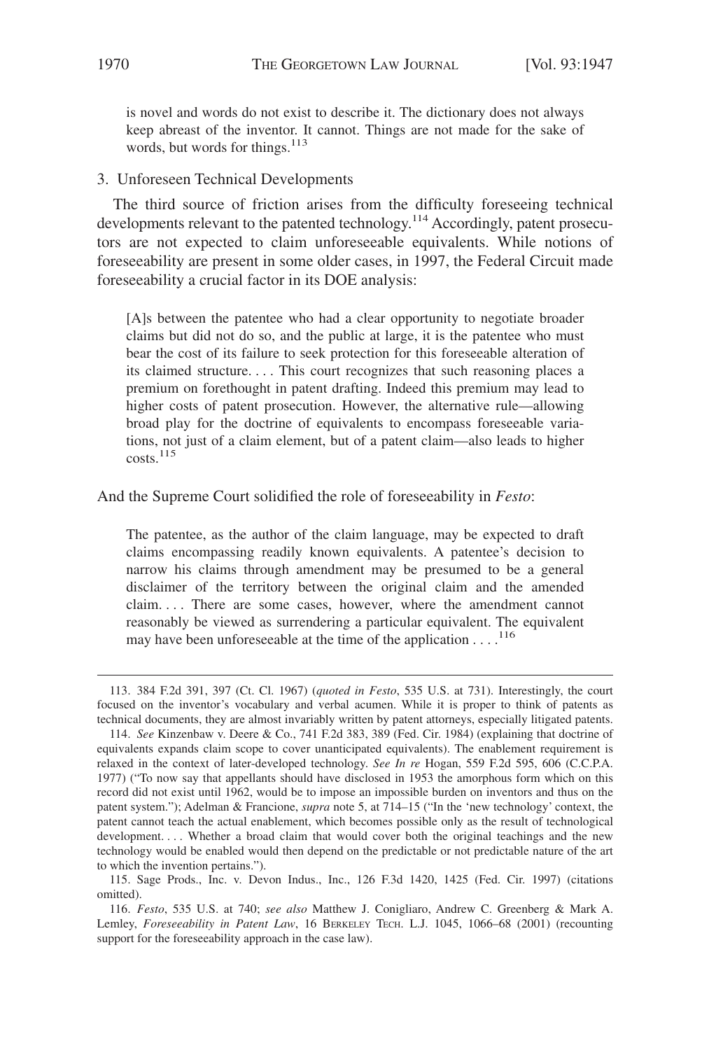> is novel and words do not exist to describe it. The dictionary does not always keep abreast of the inventor. It cannot. Things are not made for the sake of words, but words for things.[113]

### 3. Unforeseen Technical Developments

The third source of friction arises from the difficulty foreseeing technical developments relevant to the patented technology.[114] Accordingly, patent prosecutors are not expected to claim unforeseeable equivalents. While notions of foreseeability are present in some older cases, in 1997, the Federal Circuit made foreseeability a crucial factor in its DOE analysis:

> [A]s between the patentee who had a clear opportunity to negotiate broader claims but did not do so, and the public at large, it is the patentee who must bear the cost of its failure to seek protection for this foreseeable alteration of its claimed structure. . . . This court recognizes that such reasoning places a premium on forethought in patent drafting. Indeed this premium may lead to higher costs of patent prosecution. However, the alternative rule—allowing broad play for the doctrine of equivalents to encompass foreseeable variations, not just of a claim element, but of a patent claim—also leads to higher costs.[115]

And the Supreme Court solidified the role of foreseeability in *Festo*:

> The patentee, as the author of the claim language, may be expected to draft claims encompassing readily known equivalents. A patentee's decision to narrow his claims through amendment may be presumed to be a general disclaimer of the territory between the original claim and the amended claim. . . . There are some cases, however, where the amendment cannot reasonably be viewed as surrendering a particular equivalent. The equivalent may have been unforeseeable at the time of the application . . . .[116]

---

113. 384 F.2d 391, 397 (Ct. Cl. 1967) (*quoted in Festo*, 535 U.S. at 731). Interestingly, the court focused on the inventor's vocabulary and verbal acumen. While it is proper to think of patents as technical documents, they are almost invariably written by patent attorneys, especially litigated patents.

114. *See* Kinzenbaw v. Deere & Co., 741 F.2d 383, 389 (Fed. Cir. 1984) (explaining that doctrine of equivalents expands claim scope to cover unanticipated equivalents). The enablement requirement is relaxed in the context of later-developed technology. *See In re* Hogan, 559 F.2d 595, 606 (C.C.P.A. 1977) ("To now say that appellants should have disclosed in 1953 the amorphous form which on this record did not exist until 1962, would be to impose an impossible burden on inventors and thus on the patent system."); Adelman & Francione, *supra* note 5, at 714–15 ("In the 'new technology' context, the patent cannot teach the actual enablement, which becomes possible only as the result of technological development. . . . Whether a broad claim that would cover both the original teachings and the new technology would be enabled would then depend on the predictable or not predictable nature of the art to which the invention pertains.").

115. Sage Prods., Inc. v. Devon Indus., Inc., 126 F.3d 1420, 1425 (Fed. Cir. 1997) (citations omitted).

116. *Festo*, 535 U.S. at 740; *see also* Matthew J. Conigliaro, Andrew C. Greenberg & Mark A. Lemley, *Foreseeability in Patent Law*, 16 BERKELEY TECH. L.J. 1045, 1066–68 (2001) (recounting support for the foreseeability approach in the case law).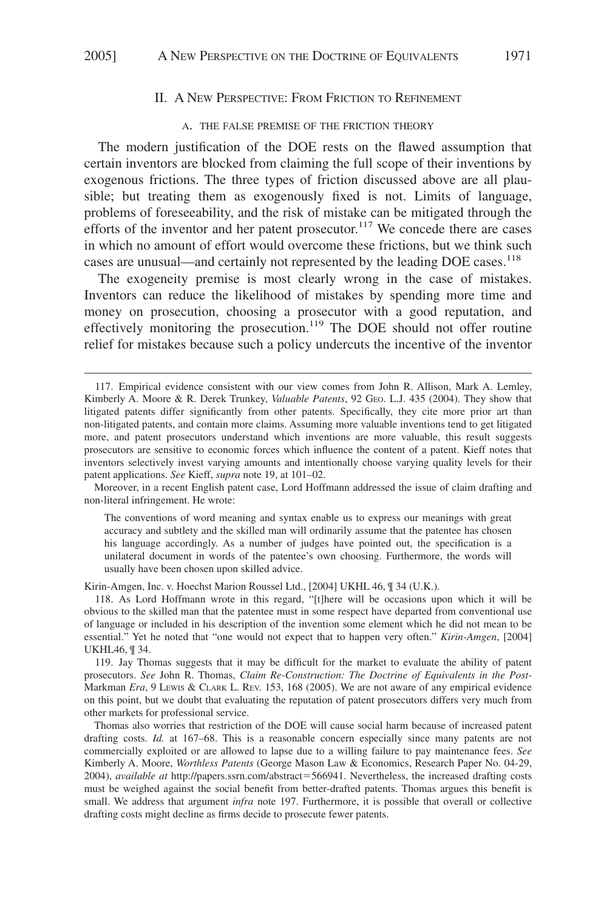## II. A New Perspective: From Friction to Refinement

### A. The False Premise of the Friction Theory

The modern justification of the DOE rests on the flawed assumption that certain inventors are blocked from claiming the full scope of their inventions by exogenous frictions. The three types of friction discussed above are all plausible; but treating them as exogenously fixed is not. Limits of language, problems of foreseeability, and the risk of mistake can be mitigated through the efforts of the inventor and her patent prosecutor.[117] We concede there are cases in which no amount of effort would overcome these frictions, but we think such cases are unusual—and certainly not represented by the leading DOE cases.[118]

The exogeneity premise is most clearly wrong in the case of mistakes. Inventors can reduce the likelihood of mistakes by spending more time and money on prosecution, choosing a prosecutor with a good reputation, and effectively monitoring the prosecution.[119] The DOE should not offer routine relief for mistakes because such a policy undercuts the incentive of the inventor

---

117. Empirical evidence consistent with our view comes from John R. Allison, Mark A. Lemley, Kimberly A. Moore & R. Derek Trunkey, *Valuable Patents*, 92 Geo. L.J. 435 (2004). They show that litigated patents differ significantly from other patents. Specifically, they cite more prior art than non-litigated patents, and contain more claims. Assuming more valuable inventions tend to get litigated more, and patent prosecutors understand which inventions are more valuable, this result suggests prosecutors are sensitive to economic forces which influence the content of a patent. Kieff notes that inventors selectively invest varying amounts and intentionally choose varying quality levels for their patent applications. *See* Kieff, *supra* note 19, at 101–02.

Moreover, in a recent English patent case, Lord Hoffmann addressed the issue of claim drafting and non-literal infringement. He wrote:

> The conventions of word meaning and syntax enable us to express our meanings with great accuracy and subtlety and the skilled man will ordinarily assume that the patentee has chosen his language accordingly. As a number of judges have pointed out, the specification is a unilateral document in words of the patentee's own choosing. Furthermore, the words will usually have been chosen upon skilled advice.

Kirin-Amgen, Inc. v. Hoechst Marion Roussel Ltd., [2004] UKHL 46, ¶ 34 (U.K.).

118. As Lord Hoffmann wrote in this regard, "[t]here will be occasions upon which it will be obvious to the skilled man that the patentee must in some respect have departed from conventional use of language or included in his description of the invention some element which he did not mean to be essential." Yet he noted that "one would not expect that to happen very often." *Kirin-Amgen*, [2004] UKHL46, ¶ 34.

119. Jay Thomas suggests that it may be difficult for the market to evaluate the ability of patent prosecutors. *See* John R. Thomas, *Claim Re-Construction: The Doctrine of Equivalents in the Post-*Markman *Era*, 9 Lewis & Clark L. Rev. 153, 168 (2005). We are not aware of any empirical evidence on this point, but we doubt that evaluating the reputation of patent prosecutors differs very much from other markets for professional service.

Thomas also worries that restriction of the DOE will cause social harm because of increased patent drafting costs. *Id.* at 167–68. This is a reasonable concern especially since many patents are not commercially exploited or are allowed to lapse due to a willing failure to pay maintenance fees. *See* Kimberly A. Moore, *Worthless Patents* (George Mason Law & Economics, Research Paper No. 04-29, 2004), *available at* http://papers.ssrn.com/abstract=566941. Nevertheless, the increased drafting costs must be weighed against the social benefit from better-drafted patents. Thomas argues this benefit is small. We address that argument *infra* note 197. Furthermore, it is possible that overall or collective drafting costs might decline as firms decide to prosecute fewer patents.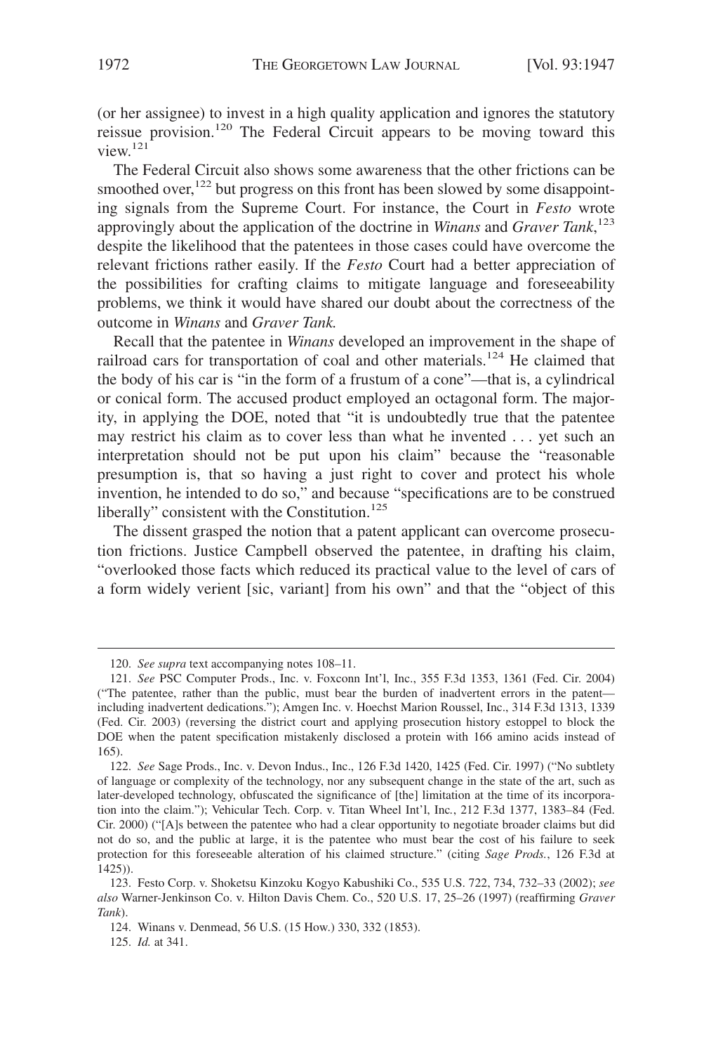(or her assignee) to invest in a high quality application and ignores the statutory reissue provision.[120] The Federal Circuit appears to be moving toward this view.[121]

The Federal Circuit also shows some awareness that the other frictions can be smoothed over,[122] but progress on this front has been slowed by some disappointing signals from the Supreme Court. For instance, the Court in *Festo* wrote approvingly about the application of the doctrine in *Winans* and *Graver Tank*,[123] despite the likelihood that the patentees in those cases could have overcome the relevant frictions rather easily. If the *Festo* Court had a better appreciation of the possibilities for crafting claims to mitigate language and foreseeability problems, we think it would have shared our doubt about the correctness of the outcome in *Winans* and *Graver Tank.*

Recall that the patentee in *Winans* developed an improvement in the shape of railroad cars for transportation of coal and other materials.[124] He claimed that the body of his car is "in the form of a frustum of a cone"—that is, a cylindrical or conical form. The accused product employed an octagonal form. The majority, in applying the DOE, noted that "it is undoubtedly true that the patentee may restrict his claim as to cover less than what he invented . . . yet such an interpretation should not be put upon his claim" because the "reasonable presumption is, that so having a just right to cover and protect his whole invention, he intended to do so," and because "specifications are to be construed liberally" consistent with the Constitution.[125]

The dissent grasped the notion that a patent applicant can overcome prosecution frictions. Justice Campbell observed the patentee, in drafting his claim, "overlooked those facts which reduced its practical value to the level of cars of a form widely verient [sic, variant] from his own" and that the "object of this

---

120. *See supra* text accompanying notes 108–11.

121. *See* PSC Computer Prods., Inc. v. Foxconn Int'l, Inc., 355 F.3d 1353, 1361 (Fed. Cir. 2004) ("The patentee, rather than the public, must bear the burden of inadvertent errors in the patent—including inadvertent dedications."); Amgen Inc. v. Hoechst Marion Roussel, Inc., 314 F.3d 1313, 1339 (Fed. Cir. 2003) (reversing the district court and applying prosecution history estoppel to block the DOE when the patent specification mistakenly disclosed a protein with 166 amino acids instead of 165).

122. *See* Sage Prods., Inc. v. Devon Indus., Inc., 126 F.3d 1420, 1425 (Fed. Cir. 1997) ("No subtlety of language or complexity of the technology, nor any subsequent change in the state of the art, such as later-developed technology, obfuscated the significance of [the] limitation at the time of its incorporation into the claim."); Vehicular Tech. Corp. v. Titan Wheel Int'l, Inc., 212 F.3d 1377, 1383–84 (Fed. Cir. 2000) ("[A]s between the patentee who had a clear opportunity to negotiate broader claims but did not do so, and the public at large, it is the patentee who must bear the cost of his failure to seek protection for this foreseeable alteration of his claimed structure." (citing *Sage Prods.*, 126 F.3d at 1425)).

123. Festo Corp. v. Shoketsu Kinzoku Kogyo Kabushiki Co., 535 U.S. 722, 734, 732–33 (2002); *see also* Warner-Jenkinson Co. v. Hilton Davis Chem. Co., 520 U.S. 17, 25–26 (1997) (reaffirming *Graver Tank*).

124. Winans v. Denmead, 56 U.S. (15 How.) 330, 332 (1853).

125. *Id.* at 341.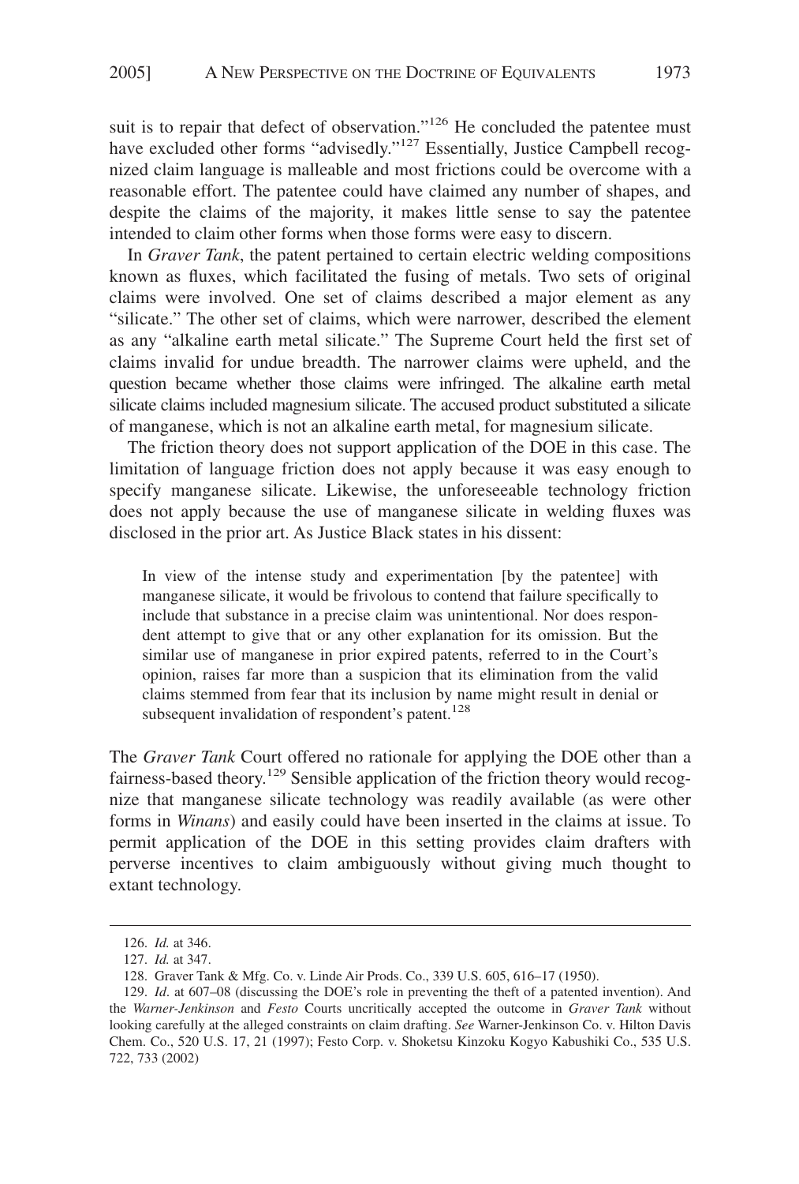suit is to repair that defect of observation."[126] He concluded the patentee must have excluded other forms "advisedly."[127] Essentially, Justice Campbell recognized claim language is malleable and most frictions could be overcome with a reasonable effort. The patentee could have claimed any number of shapes, and despite the claims of the majority, it makes little sense to say the patentee intended to claim other forms when those forms were easy to discern.

In *Graver Tank*, the patent pertained to certain electric welding compositions known as fluxes, which facilitated the fusing of metals. Two sets of original claims were involved. One set of claims described a major element as any "silicate." The other set of claims, which were narrower, described the element as any "alkaline earth metal silicate." The Supreme Court held the first set of claims invalid for undue breadth. The narrower claims were upheld, and the question became whether those claims were infringed. The alkaline earth metal silicate claims included magnesium silicate. The accused product substituted a silicate of manganese, which is not an alkaline earth metal, for magnesium silicate.

The friction theory does not support application of the DOE in this case. The limitation of language friction does not apply because it was easy enough to specify manganese silicate. Likewise, the unforeseeable technology friction does not apply because the use of manganese silicate in welding fluxes was disclosed in the prior art. As Justice Black states in his dissent:

> In view of the intense study and experimentation [by the patentee] with manganese silicate, it would be frivolous to contend that failure specifically to include that substance in a precise claim was unintentional. Nor does respondent attempt to give that or any other explanation for its omission. But the similar use of manganese in prior expired patents, referred to in the Court's opinion, raises far more than a suspicion that its elimination from the valid claims stemmed from fear that its inclusion by name might result in denial or subsequent invalidation of respondent's patent.[128]

The *Graver Tank* Court offered no rationale for applying the DOE other than a fairness-based theory.[129] Sensible application of the friction theory would recognize that manganese silicate technology was readily available (as were other forms in *Winans*) and easily could have been inserted in the claims at issue. To permit application of the DOE in this setting provides claim drafters with perverse incentives to claim ambiguously without giving much thought to extant technology.

---

126. *Id.* at 346.

127. *Id.* at 347.

128. Graver Tank & Mfg. Co. v. Linde Air Prods. Co., 339 U.S. 605, 616–17 (1950).

129. *Id*. at 607–08 (discussing the DOE's role in preventing the theft of a patented invention). And the *Warner-Jenkinson* and *Festo* Courts uncritically accepted the outcome in *Graver Tank* without looking carefully at the alleged constraints on claim drafting. *See* Warner-Jenkinson Co. v. Hilton Davis Chem. Co., 520 U.S. 17, 21 (1997); Festo Corp. v. Shoketsu Kinzoku Kogyo Kabushiki Co., 535 U.S. 722, 733 (2002)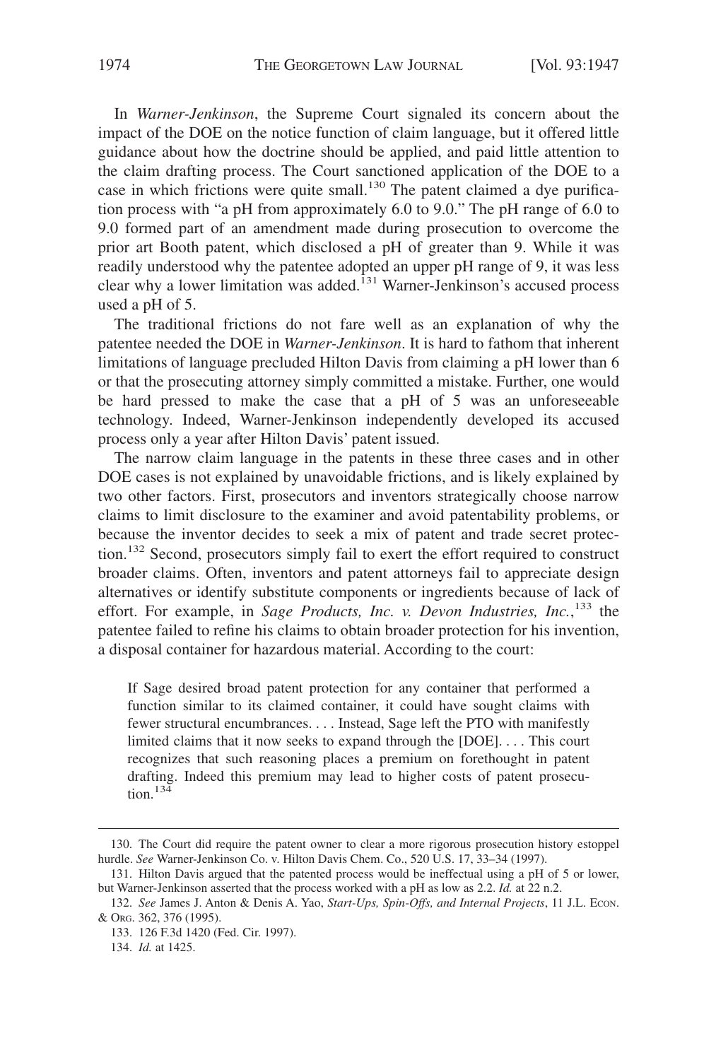In *Warner-Jenkinson*, the Supreme Court signaled its concern about the impact of the DOE on the notice function of claim language, but it offered little guidance about how the doctrine should be applied, and paid little attention to the claim drafting process. The Court sanctioned application of the DOE to a case in which frictions were quite small.[130] The patent claimed a dye purification process with "a pH from approximately 6.0 to 9.0." The pH range of 6.0 to 9.0 formed part of an amendment made during prosecution to overcome the prior art Booth patent, which disclosed a pH of greater than 9. While it was readily understood why the patentee adopted an upper pH range of 9, it was less clear why a lower limitation was added.[131] Warner-Jenkinson's accused process used a pH of 5.

The traditional frictions do not fare well as an explanation of why the patentee needed the DOE in *Warner-Jenkinson*. It is hard to fathom that inherent limitations of language precluded Hilton Davis from claiming a pH lower than 6 or that the prosecuting attorney simply committed a mistake. Further, one would be hard pressed to make the case that a pH of 5 was an unforeseeable technology. Indeed, Warner-Jenkinson independently developed its accused process only a year after Hilton Davis' patent issued.

The narrow claim language in the patents in these three cases and in other DOE cases is not explained by unavoidable frictions, and is likely explained by two other factors. First, prosecutors and inventors strategically choose narrow claims to limit disclosure to the examiner and avoid patentability problems, or because the inventor decides to seek a mix of patent and trade secret protection.[132] Second, prosecutors simply fail to exert the effort required to construct broader claims. Often, inventors and patent attorneys fail to appreciate design alternatives or identify substitute components or ingredients because of lack of effort. For example, in *Sage Products, Inc. v. Devon Industries, Inc.*,[133] the patentee failed to refine his claims to obtain broader protection for his invention, a disposal container for hazardous material. According to the court:

> If Sage desired broad patent protection for any container that performed a function similar to its claimed container, it could have sought claims with fewer structural encumbrances. . . . Instead, Sage left the PTO with manifestly limited claims that it now seeks to expand through the [DOE]. . . . This court recognizes that such reasoning places a premium on forethought in patent drafting. Indeed this premium may lead to higher costs of patent prosecution.[134]

---

130. The Court did require the patent owner to clear a more rigorous prosecution history estoppel hurdle. *See* Warner-Jenkinson Co. v. Hilton Davis Chem. Co., 520 U.S. 17, 33–34 (1997).

131. Hilton Davis argued that the patented process would be ineffectual using a pH of 5 or lower, but Warner-Jenkinson asserted that the process worked with a pH as low as 2.2. *Id.* at 22 n.2.

132. *See* James J. Anton & Denis A. Yao, *Start-Ups, Spin-Offs, and Internal Projects*, 11 J.L. Econ. & Org. 362, 376 (1995).

133. 126 F.3d 1420 (Fed. Cir. 1997).

134. *Id.* at 1425.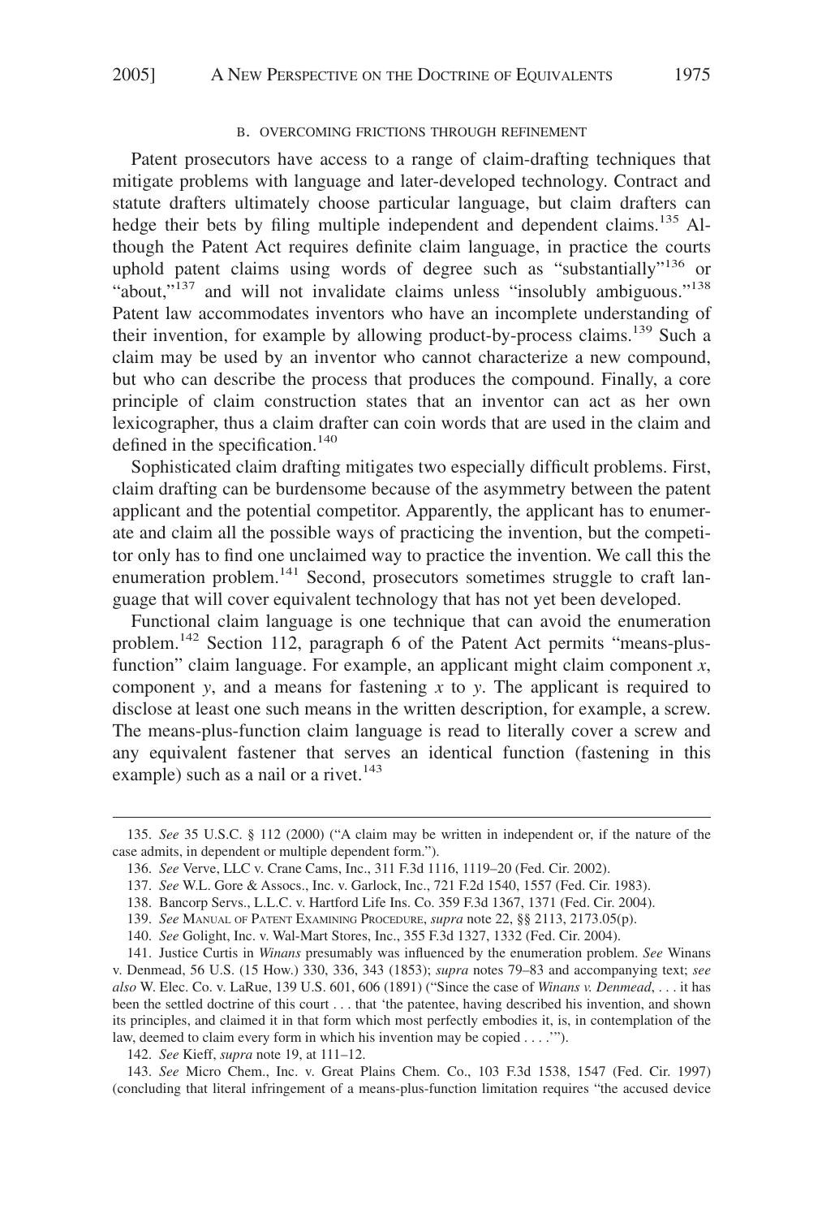### B. OVERCOMING FRICTIONS THROUGH REFINEMENT

Patent prosecutors have access to a range of claim-drafting techniques that mitigate problems with language and later-developed technology. Contract and statute drafters ultimately choose particular language, but claim drafters can hedge their bets by filing multiple independent and dependent claims.[135] Although the Patent Act requires definite claim language, in practice the courts uphold patent claims using words of degree such as "substantially"[136] or "about,"[137] and will not invalidate claims unless "insolubly ambiguous."[138] Patent law accommodates inventors who have an incomplete understanding of their invention, for example by allowing product-by-process claims.[139] Such a claim may be used by an inventor who cannot characterize a new compound, but who can describe the process that produces the compound. Finally, a core principle of claim construction states that an inventor can act as her own lexicographer, thus a claim drafter can coin words that are used in the claim and defined in the specification.[140]

Sophisticated claim drafting mitigates two especially difficult problems. First, claim drafting can be burdensome because of the asymmetry between the patent applicant and the potential competitor. Apparently, the applicant has to enumerate and claim all the possible ways of practicing the invention, but the competitor only has to find one unclaimed way to practice the invention. We call this the enumeration problem.[141] Second, prosecutors sometimes struggle to craft language that will cover equivalent technology that has not yet been developed.

Functional claim language is one technique that can avoid the enumeration problem.[142] Section 112, paragraph 6 of the Patent Act permits "means-plus-function" claim language. For example, an applicant might claim component *x*, component *y*, and a means for fastening *x* to *y*. The applicant is required to disclose at least one such means in the written description, for example, a screw. The means-plus-function claim language is read to literally cover a screw and any equivalent fastener that serves an identical function (fastening in this example) such as a nail or a rivet.[143]

---

135. *See* 35 U.S.C. § 112 (2000) ("A claim may be written in independent or, if the nature of the case admits, in dependent or multiple dependent form.").

136. *See* Verve, LLC v. Crane Cams, Inc., 311 F.3d 1116, 1119–20 (Fed. Cir. 2002).

137. *See* W.L. Gore & Assocs., Inc. v. Garlock, Inc., 721 F.2d 1540, 1557 (Fed. Cir. 1983).

138. Bancorp Servs., L.L.C. v. Hartford Life Ins. Co. 359 F.3d 1367, 1371 (Fed. Cir. 2004).

139. *See* MANUAL OF PATENT EXAMINING PROCEDURE, *supra* note 22, §§ 2113, 2173.05(p).

140. *See* Golight, Inc. v. Wal-Mart Stores, Inc., 355 F.3d 1327, 1332 (Fed. Cir. 2004).

141. Justice Curtis in *Winans* presumably was influenced by the enumeration problem. *See* Winans v. Denmead, 56 U.S. (15 How.) 330, 336, 343 (1853); *supra* notes 79–83 and accompanying text; *see also* W. Elec. Co. v. LaRue, 139 U.S. 601, 606 (1891) ("Since the case of *Winans v. Denmead*, . . . it has been the settled doctrine of this court . . . that 'the patentee, having described his invention, and shown its principles, and claimed it in that form which most perfectly embodies it, is, in contemplation of the law, deemed to claim every form in which his invention may be copied . . . .'").

142. *See* Kieff, *supra* note 19, at 111–12.

143. *See* Micro Chem., Inc. v. Great Plains Chem. Co., 103 F.3d 1538, 1547 (Fed. Cir. 1997) (concluding that literal infringement of a means-plus-function limitation requires "the accused device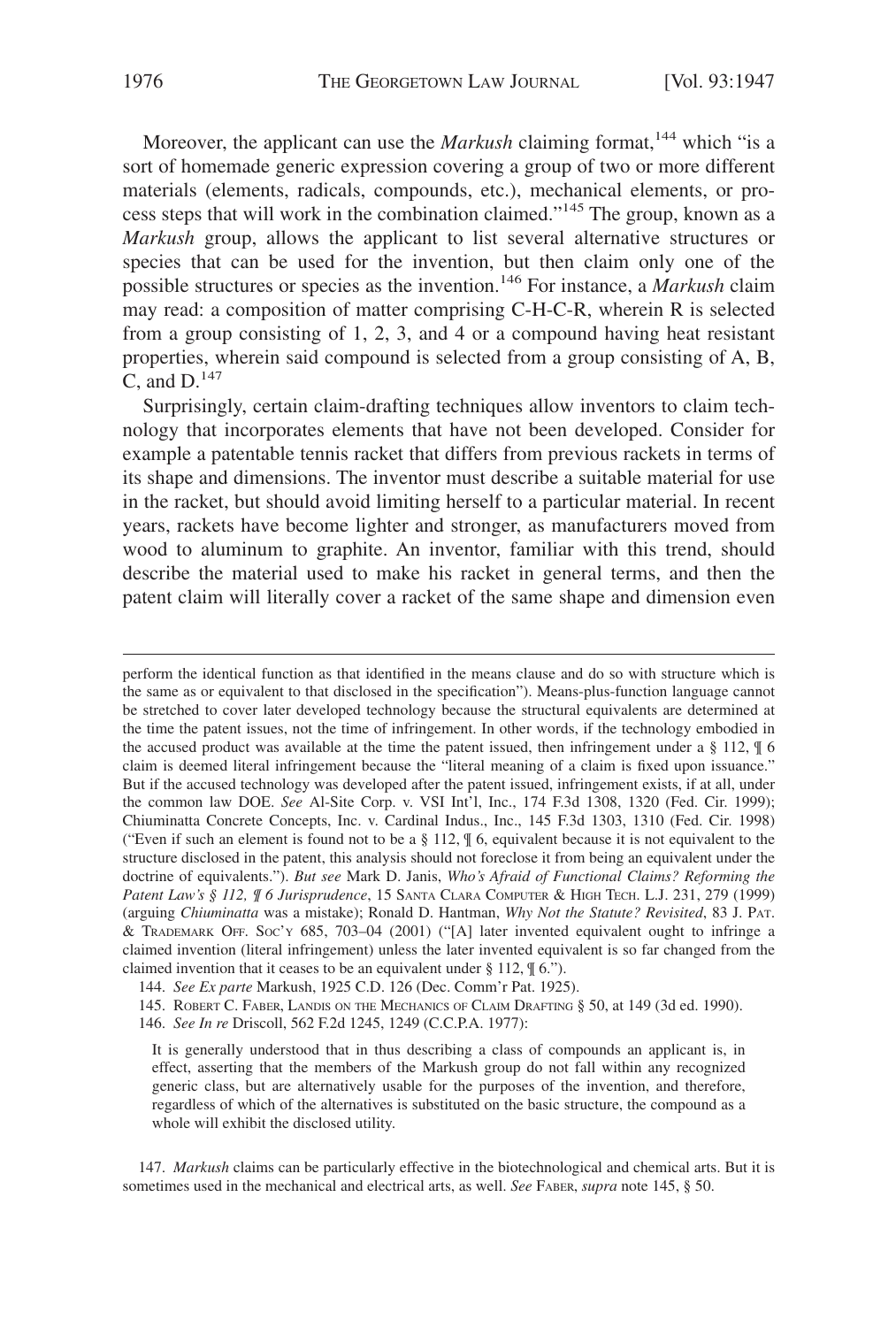Moreover, the applicant can use the *Markush* claiming format,[144] which "is a sort of homemade generic expression covering a group of two or more different materials (elements, radicals, compounds, etc.), mechanical elements, or process steps that will work in the combination claimed."[145] The group, known as a *Markush* group, allows the applicant to list several alternative structures or species that can be used for the invention, but then claim only one of the possible structures or species as the invention.[146] For instance, a *Markush* claim may read: a composition of matter comprising C-H-C-R, wherein R is selected from a group consisting of 1, 2, 3, and 4 or a compound having heat resistant properties, wherein said compound is selected from a group consisting of A, B, C, and D.[147]

Surprisingly, certain claim-drafting techniques allow inventors to claim technology that incorporates elements that have not been developed. Consider for example a patentable tennis racket that differs from previous rackets in terms of its shape and dimensions. The inventor must describe a suitable material for use in the racket, but should avoid limiting herself to a particular material. In recent years, rackets have become lighter and stronger, as manufacturers moved from wood to aluminum to graphite. An inventor, familiar with this trend, should describe the material used to make his racket in general terms, and then the patent claim will literally cover a racket of the same shape and dimension even

---

perform the identical function as that identified in the means clause and do so with structure which is the same as or equivalent to that disclosed in the specification"). Means-plus-function language cannot be stretched to cover later developed technology because the structural equivalents are determined at the time the patent issues, not the time of infringement. In other words, if the technology embodied in the accused product was available at the time the patent issued, then infringement under a § 112, ¶ 6 claim is deemed literal infringement because the "literal meaning of a claim is fixed upon issuance." But if the accused technology was developed after the patent issued, infringement exists, if at all, under the common law DOE. *See* Al-Site Corp. v. VSI Int'l, Inc., 174 F.3d 1308, 1320 (Fed. Cir. 1999); Chiuminatta Concrete Concepts, Inc. v. Cardinal Indus., Inc., 145 F.3d 1303, 1310 (Fed. Cir. 1998) ("Even if such an element is found not to be a § 112, ¶ 6, equivalent because it is not equivalent to the structure disclosed in the patent, this analysis should not foreclose it from being an equivalent under the doctrine of equivalents."). *But see* Mark D. Janis, *Who's Afraid of Functional Claims? Reforming the Patent Law's § 112, ¶ 6 Jurisprudence*, 15 SANTA CLARA COMPUTER & HIGH TECH. L.J. 231, 279 (1999) (arguing *Chiuminatta* was a mistake); Ronald D. Hantman, *Why Not the Statute? Revisited*, 83 J. PAT. & TRADEMARK OFF. SOC'Y 685, 703–04 (2001) ("[A] later invented equivalent ought to infringe a claimed invention (literal infringement) unless the later invented equivalent is so far changed from the claimed invention that it ceases to be an equivalent under § 112, ¶ 6.").

144. *See Ex parte* Markush, 1925 C.D. 126 (Dec. Comm'r Pat. 1925).

145. ROBERT C. FABER, LANDIS ON THE MECHANICS OF CLAIM DRAFTING § 50, at 149 (3d ed. 1990).

146. *See In re* Driscoll, 562 F.2d 1245, 1249 (C.C.P.A. 1977):

> It is generally understood that in thus describing a class of compounds an applicant is, in effect, asserting that the members of the Markush group do not fall within any recognized generic class, but are alternatively usable for the purposes of the invention, and therefore, regardless of which of the alternatives is substituted on the basic structure, the compound as a whole will exhibit the disclosed utility.

147. *Markush* claims can be particularly effective in the biotechnological and chemical arts. But it is sometimes used in the mechanical and electrical arts, as well. *See* FABER, *supra* note 145, § 50.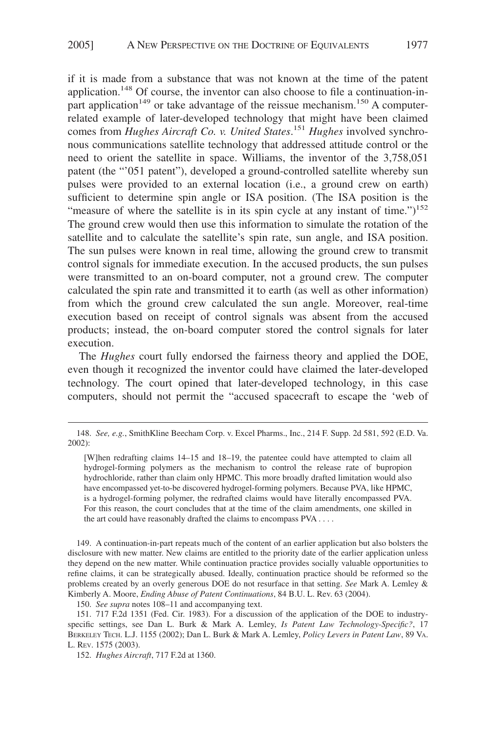if it is made from a substance that was not known at the time of the patent application.[148] Of course, the inventor can also choose to file a continuation-in-part application[149] or take advantage of the reissue mechanism.[150] A computer-related example of later-developed technology that might have been claimed comes from *Hughes Aircraft Co. v. United States*.[151] *Hughes* involved synchronous communications satellite technology that addressed attitude control or the need to orient the satellite in space. Williams, the inventor of the 3,758,051 patent (the "'051 patent"), developed a ground-controlled satellite whereby sun pulses were provided to an external location (i.e., a ground crew on earth) sufficient to determine spin angle or ISA position. (The ISA position is the "measure of where the satellite is in its spin cycle at any instant of time.")[152] The ground crew would then use this information to simulate the rotation of the satellite and to calculate the satellite's spin rate, sun angle, and ISA position. The sun pulses were known in real time, allowing the ground crew to transmit control signals for immediate execution. In the accused products, the sun pulses were transmitted to an on-board computer, not a ground crew. The computer calculated the spin rate and transmitted it to earth (as well as other information) from which the ground crew calculated the sun angle. Moreover, real-time execution based on receipt of control signals was absent from the accused products; instead, the on-board computer stored the control signals for later execution.

The *Hughes* court fully endorsed the fairness theory and applied the DOE, even though it recognized the inventor could have claimed the later-developed technology. The court opined that later-developed technology, in this case computers, should not permit the "accused spacecraft to escape the 'web of

---

148. *See, e.g.*, SmithKline Beecham Corp. v. Excel Pharms., Inc., 214 F. Supp. 2d 581, 592 (E.D. Va. 2002):

> [W]hen redrafting claims 14–15 and 18–19, the patentee could have attempted to claim all hydrogel-forming polymers as the mechanism to control the release rate of bupropion hydrochloride, rather than claim only HPMC. This more broadly drafted limitation would also have encompassed yet-to-be discovered hydrogel-forming polymers. Because PVA, like HPMC, is a hydrogel-forming polymer, the redrafted claims would have literally encompassed PVA. For this reason, the court concludes that at the time of the claim amendments, one skilled in the art could have reasonably drafted the claims to encompass PVA . . . .

149. A continuation-in-part repeats much of the content of an earlier application but also bolsters the disclosure with new matter. New claims are entitled to the priority date of the earlier application unless they depend on the new matter. While continuation practice provides socially valuable opportunities to refine claims, it can be strategically abused. Ideally, continuation practice should be reformed so the problems created by an overly generous DOE do not resurface in that setting. *See* Mark A. Lemley & Kimberly A. Moore, *Ending Abuse of Patent Continuations*, 84 B.U. L. Rev. 63 (2004).

150. *See supra* notes 108–11 and accompanying text.

151. 717 F.2d 1351 (Fed. Cir. 1983). For a discussion of the application of the DOE to industry-specific settings, see Dan L. Burk & Mark A. Lemley, *Is Patent Law Technology-Specific?*, 17 BERKELEY TECH. L.J. 1155 (2002); Dan L. Burk & Mark A. Lemley, *Policy Levers in Patent Law*, 89 VA. L. REV. 1575 (2003).

152. *Hughes Aircraft*, 717 F.2d at 1360.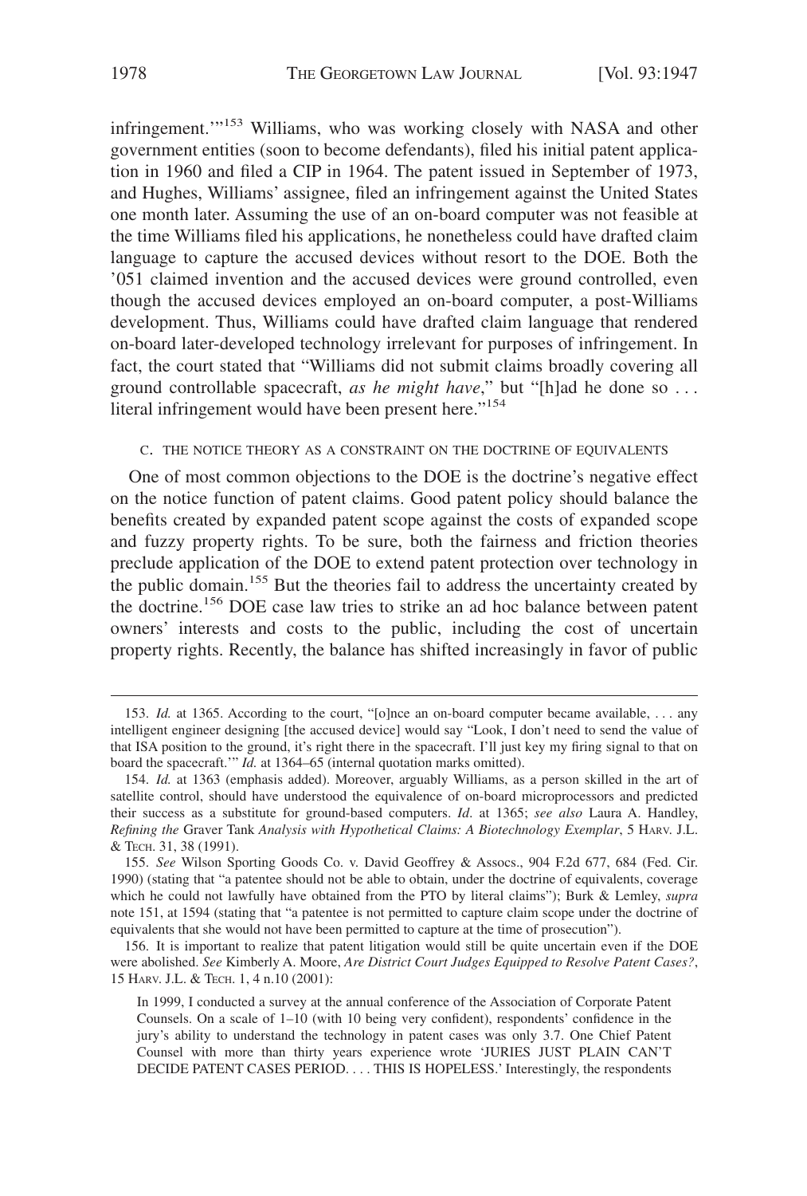infringement.'"[153] Williams, who was working closely with NASA and other government entities (soon to become defendants), filed his initial patent application in 1960 and filed a CIP in 1964. The patent issued in September of 1973, and Hughes, Williams' assignee, filed an infringement against the United States one month later. Assuming the use of an on-board computer was not feasible at the time Williams filed his applications, he nonetheless could have drafted claim language to capture the accused devices without resort to the DOE. Both the '051 claimed invention and the accused devices were ground controlled, even though the accused devices employed an on-board computer, a post-Williams development. Thus, Williams could have drafted claim language that rendered on-board later-developed technology irrelevant for purposes of infringement. In fact, the court stated that "Williams did not submit claims broadly covering all ground controllable spacecraft, *as he might have*," but "[h]ad he done so . . . literal infringement would have been present here."[154]

### C. THE NOTICE THEORY AS A CONSTRAINT ON THE DOCTRINE OF EQUIVALENTS

One of most common objections to the DOE is the doctrine's negative effect on the notice function of patent claims. Good patent policy should balance the benefits created by expanded patent scope against the costs of expanded scope and fuzzy property rights. To be sure, both the fairness and friction theories preclude application of the DOE to extend patent protection over technology in the public domain.[155] But the theories fail to address the uncertainty created by the doctrine.[156] DOE case law tries to strike an ad hoc balance between patent owners' interests and costs to the public, including the cost of uncertain property rights. Recently, the balance has shifted increasingly in favor of public

---

153. *Id.* at 1365. According to the court, "[o]nce an on-board computer became available, . . . any intelligent engineer designing [the accused device] would say "Look, I don't need to send the value of that ISA position to the ground, it's right there in the spacecraft. I'll just key my firing signal to that on board the spacecraft.'" *Id.* at 1364–65 (internal quotation marks omitted).

154. *Id.* at 1363 (emphasis added). Moreover, arguably Williams, as a person skilled in the art of satellite control, should have understood the equivalence of on-board microprocessors and predicted their success as a substitute for ground-based computers. *Id*. at 1365; *see also* Laura A. Handley, *Refining the* Graver Tank *Analysis with Hypothetical Claims: A Biotechnology Exemplar*, 5 HARV. J.L. & TECH. 31, 38 (1991).

155. *See* Wilson Sporting Goods Co. v. David Geoffrey & Assocs., 904 F.2d 677, 684 (Fed. Cir. 1990) (stating that "a patentee should not be able to obtain, under the doctrine of equivalents, coverage which he could not lawfully have obtained from the PTO by literal claims"); Burk & Lemley, *supra* note 151, at 1594 (stating that "a patentee is not permitted to capture claim scope under the doctrine of equivalents that she would not have been permitted to capture at the time of prosecution").

156. It is important to realize that patent litigation would still be quite uncertain even if the DOE were abolished. *See* Kimberly A. Moore, *Are District Court Judges Equipped to Resolve Patent Cases?*, 15 HARV. J.L. & TECH. 1, 4 n.10 (2001):

> In 1999, I conducted a survey at the annual conference of the Association of Corporate Patent Counsels. On a scale of 1–10 (with 10 being very confident), respondents' confidence in the jury's ability to understand the technology in patent cases was only 3.7. One Chief Patent Counsel with more than thirty years experience wrote 'JURIES JUST PLAIN CAN'T DECIDE PATENT CASES PERIOD. . . . THIS IS HOPELESS.' Interestingly, the respondents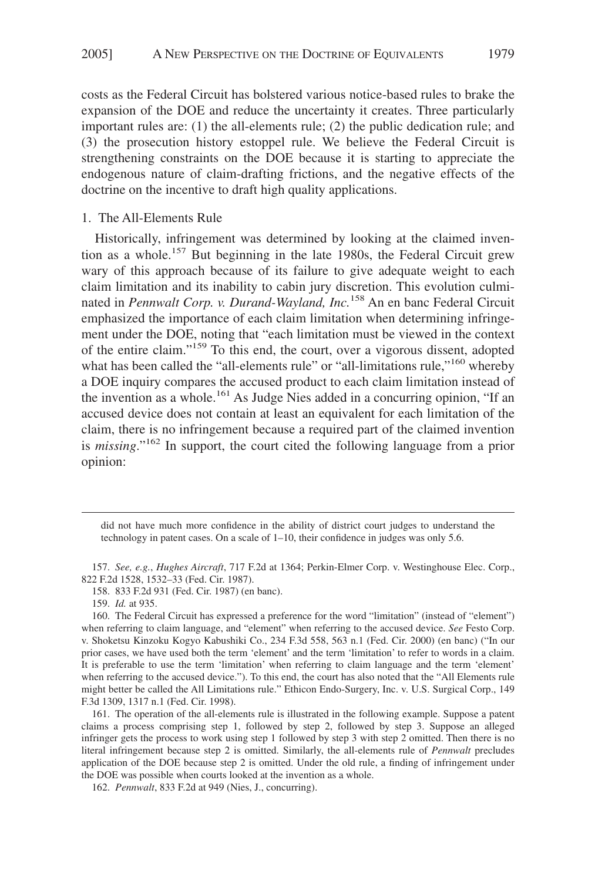costs as the Federal Circuit has bolstered various notice-based rules to brake the expansion of the DOE and reduce the uncertainty it creates. Three particularly important rules are: (1) the all-elements rule; (2) the public dedication rule; and (3) the prosecution history estoppel rule. We believe the Federal Circuit is strengthening constraints on the DOE because it is starting to appreciate the endogenous nature of claim-drafting frictions, and the negative effects of the doctrine on the incentive to draft high quality applications.

### 1. The All-Elements Rule

Historically, infringement was determined by looking at the claimed invention as a whole.[157] But beginning in the late 1980s, the Federal Circuit grew wary of this approach because of its failure to give adequate weight to each claim limitation and its inability to cabin jury discretion. This evolution culminated in *Pennwalt Corp. v. Durand-Wayland, Inc.*[158] An en banc Federal Circuit emphasized the importance of each claim limitation when determining infringement under the DOE, noting that "each limitation must be viewed in the context of the entire claim."[159] To this end, the court, over a vigorous dissent, adopted what has been called the "all-elements rule" or "all-limitations rule,"[160] whereby a DOE inquiry compares the accused product to each claim limitation instead of the invention as a whole.[161] As Judge Nies added in a concurring opinion, "If an accused device does not contain at least an equivalent for each limitation of the claim, there is no infringement because a required part of the claimed invention is *missing*."[162] In support, the court cited the following language from a prior opinion:

---

did not have much more confidence in the ability of district court judges to understand the technology in patent cases. On a scale of 1–10, their confidence in judges was only 5.6.

157. *See, e.g.*, *Hughes Aircraft*, 717 F.2d at 1364; Perkin-Elmer Corp. v. Westinghouse Elec. Corp., 822 F.2d 1528, 1532–33 (Fed. Cir. 1987).

158. 833 F.2d 931 (Fed. Cir. 1987) (en banc).

159. *Id.* at 935.

160. The Federal Circuit has expressed a preference for the word "limitation" (instead of "element") when referring to claim language, and "element" when referring to the accused device. *See* Festo Corp. v. Shoketsu Kinzoku Kogyo Kabushiki Co., 234 F.3d 558, 563 n.1 (Fed. Cir. 2000) (en banc) ("In our prior cases, we have used both the term 'element' and the term 'limitation' to refer to words in a claim. It is preferable to use the term 'limitation' when referring to claim language and the term 'element' when referring to the accused device."). To this end, the court has also noted that the "All Elements rule might better be called the All Limitations rule." Ethicon Endo-Surgery, Inc. v. U.S. Surgical Corp., 149 F.3d 1309, 1317 n.1 (Fed. Cir. 1998).

161. The operation of the all-elements rule is illustrated in the following example. Suppose a patent claims a process comprising step 1, followed by step 2, followed by step 3. Suppose an alleged infringer gets the process to work using step 1 followed by step 3 with step 2 omitted. Then there is no literal infringement because step 2 is omitted. Similarly, the all-elements rule of *Pennwalt* precludes application of the DOE because step 2 is omitted. Under the old rule, a finding of infringement under the DOE was possible when courts looked at the invention as a whole.

162. *Pennwalt*, 833 F.2d at 949 (Nies, J., concurring).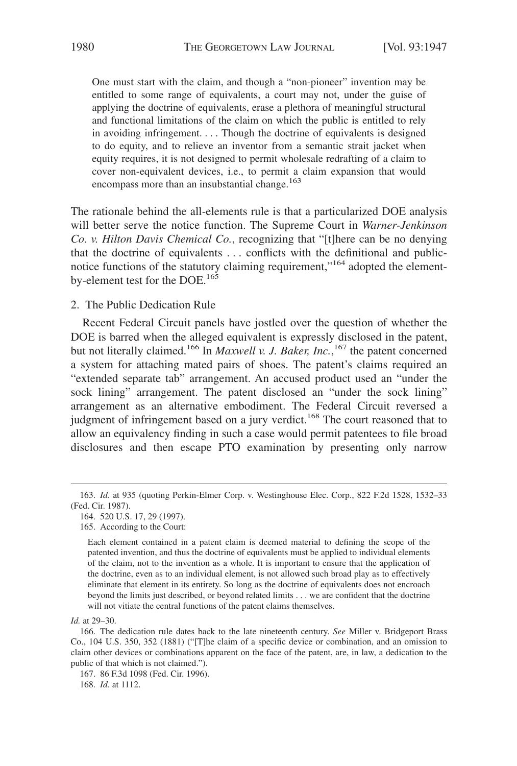> One must start with the claim, and though a "non-pioneer" invention may be entitled to some range of equivalents, a court may not, under the guise of applying the doctrine of equivalents, erase a plethora of meaningful structural and functional limitations of the claim on which the public is entitled to rely in avoiding infringement. . . . Though the doctrine of equivalents is designed to do equity, and to relieve an inventor from a semantic strait jacket when equity requires, it is not designed to permit wholesale redrafting of a claim to cover non-equivalent devices, i.e., to permit a claim expansion that would encompass more than an insubstantial change.[163]

The rationale behind the all-elements rule is that a particularized DOE analysis will better serve the notice function. The Supreme Court in *Warner-Jenkinson Co. v. Hilton Davis Chemical Co.*, recognizing that "[t]here can be no denying that the doctrine of equivalents . . . conflicts with the definitional and public-notice functions of the statutory claiming requirement,"[164] adopted the element-by-element test for the DOE.[165]

### 2. The Public Dedication Rule

Recent Federal Circuit panels have jostled over the question of whether the DOE is barred when the alleged equivalent is expressly disclosed in the patent, but not literally claimed.[166] In *Maxwell v. J. Baker, Inc.*,[167] the patent concerned a system for attaching mated pairs of shoes. The patent's claims required an "extended separate tab" arrangement. An accused product used an "under the sock lining" arrangement. The patent disclosed an "under the sock lining" arrangement as an alternative embodiment. The Federal Circuit reversed a judgment of infringement based on a jury verdict.[168] The court reasoned that to allow an equivalency finding in such a case would permit patentees to file broad disclosures and then escape PTO examination by presenting only narrow

---

163. *Id.* at 935 (quoting Perkin-Elmer Corp. v. Westinghouse Elec. Corp., 822 F.2d 1528, 1532–33 (Fed. Cir. 1987).

164. 520 U.S. 17, 29 (1997).

165. According to the Court:

> Each element contained in a patent claim is deemed material to defining the scope of the patented invention, and thus the doctrine of equivalents must be applied to individual elements of the claim, not to the invention as a whole. It is important to ensure that the application of the doctrine, even as to an individual element, is not allowed such broad play as to effectively eliminate that element in its entirety. So long as the doctrine of equivalents does not encroach beyond the limits just described, or beyond related limits . . . we are confident that the doctrine will not vitiate the central functions of the patent claims themselves.

*Id.* at 29–30.

166. The dedication rule dates back to the late nineteenth century. *See* Miller v. Bridgeport Brass Co., 104 U.S. 350, 352 (1881) ("[T]he claim of a specific device or combination, and an omission to claim other devices or combinations apparent on the face of the patent, are, in law, a dedication to the public of that which is not claimed.").

167. 86 F.3d 1098 (Fed. Cir. 1996).

168. *Id.* at 1112.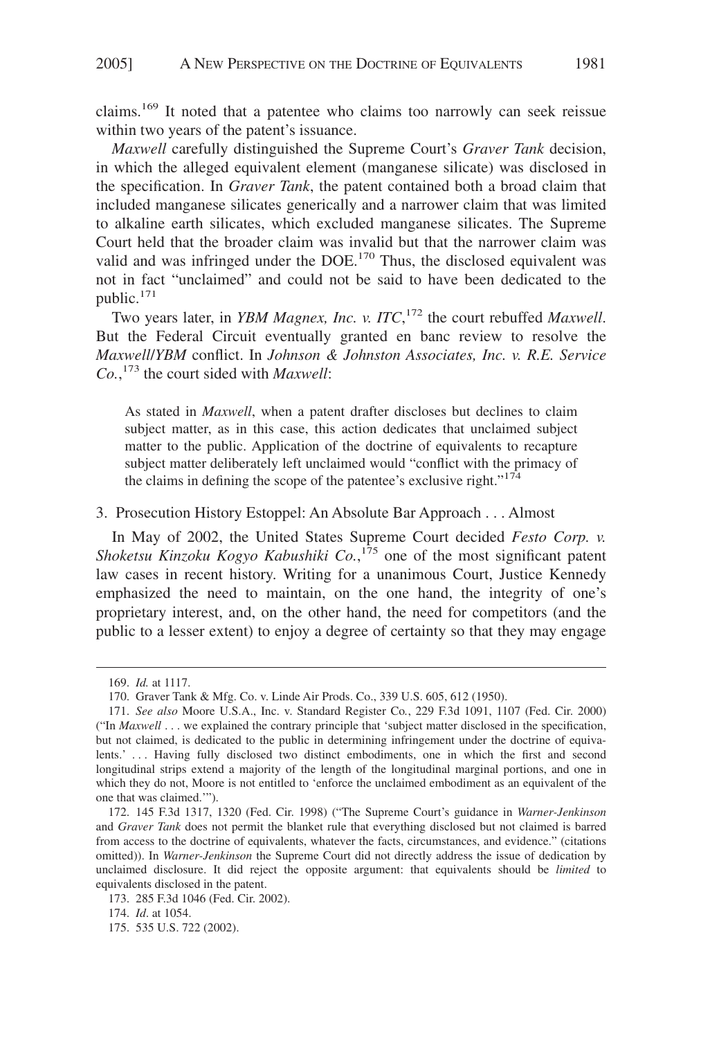claims.[169] It noted that a patentee who claims too narrowly can seek reissue within two years of the patent's issuance.

*Maxwell* carefully distinguished the Supreme Court's *Graver Tank* decision, in which the alleged equivalent element (manganese silicate) was disclosed in the specification. In *Graver Tank*, the patent contained both a broad claim that included manganese silicates generically and a narrower claim that was limited to alkaline earth silicates, which excluded manganese silicates. The Supreme Court held that the broader claim was invalid but that the narrower claim was valid and was infringed under the DOE.[170] Thus, the disclosed equivalent was not in fact "unclaimed" and could not be said to have been dedicated to the public.[171]

Two years later, in *YBM Magnex, Inc. v. ITC*,[172] the court rebuffed *Maxwell*. But the Federal Circuit eventually granted en banc review to resolve the *Maxwell*/*YBM* conflict. In *Johnson & Johnston Associates, Inc. v. R.E. Service Co.*,[173] the court sided with *Maxwell*:

> As stated in *Maxwell*, when a patent drafter discloses but declines to claim subject matter, as in this case, this action dedicates that unclaimed subject matter to the public. Application of the doctrine of equivalents to recapture subject matter deliberately left unclaimed would "conflict with the primacy of the claims in defining the scope of the patentee's exclusive right."[174]

### 3. Prosecution History Estoppel: An Absolute Bar Approach . . . Almost

In May of 2002, the United States Supreme Court decided *Festo Corp. v. Shoketsu Kinzoku Kogyo Kabushiki Co.*,[175] one of the most significant patent law cases in recent history. Writing for a unanimous Court, Justice Kennedy emphasized the need to maintain, on the one hand, the integrity of one's proprietary interest, and, on the other hand, the need for competitors (and the public to a lesser extent) to enjoy a degree of certainty so that they may engage

---

169. *Id.* at 1117.

170. Graver Tank & Mfg. Co. v. Linde Air Prods. Co., 339 U.S. 605, 612 (1950).

171. *See also* Moore U.S.A., Inc. v. Standard Register Co., 229 F.3d 1091, 1107 (Fed. Cir. 2000) ("In *Maxwell* . . . we explained the contrary principle that 'subject matter disclosed in the specification, but not claimed, is dedicated to the public in determining infringement under the doctrine of equivalents.' . . . Having fully disclosed two distinct embodiments, one in which the first and second longitudinal strips extend a majority of the length of the longitudinal marginal portions, and one in which they do not, Moore is not entitled to 'enforce the unclaimed embodiment as an equivalent of the one that was claimed.'").

172. 145 F.3d 1317, 1320 (Fed. Cir. 1998) ("The Supreme Court's guidance in *Warner-Jenkinson* and *Graver Tank* does not permit the blanket rule that everything disclosed but not claimed is barred from access to the doctrine of equivalents, whatever the facts, circumstances, and evidence." (citations omitted)). In *Warner-Jenkinson* the Supreme Court did not directly address the issue of dedication by unclaimed disclosure. It did reject the opposite argument: that equivalents should be *limited* to equivalents disclosed in the patent.

173. 285 F.3d 1046 (Fed. Cir. 2002).

174. *Id*. at 1054.

175. 535 U.S. 722 (2002).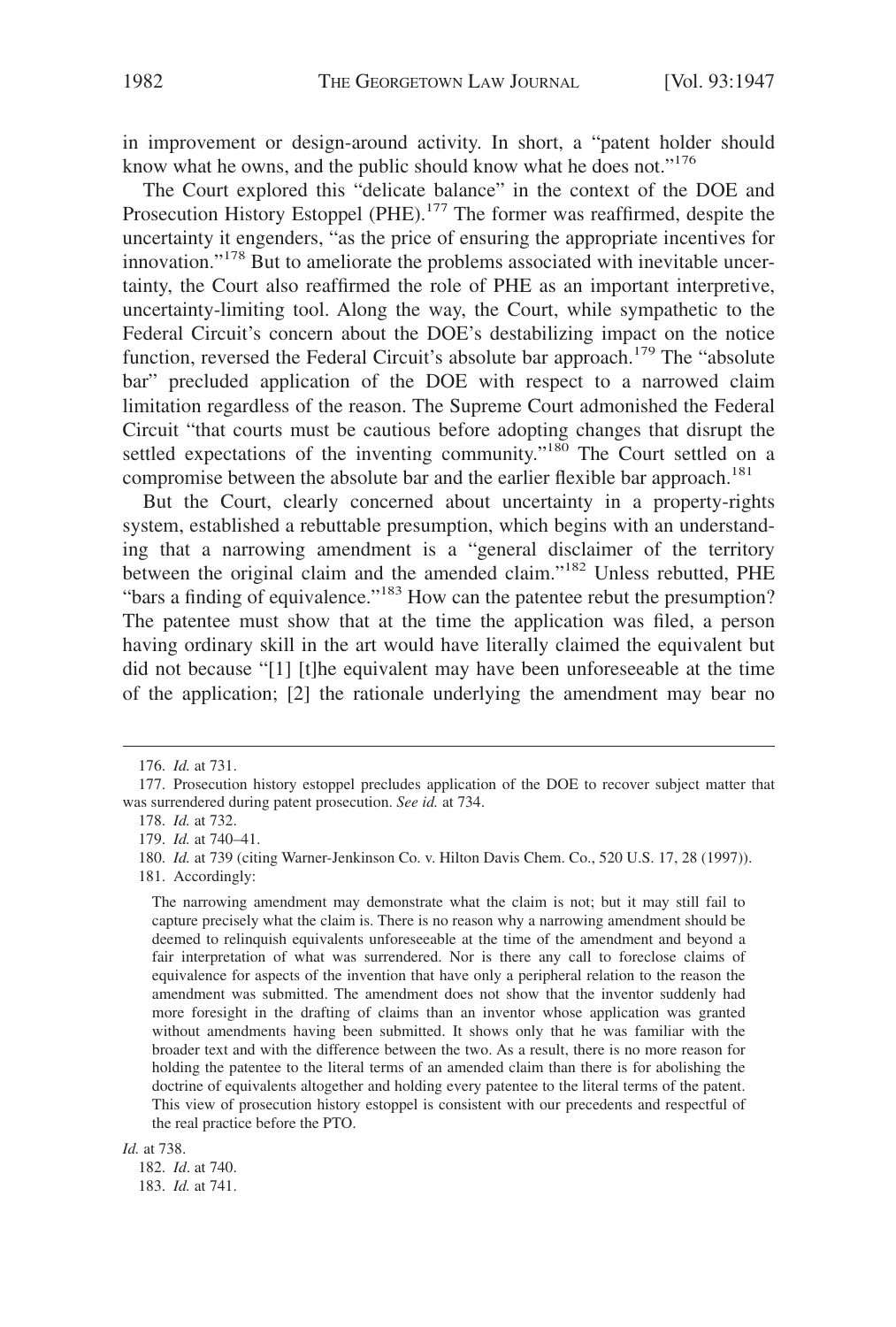in improvement or design-around activity. In short, a "patent holder should know what he owns, and the public should know what he does not."[176]

The Court explored this "delicate balance" in the context of the DOE and Prosecution History Estoppel (PHE).[177] The former was reaffirmed, despite the uncertainty it engenders, "as the price of ensuring the appropriate incentives for innovation."[178] But to ameliorate the problems associated with inevitable uncertainty, the Court also reaffirmed the role of PHE as an important interpretive, uncertainty-limiting tool. Along the way, the Court, while sympathetic to the Federal Circuit's concern about the DOE's destabilizing impact on the notice function, reversed the Federal Circuit's absolute bar approach.[179] The "absolute bar" precluded application of the DOE with respect to a narrowed claim limitation regardless of the reason. The Supreme Court admonished the Federal Circuit "that courts must be cautious before adopting changes that disrupt the settled expectations of the inventing community."[180] The Court settled on a compromise between the absolute bar and the earlier flexible bar approach.[181]

But the Court, clearly concerned about uncertainty in a property-rights system, established a rebuttable presumption, which begins with an understanding that a narrowing amendment is a "general disclaimer of the territory between the original claim and the amended claim."[182] Unless rebutted, PHE "bars a finding of equivalence."[183] How can the patentee rebut the presumption? The patentee must show that at the time the application was filed, a person having ordinary skill in the art would have literally claimed the equivalent but did not because "[1] [t]he equivalent may have been unforeseeable at the time of the application; [2] the rationale underlying the amendment may bear no

---

176. *Id.* at 731.

177. Prosecution history estoppel precludes application of the DOE to recover subject matter that was surrendered during patent prosecution. *See id.* at 734.

178. *Id.* at 732.

179. *Id.* at 740–41.

180. *Id.* at 739 (citing Warner-Jenkinson Co. v. Hilton Davis Chem. Co., 520 U.S. 17, 28 (1997)).

181. Accordingly:

> The narrowing amendment may demonstrate what the claim is not; but it may still fail to capture precisely what the claim is. There is no reason why a narrowing amendment should be deemed to relinquish equivalents unforeseeable at the time of the amendment and beyond a fair interpretation of what was surrendered. Nor is there any call to foreclose claims of equivalence for aspects of the invention that have only a peripheral relation to the reason the amendment was submitted. The amendment does not show that the inventor suddenly had more foresight in the drafting of claims than an inventor whose application was granted without amendments having been submitted. It shows only that he was familiar with the broader text and with the difference between the two. As a result, there is no more reason for holding the patentee to the literal terms of an amended claim than there is for abolishing the doctrine of equivalents altogether and holding every patentee to the literal terms of the patent. This view of prosecution history estoppel is consistent with our precedents and respectful of the real practice before the PTO.

*Id.* at 738.

182. *Id*. at 740.

183. *Id.* at 741.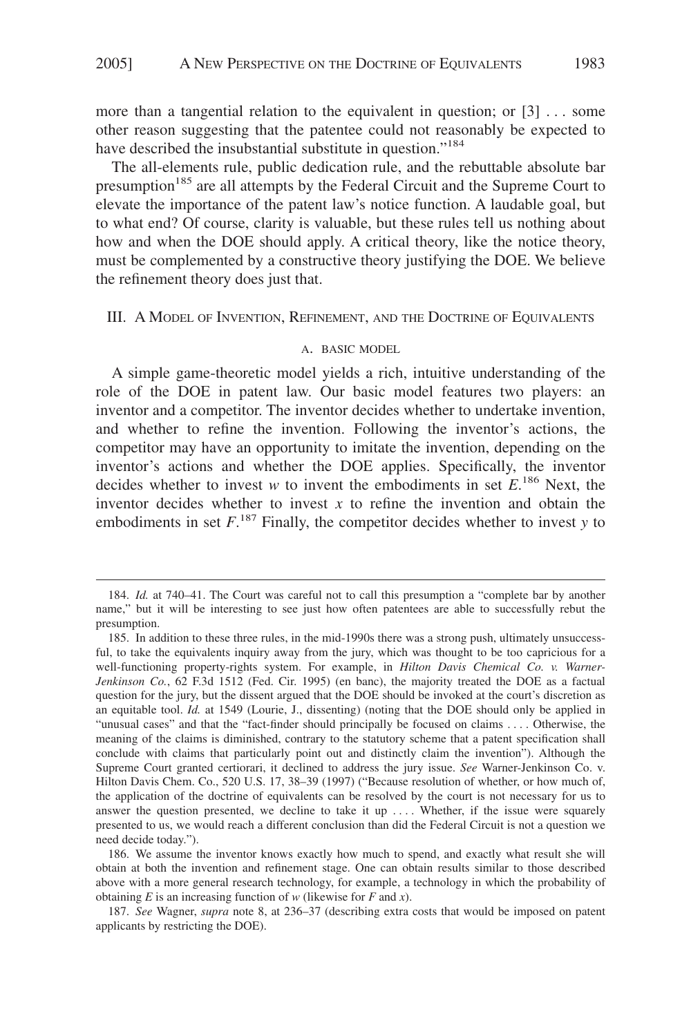more than a tangential relation to the equivalent in question; or [3] . . . some other reason suggesting that the patentee could not reasonably be expected to have described the insubstantial substitute in question."[184]

The all-elements rule, public dedication rule, and the rebuttable absolute bar presumption[185] are all attempts by the Federal Circuit and the Supreme Court to elevate the importance of the patent law's notice function. A laudable goal, but to what end? Of course, clarity is valuable, but these rules tell us nothing about how and when the DOE should apply. A critical theory, like the notice theory, must be complemented by a constructive theory justifying the DOE. We believe the refinement theory does just that.

## III. A Model of Invention, Refinement, and the Doctrine of Equivalents

### A. Basic Model

A simple game-theoretic model yields a rich, intuitive understanding of the role of the DOE in patent law. Our basic model features two players: an inventor and a competitor. The inventor decides whether to undertake invention, and whether to refine the invention. Following the inventor's actions, the competitor may have an opportunity to imitate the invention, depending on the inventor's actions and whether the DOE applies. Specifically, the inventor decides whether to invest $w$ to invent the embodiments in set $E$.[186] Next, the inventor decides whether to invest $x$ to refine the invention and obtain the embodiments in set $F$.[187] Finally, the competitor decides whether to invest $y$ to

---

184. *Id.* at 740–41. The Court was careful not to call this presumption a "complete bar by another name," but it will be interesting to see just how often patentees are able to successfully rebut the presumption.

185. In addition to these three rules, in the mid-1990s there was a strong push, ultimately unsuccessful, to take the equivalents inquiry away from the jury, which was thought to be too capricious for a well-functioning property-rights system. For example, in *Hilton Davis Chemical Co. v. Warner-Jenkinson Co.*, 62 F.3d 1512 (Fed. Cir. 1995) (en banc), the majority treated the DOE as a factual question for the jury, but the dissent argued that the DOE should be invoked at the court's discretion as an equitable tool. *Id.* at 1549 (Lourie, J., dissenting) (noting that the DOE should only be applied in "unusual cases" and that the "fact-finder should principally be focused on claims . . . . Otherwise, the meaning of the claims is diminished, contrary to the statutory scheme that a patent specification shall conclude with claims that particularly point out and distinctly claim the invention"). Although the Supreme Court granted certiorari, it declined to address the jury issue. *See* Warner-Jenkinson Co. v. Hilton Davis Chem. Co., 520 U.S. 17, 38–39 (1997) ("Because resolution of whether, or how much of, the application of the doctrine of equivalents can be resolved by the court is not necessary for us to answer the question presented, we decline to take it up . . . . Whether, if the issue were squarely presented to us, we would reach a different conclusion than did the Federal Circuit is not a question we need decide today.").

186. We assume the inventor knows exactly how much to spend, and exactly what result she will obtain at both the invention and refinement stage. One can obtain results similar to those described above with a more general research technology, for example, a technology in which the probability of obtaining $E$ is an increasing function of $w$ (likewise for $F$ and $x$).

187. *See* Wagner, *supra* note 8, at 236–37 (describing extra costs that would be imposed on patent applicants by restricting the DOE).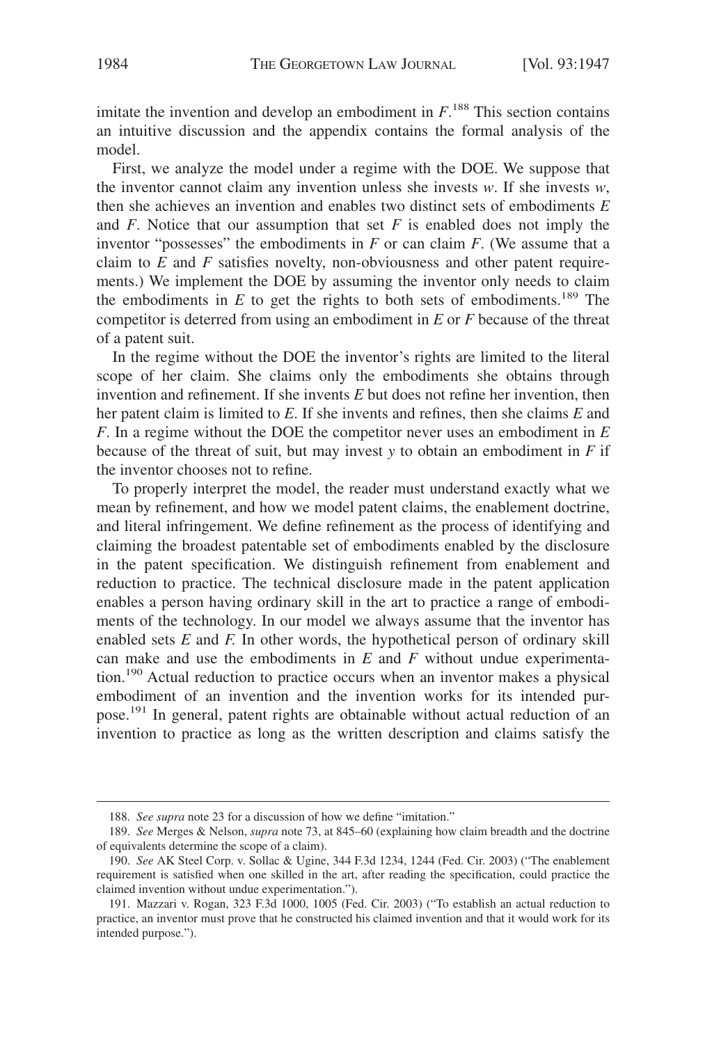imitate the invention and develop an embodiment in $F$.[188] This section contains an intuitive discussion and the appendix contains the formal analysis of the model.

First, we analyze the model under a regime with the DOE. We suppose that the inventor cannot claim any invention unless she invests $w$. If she invests $w$, then she achieves an invention and enables two distinct sets of embodiments $E$ and $F$. Notice that our assumption that set $F$ is enabled does not imply the inventor "possesses" the embodiments in $F$ or can claim $F$. (We assume that a claim to $E$ and $F$ satisfies novelty, non-obviousness and other patent requirements.) We implement the DOE by assuming the inventor only needs to claim the embodiments in $E$ to get the rights to both sets of embodiments.[189] The competitor is deterred from using an embodiment in $E$ or $F$ because of the threat of a patent suit.

In the regime without the DOE the inventor's rights are limited to the literal scope of her claim. She claims only the embodiments she obtains through invention and refinement. If she invents $E$ but does not refine her invention, then her patent claim is limited to $E$. If she invents and refines, then she claims $E$ and $F$. In a regime without the DOE the competitor never uses an embodiment in $E$ because of the threat of suit, but may invest $y$ to obtain an embodiment in $F$ if the inventor chooses not to refine.

To properly interpret the model, the reader must understand exactly what we mean by refinement, and how we model patent claims, the enablement doctrine, and literal infringement. We define refinement as the process of identifying and claiming the broadest patentable set of embodiments enabled by the disclosure in the patent specification. We distinguish refinement from enablement and reduction to practice. The technical disclosure made in the patent application enables a person having ordinary skill in the art to practice a range of embodiments of the technology. In our model we always assume that the inventor has enabled sets $E$ and $F$. In other words, the hypothetical person of ordinary skill can make and use the embodiments in $E$ and $F$ without undue experimentation.[190] Actual reduction to practice occurs when an inventor makes a physical embodiment of an invention and the invention works for its intended purpose.[191] In general, patent rights are obtainable without actual reduction of an invention to practice as long as the written description and claims satisfy the

---

188. *See supra* note 23 for a discussion of how we define "imitation."

189. *See* Merges & Nelson, *supra* note 73, at 845–60 (explaining how claim breadth and the doctrine of equivalents determine the scope of a claim).

190. *See* AK Steel Corp. v. Sollac & Ugine, 344 F.3d 1234, 1244 (Fed. Cir. 2003) ("The enablement requirement is satisfied when one skilled in the art, after reading the specification, could practice the claimed invention without undue experimentation.").

191. Mazzari v. Rogan, 323 F.3d 1000, 1005 (Fed. Cir. 2003) ("To establish an actual reduction to practice, an inventor must prove that he constructed his claimed invention and that it would work for its intended purpose.").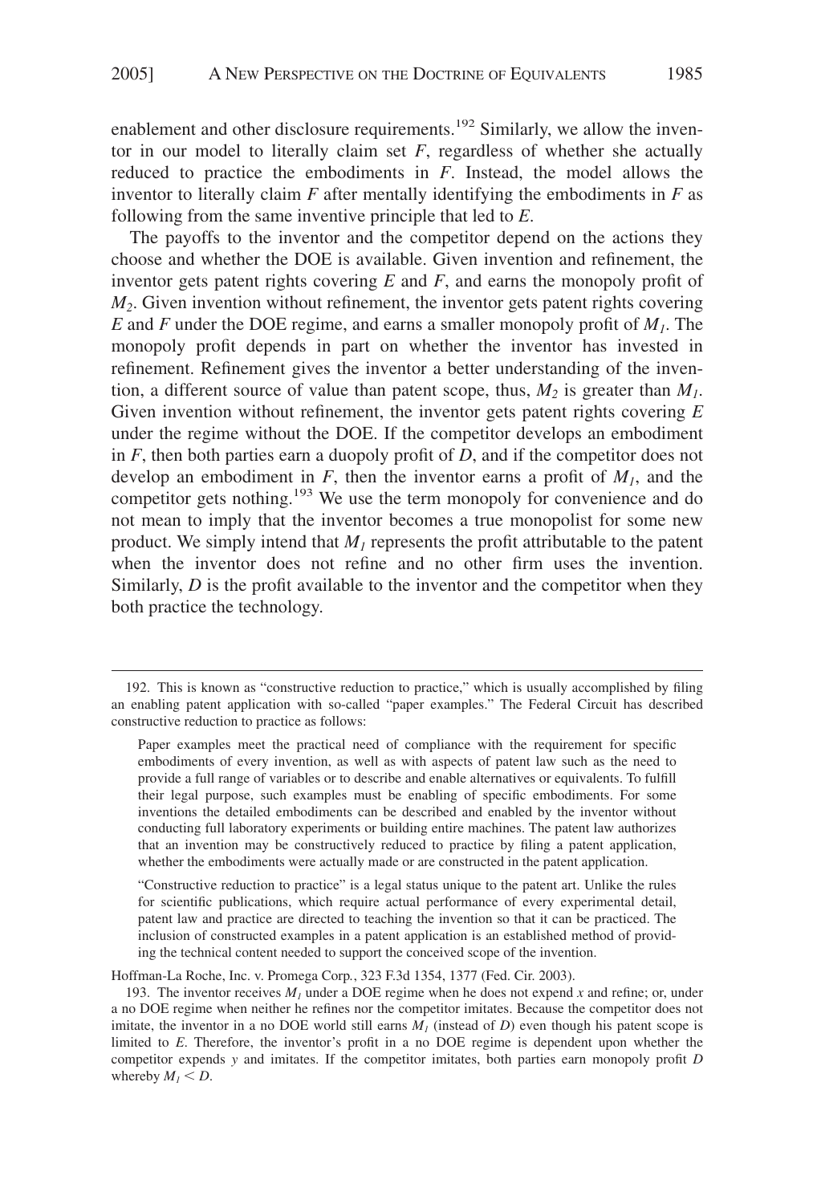enablement and other disclosure requirements.[192] Similarly, we allow the inventor in our model to literally claim set *F*, regardless of whether she actually reduced to practice the embodiments in *F*. Instead, the model allows the inventor to literally claim *F* after mentally identifying the embodiments in *F* as following from the same inventive principle that led to *E*.

The payoffs to the inventor and the competitor depend on the actions they choose and whether the DOE is available. Given invention and refinement, the inventor gets patent rights covering *E* and *F*, and earns the monopoly profit of $M_2$. Given invention without refinement, the inventor gets patent rights covering *E* and *F* under the DOE regime, and earns a smaller monopoly profit of $M_1$. The monopoly profit depends in part on whether the inventor has invested in refinement. Refinement gives the inventor a better understanding of the invention, a different source of value than patent scope, thus, $M_2$ is greater than $M_1$. Given invention without refinement, the inventor gets patent rights covering *E* under the regime without the DOE. If the competitor develops an embodiment in *F*, then both parties earn a duopoly profit of *D*, and if the competitor does not develop an embodiment in *F*, then the inventor earns a profit of $M_1$, and the competitor gets nothing.[193] We use the term monopoly for convenience and do not mean to imply that the inventor becomes a true monopolist for some new product. We simply intend that $M_1$ represents the profit attributable to the patent when the inventor does not refine and no other firm uses the invention. Similarly, *D* is the profit available to the inventor and the competitor when they both practice the technology.

---

192. This is known as "constructive reduction to practice," which is usually accomplished by filing an enabling patent application with so-called "paper examples." The Federal Circuit has described constructive reduction to practice as follows:

> Paper examples meet the practical need of compliance with the requirement for specific embodiments of every invention, as well as with aspects of patent law such as the need to provide a full range of variables or to describe and enable alternatives or equivalents. To fulfill their legal purpose, such examples must be enabling of specific embodiments. For some inventions the detailed embodiments can be described and enabled by the inventor without conducting full laboratory experiments or building entire machines. The patent law authorizes that an invention may be constructively reduced to practice by filing a patent application, whether the embodiments were actually made or are constructed in the patent application.
>
> "Constructive reduction to practice" is a legal status unique to the patent art. Unlike the rules for scientific publications, which require actual performance of every experimental detail, patent law and practice are directed to teaching the invention so that it can be practiced. The inclusion of constructed examples in a patent application is an established method of providing the technical content needed to support the conceived scope of the invention.

Hoffman-La Roche, Inc. v. Promega Corp., 323 F.3d 1354, 1377 (Fed. Cir. 2003).

193. The inventor receives $M_1$ under a DOE regime when he does not expend *x* and refine; or, under a no DOE regime when neither he refines nor the competitor imitates. Because the competitor does not imitate, the inventor in a no DOE world still earns $M_1$ (instead of *D*) even though his patent scope is limited to *E*. Therefore, the inventor's profit in a no DOE regime is dependent upon whether the competitor expends *y* and imitates. If the competitor imitates, both parties earn monopoly profit *D* whereby $M_1 < D$.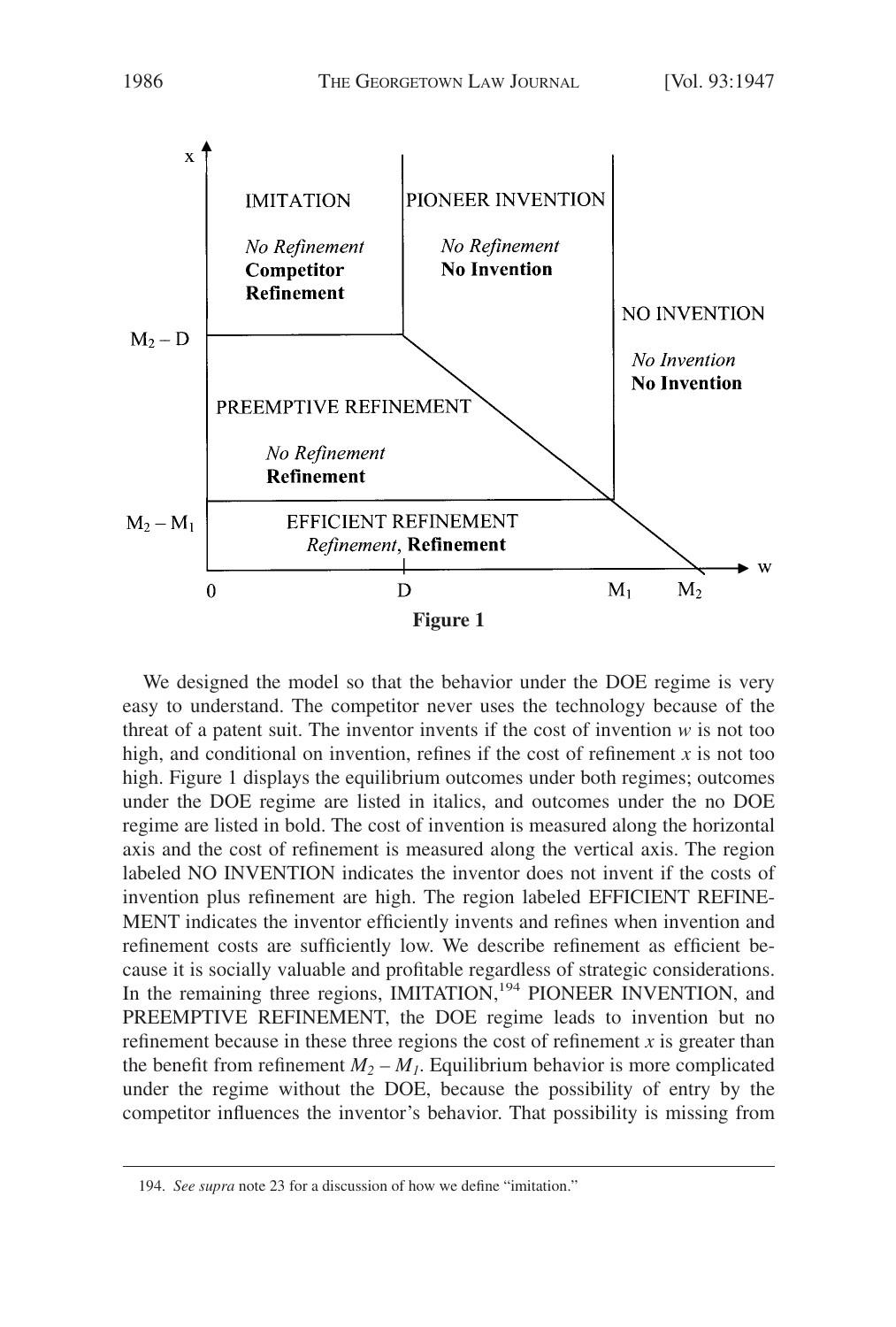**Figure 1**

We designed the model so that the behavior under the DOE regime is very easy to understand. The competitor never uses the technology because of the threat of a patent suit. The inventor invents if the cost of invention $w$ is not too high, and conditional on invention, refines if the cost of refinement $x$ is not too high. Figure 1 displays the equilibrium outcomes under both regimes; outcomes under the DOE regime are listed in italics, and outcomes under the no DOE regime are listed in bold. The cost of invention is measured along the horizontal axis and the cost of refinement is measured along the vertical axis. The region labeled NO INVENTION indicates the inventor does not invent if the costs of invention plus refinement are high. The region labeled EFFICIENT REFINEMENT indicates the inventor efficiently invents and refines when invention and refinement costs are sufficiently low. We describe refinement as efficient because it is socially valuable and profitable regardless of strategic considerations. In the remaining three regions, IMITATION,[194] PIONEER INVENTION, and PREEMPTIVE REFINEMENT, the DOE regime leads to invention but no refinement because in these three regions the cost of refinement $x$ is greater than the benefit from refinement $M_2 - M_1$. Equilibrium behavior is more complicated under the regime without the DOE, because the possibility of entry by the competitor influences the inventor's behavior. That possibility is missing from

---

194. *See supra* note 23 for a discussion of how we define "imitation."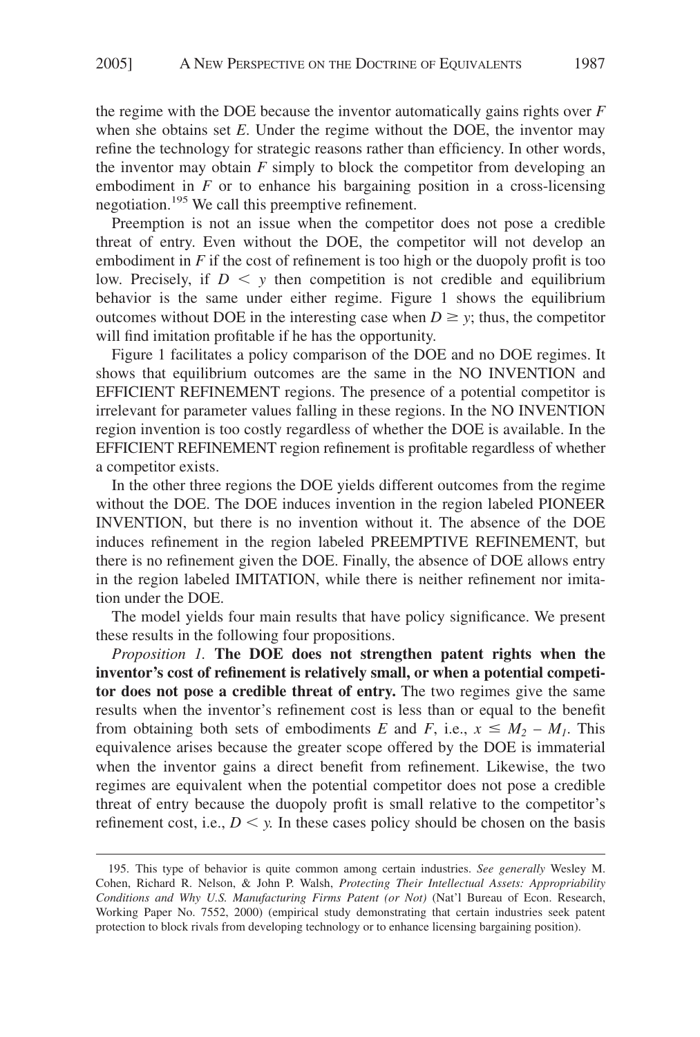the regime with the DOE because the inventor automatically gains rights over $F$ when she obtains set $E$. Under the regime without the DOE, the inventor may refine the technology for strategic reasons rather than efficiency. In other words, the inventor may obtain $F$ simply to block the competitor from developing an embodiment in $F$ or to enhance his bargaining position in a cross-licensing negotiation.[195] We call this preemptive refinement.

Preemption is not an issue when the competitor does not pose a credible threat of entry. Even without the DOE, the competitor will not develop an embodiment in $F$ if the cost of refinement is too high or the duopoly profit is too low. Precisely, if $D < y$ then competition is not credible and equilibrium behavior is the same under either regime. Figure 1 shows the equilibrium outcomes without DOE in the interesting case when $D \geq y$; thus, the competitor will find imitation profitable if he has the opportunity.

Figure 1 facilitates a policy comparison of the DOE and no DOE regimes. It shows that equilibrium outcomes are the same in the NO INVENTION and EFFICIENT REFINEMENT regions. The presence of a potential competitor is irrelevant for parameter values falling in these regions. In the NO INVENTION region invention is too costly regardless of whether the DOE is available. In the EFFICIENT REFINEMENT region refinement is profitable regardless of whether a competitor exists.

In the other three regions the DOE yields different outcomes from the regime without the DOE. The DOE induces invention in the region labeled PIONEER INVENTION, but there is no invention without it. The absence of the DOE induces refinement in the region labeled PREEMPTIVE REFINEMENT, but there is no refinement given the DOE. Finally, the absence of DOE allows entry in the region labeled IMITATION, while there is neither refinement nor imitation under the DOE.

The model yields four main results that have policy significance. We present these results in the following four propositions.

*Proposition 1.* **The DOE does not strengthen patent rights when the inventor's cost of refinement is relatively small, or when a potential competitor does not pose a credible threat of entry.** The two regimes give the same results when the inventor's refinement cost is less than or equal to the benefit from obtaining both sets of embodiments $E$ and $F$, i.e., $x \leq M_2 - M_1$. This equivalence arises because the greater scope offered by the DOE is immaterial when the inventor gains a direct benefit from refinement. Likewise, the two regimes are equivalent when the potential competitor does not pose a credible threat of entry because the duopoly profit is small relative to the competitor's refinement cost, i.e., $D < y$. In these cases policy should be chosen on the basis

195. This type of behavior is quite common among certain industries. *See generally* Wesley M. Cohen, Richard R. Nelson, & John P. Walsh, *Protecting Their Intellectual Assets: Appropriability Conditions and Why U.S. Manufacturing Firms Patent (or Not)* (Nat'l Bureau of Econ. Research, Working Paper No. 7552, 2000) (empirical study demonstrating that certain industries seek patent protection to block rivals from developing technology or to enhance licensing bargaining position).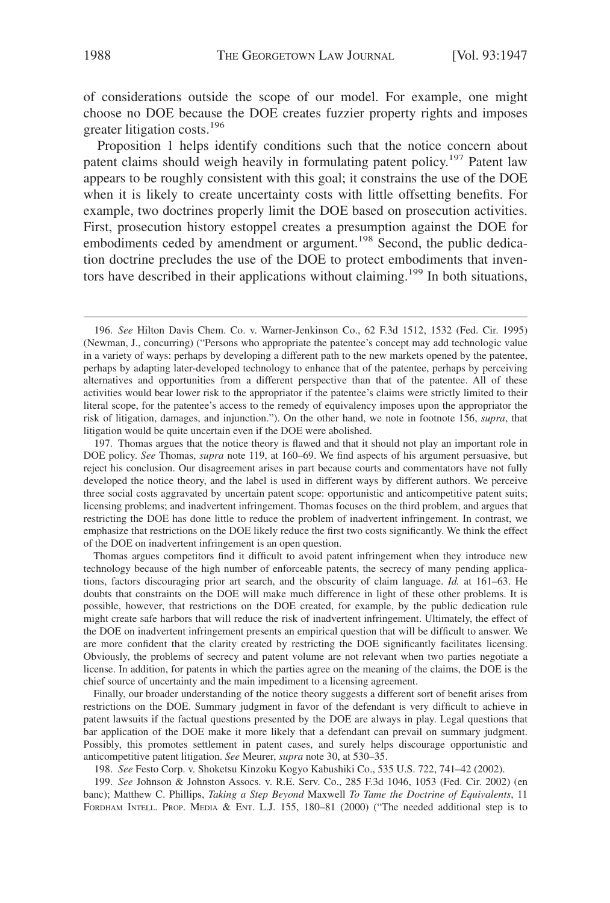of considerations outside the scope of our model. For example, one might choose no DOE because the DOE creates fuzzier property rights and imposes greater litigation costs.[196]

Proposition 1 helps identify conditions such that the notice concern about patent claims should weigh heavily in formulating patent policy.[197] Patent law appears to be roughly consistent with this goal; it constrains the use of the DOE when it is likely to create uncertainty costs with little offsetting benefits. For example, two doctrines properly limit the DOE based on prosecution activities. First, prosecution history estoppel creates a presumption against the DOE for embodiments ceded by amendment or argument.[198] Second, the public dedication doctrine precludes the use of the DOE to protect embodiments that inventors have described in their applications without claiming.[199] In both situations,

---

196. *See* Hilton Davis Chem. Co. v. Warner-Jenkinson Co., 62 F.3d 1512, 1532 (Fed. Cir. 1995) (Newman, J., concurring) ("Persons who appropriate the patentee's concept may add technologic value in a variety of ways: perhaps by developing a different path to the new markets opened by the patentee, perhaps by adapting later-developed technology to enhance that of the patentee, perhaps by perceiving alternatives and opportunities from a different perspective than that of the patentee. All of these activities would bear lower risk to the appropriator if the patentee's claims were strictly limited to their literal scope, for the patentee's access to the remedy of equivalency imposes upon the appropriator the risk of litigation, damages, and injunction."). On the other hand, we note in footnote 156, *supra*, that litigation would be quite uncertain even if the DOE were abolished.

197. Thomas argues that the notice theory is flawed and that it should not play an important role in DOE policy. *See* Thomas, *supra* note 119, at 160–69. We find aspects of his argument persuasive, but reject his conclusion. Our disagreement arises in part because courts and commentators have not fully developed the notice theory, and the label is used in different ways by different authors. We perceive three social costs aggravated by uncertain patent scope: opportunistic and anticompetitive patent suits; licensing problems; and inadvertent infringement. Thomas focuses on the third problem, and argues that restricting the DOE has done little to reduce the problem of inadvertent infringement. In contrast, we emphasize that restrictions on the DOE likely reduce the first two costs significantly. We think the effect of the DOE on inadvertent infringement is an open question.

Thomas argues competitors find it difficult to avoid patent infringement when they introduce new technology because of the high number of enforceable patents, the secrecy of many pending applications, factors discouraging prior art search, and the obscurity of claim language. *Id.* at 161–63. He doubts that constraints on the DOE will make much difference in light of these other problems. It is possible, however, that restrictions on the DOE created, for example, by the public dedication rule might create safe harbors that will reduce the risk of inadvertent infringement. Ultimately, the effect of the DOE on inadvertent infringement presents an empirical question that will be difficult to answer. We are more confident that the clarity created by restricting the DOE significantly facilitates licensing. Obviously, the problems of secrecy and patent volume are not relevant when two parties negotiate a license. In addition, for patents in which the parties agree on the meaning of the claims, the DOE is the chief source of uncertainty and the main impediment to a licensing agreement.

Finally, our broader understanding of the notice theory suggests a different sort of benefit arises from restrictions on the DOE. Summary judgment in favor of the defendant is very difficult to achieve in patent lawsuits if the factual questions presented by the DOE are always in play. Legal questions that bar application of the DOE make it more likely that a defendant can prevail on summary judgment. Possibly, this promotes settlement in patent cases, and surely helps discourage opportunistic and anticompetitive patent litigation. *See* Meurer, *supra* note 30, at 530–35.

198. *See* Festo Corp. v. Shoketsu Kinzoku Kogyo Kabushiki Co., 535 U.S. 722, 741–42 (2002).

199. *See* Johnson & Johnston Assocs. v. R.E. Serv. Co., 285 F.3d 1046, 1053 (Fed. Cir. 2002) (en banc); Matthew C. Phillips, *Taking a Step Beyond* Maxwell *To Tame the Doctrine of Equivalents*, 11 FORDHAM INTELL. PROP. MEDIA & ENT. L.J. 155, 180–81 (2000) ("The needed additional step is to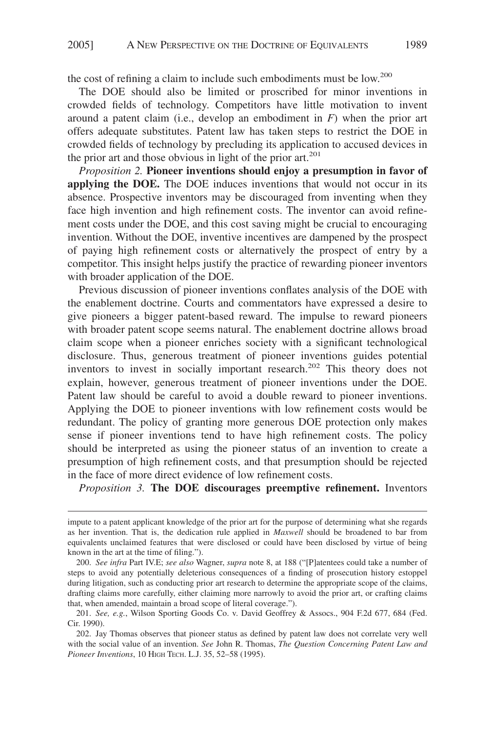the cost of refining a claim to include such embodiments must be low.[200]

The DOE should also be limited or proscribed for minor inventions in crowded fields of technology. Competitors have little motivation to invent around a patent claim (i.e., develop an embodiment in *F*) when the prior art offers adequate substitutes. Patent law has taken steps to restrict the DOE in crowded fields of technology by precluding its application to accused devices in the prior art and those obvious in light of the prior art.[201]

*Proposition 2.* **Pioneer inventions should enjoy a presumption in favor of applying the DOE.** The DOE induces inventions that would not occur in its absence. Prospective inventors may be discouraged from inventing when they face high invention and high refinement costs. The inventor can avoid refinement costs under the DOE, and this cost saving might be crucial to encouraging invention. Without the DOE, inventive incentives are dampened by the prospect of paying high refinement costs or alternatively the prospect of entry by a competitor. This insight helps justify the practice of rewarding pioneer inventors with broader application of the DOE.

Previous discussion of pioneer inventions conflates analysis of the DOE with the enablement doctrine. Courts and commentators have expressed a desire to give pioneers a bigger patent-based reward. The impulse to reward pioneers with broader patent scope seems natural. The enablement doctrine allows broad claim scope when a pioneer enriches society with a significant technological disclosure. Thus, generous treatment of pioneer inventions guides potential inventors to invest in socially important research.[202] This theory does not explain, however, generous treatment of pioneer inventions under the DOE. Patent law should be careful to avoid a double reward to pioneer inventions. Applying the DOE to pioneer inventions with low refinement costs would be redundant. The policy of granting more generous DOE protection only makes sense if pioneer inventions tend to have high refinement costs. The policy should be interpreted as using the pioneer status of an invention to create a presumption of high refinement costs, and that presumption should be rejected in the face of more direct evidence of low refinement costs.

*Proposition 3.* **The DOE discourages preemptive refinement.** Inventors

---

impute to a patent applicant knowledge of the prior art for the purpose of determining what she regards as her invention. That is, the dedication rule applied in *Maxwell* should be broadened to bar from equivalents unclaimed features that were disclosed or could have been disclosed by virtue of being known in the art at the time of filing.").

200. *See infra* Part IV.E; *see also* Wagner, *supra* note 8, at 188 ("[P]atentees could take a number of steps to avoid any potentially deleterious consequences of a finding of prosecution history estoppel during litigation, such as conducting prior art research to determine the appropriate scope of the claims, drafting claims more carefully, either claiming more narrowly to avoid the prior art, or crafting claims that, when amended, maintain a broad scope of literal coverage.").

201. *See, e.g.*, Wilson Sporting Goods Co. v. David Geoffrey & Assocs., 904 F.2d 677, 684 (Fed. Cir. 1990).

202. Jay Thomas observes that pioneer status as defined by patent law does not correlate very well with the social value of an invention. *See* John R. Thomas, *The Question Concerning Patent Law and Pioneer Inventions*, 10 HIGH TECH. L.J. 35, 52–58 (1995).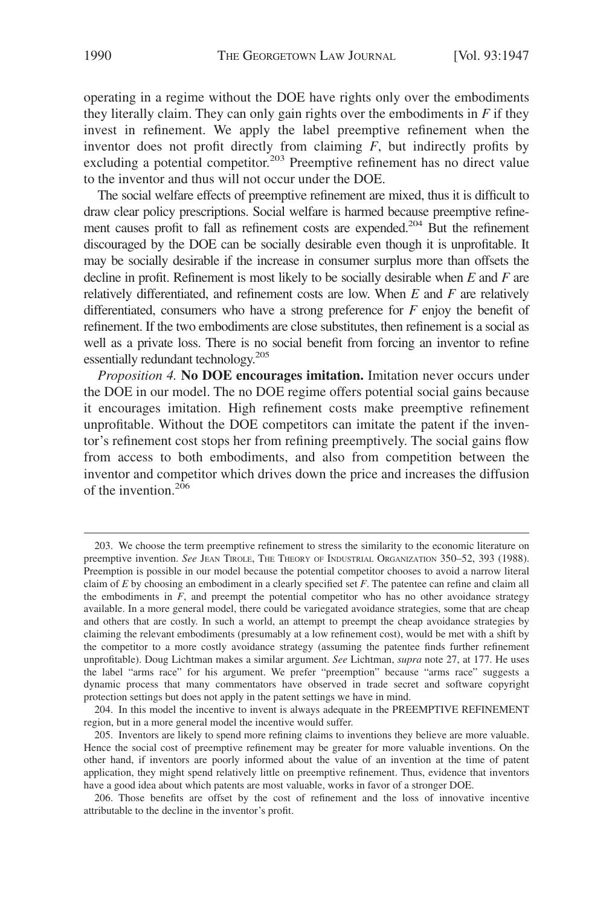operating in a regime without the DOE have rights only over the embodiments they literally claim. They can only gain rights over the embodiments in *F* if they invest in refinement. We apply the label preemptive refinement when the inventor does not profit directly from claiming *F*, but indirectly profits by excluding a potential competitor.[203] Preemptive refinement has no direct value to the inventor and thus will not occur under the DOE.

The social welfare effects of preemptive refinement are mixed, thus it is difficult to draw clear policy prescriptions. Social welfare is harmed because preemptive refinement causes profit to fall as refinement costs are expended.[204] But the refinement discouraged by the DOE can be socially desirable even though it is unprofitable. It may be socially desirable if the increase in consumer surplus more than offsets the decline in profit. Refinement is most likely to be socially desirable when *E* and *F* are relatively differentiated, and refinement costs are low. When *E* and *F* are relatively differentiated, consumers who have a strong preference for *F* enjoy the benefit of refinement. If the two embodiments are close substitutes, then refinement is a social as well as a private loss. There is no social benefit from forcing an inventor to refine essentially redundant technology.[205]

*Proposition 4.* **No DOE encourages imitation.** Imitation never occurs under the DOE in our model. The no DOE regime offers potential social gains because it encourages imitation. High refinement costs make preemptive refinement unprofitable. Without the DOE competitors can imitate the patent if the inventor's refinement cost stops her from refining preemptively. The social gains flow from access to both embodiments, and also from competition between the inventor and competitor which drives down the price and increases the diffusion of the invention.[206]

---

203. We choose the term preemptive refinement to stress the similarity to the economic literature on preemptive invention. *See* Jean Tirole, The Theory of Industrial Organization 350–52, 393 (1988). Preemption is possible in our model because the potential competitor chooses to avoid a narrow literal claim of *E* by choosing an embodiment in a clearly specified set *F*. The patentee can refine and claim all the embodiments in *F*, and preempt the potential competitor who has no other avoidance strategy available. In a more general model, there could be variegated avoidance strategies, some that are cheap and others that are costly. In such a world, an attempt to preempt the cheap avoidance strategies by claiming the relevant embodiments (presumably at a low refinement cost), would be met with a shift by the competitor to a more costly avoidance strategy (assuming the patentee finds further refinement unprofitable). Doug Lichtman makes a similar argument. *See* Lichtman, *supra* note 27, at 177. He uses the label "arms race" for his argument. We prefer "preemption" because "arms race" suggests a dynamic process that many commentators have observed in trade secret and software copyright protection settings but does not apply in the patent settings we have in mind.

204. In this model the incentive to invent is always adequate in the PREEMPTIVE REFINEMENT region, but in a more general model the incentive would suffer.

205. Inventors are likely to spend more refining claims to inventions they believe are more valuable. Hence the social cost of preemptive refinement may be greater for more valuable inventions. On the other hand, if inventors are poorly informed about the value of an invention at the time of patent application, they might spend relatively little on preemptive refinement. Thus, evidence that inventors have a good idea about which patents are most valuable, works in favor of a stronger DOE.

206. Those benefits are offset by the cost of refinement and the loss of innovative incentive attributable to the decline in the inventor's profit.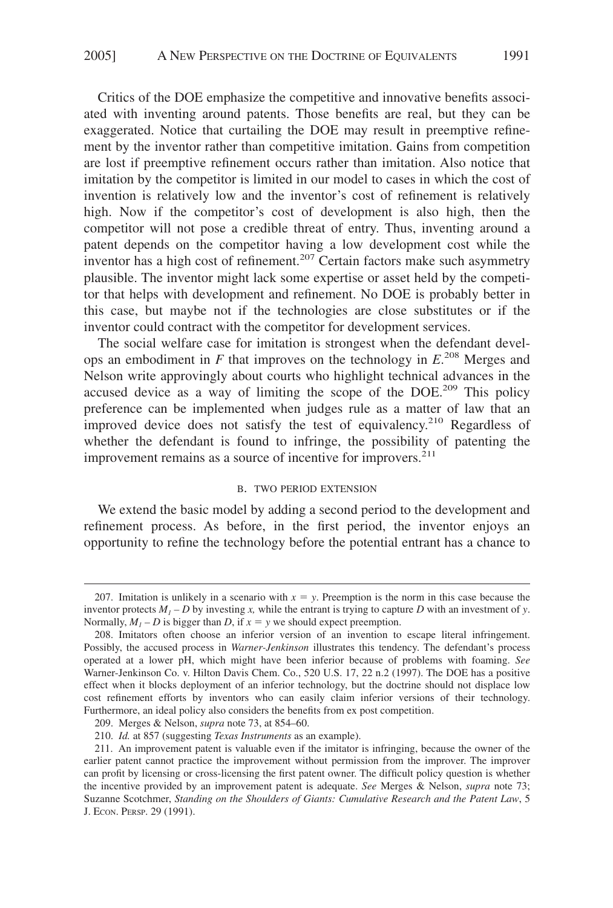Critics of the DOE emphasize the competitive and innovative benefits associated with inventing around patents. Those benefits are real, but they can be exaggerated. Notice that curtailing the DOE may result in preemptive refinement by the inventor rather than competitive imitation. Gains from competition are lost if preemptive refinement occurs rather than imitation. Also notice that imitation by the competitor is limited in our model to cases in which the cost of invention is relatively low and the inventor's cost of refinement is relatively high. Now if the competitor's cost of development is also high, then the competitor will not pose a credible threat of entry. Thus, inventing around a patent depends on the competitor having a low development cost while the inventor has a high cost of refinement.[207] Certain factors make such asymmetry plausible. The inventor might lack some expertise or asset held by the competitor that helps with development and refinement. No DOE is probably better in this case, but maybe not if the technologies are close substitutes or if the inventor could contract with the competitor for development services.

The social welfare case for imitation is strongest when the defendant develops an embodiment in $F$ that improves on the technology in $E$.[208] Merges and Nelson write approvingly about courts who highlight technical advances in the accused device as a way of limiting the scope of the DOE.[209] This policy preference can be implemented when judges rule as a matter of law that an improved device does not satisfy the test of equivalency.[210] Regardless of whether the defendant is found to infringe, the possibility of patenting the improvement remains as a source of incentive for improvers.[211]

### B. TWO PERIOD EXTENSION

We extend the basic model by adding a second period to the development and refinement process. As before, in the first period, the inventor enjoys an opportunity to refine the technology before the potential entrant has a chance to

---

207. Imitation is unlikely in a scenario with $x = y$. Preemption is the norm in this case because the inventor protects $M_1 - D$ by investing $x$, while the entrant is trying to capture $D$ with an investment of $y$. Normally, $M_1 - D$ is bigger than $D$, if $x = y$ we should expect preemption.

208. Imitators often choose an inferior version of an invention to escape literal infringement. Possibly, the accused process in *Warner-Jenkinson* illustrates this tendency. The defendant's process operated at a lower pH, which might have been inferior because of problems with foaming. *See* Warner-Jenkinson Co. v. Hilton Davis Chem. Co., 520 U.S. 17, 22 n.2 (1997). The DOE has a positive effect when it blocks deployment of an inferior technology, but the doctrine should not displace low cost refinement efforts by inventors who can easily claim inferior versions of their technology. Furthermore, an ideal policy also considers the benefits from ex post competition.

209. Merges & Nelson, *supra* note 73, at 854–60.

210. *Id.* at 857 (suggesting *Texas Instruments* as an example).

211. An improvement patent is valuable even if the imitator is infringing, because the owner of the earlier patent cannot practice the improvement without permission from the improver. The improver can profit by licensing or cross-licensing the first patent owner. The difficult policy question is whether the incentive provided by an improvement patent is adequate. *See* Merges & Nelson, *supra* note 73; Suzanne Scotchmer, *Standing on the Shoulders of Giants: Cumulative Research and the Patent Law*, 5 J. ECON. PERSP. 29 (1991).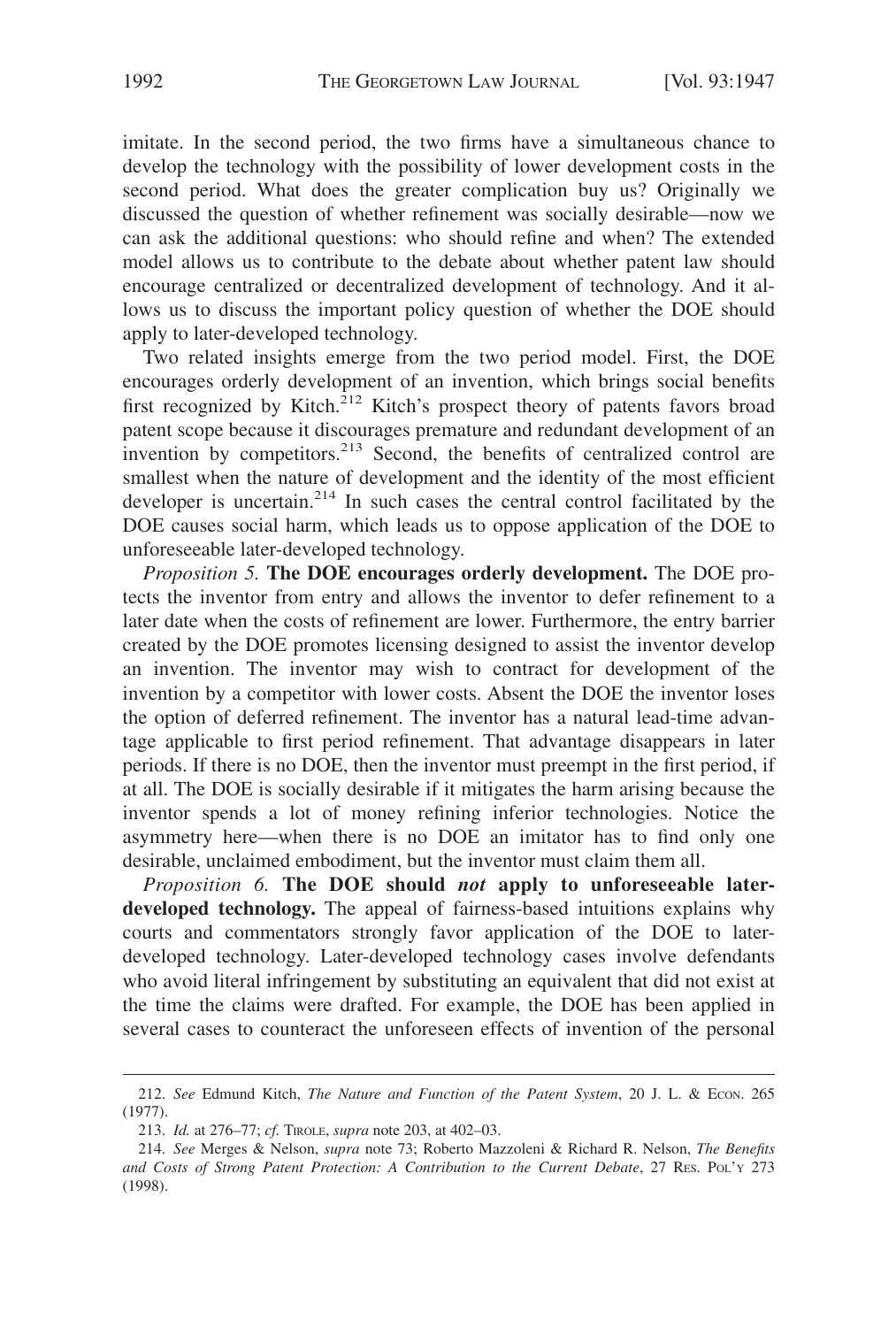imitate. In the second period, the two firms have a simultaneous chance to develop the technology with the possibility of lower development costs in the second period. What does the greater complication buy us? Originally we discussed the question of whether refinement was socially desirable—now we can ask the additional questions: who should refine and when? The extended model allows us to contribute to the debate about whether patent law should encourage centralized or decentralized development of technology. And it allows us to discuss the important policy question of whether the DOE should apply to later-developed technology.

Two related insights emerge from the two period model. First, the DOE encourages orderly development of an invention, which brings social benefits first recognized by Kitch.[212] Kitch's prospect theory of patents favors broad patent scope because it discourages premature and redundant development of an invention by competitors.[213] Second, the benefits of centralized control are smallest when the nature of development and the identity of the most efficient developer is uncertain.[214] In such cases the central control facilitated by the DOE causes social harm, which leads us to oppose application of the DOE to unforeseeable later-developed technology.

*Proposition 5.* **The DOE encourages orderly development.** The DOE protects the inventor from entry and allows the inventor to defer refinement to a later date when the costs of refinement are lower. Furthermore, the entry barrier created by the DOE promotes licensing designed to assist the inventor develop an invention. The inventor may wish to contract for development of the invention by a competitor with lower costs. Absent the DOE the inventor loses the option of deferred refinement. The inventor has a natural lead-time advantage applicable to first period refinement. That advantage disappears in later periods. If there is no DOE, then the inventor must preempt in the first period, if at all. The DOE is socially desirable if it mitigates the harm arising because the inventor spends a lot of money refining inferior technologies. Notice the asymmetry here—when there is no DOE an imitator has to find only one desirable, unclaimed embodiment, but the inventor must claim them all.

*Proposition 6.* **The DOE should *not* apply to unforeseeable later-developed technology.** The appeal of fairness-based intuitions explains why courts and commentators strongly favor application of the DOE to later-developed technology. Later-developed technology cases involve defendants who avoid literal infringement by substituting an equivalent that did not exist at the time the claims were drafted. For example, the DOE has been applied in several cases to counteract the unforeseen effects of invention of the personal

---

212. *See* Edmund Kitch, *The Nature and Function of the Patent System*, 20 J. L. & ECON. 265 (1977).

213. *Id.* at 276–77; *cf.* TIROLE, *supra* note 203, at 402–03.

214. *See* Merges & Nelson, *supra* note 73; Roberto Mazzoleni & Richard R. Nelson, *The Benefits and Costs of Strong Patent Protection: A Contribution to the Current Debate*, 27 RES. POL'Y 273 (1998).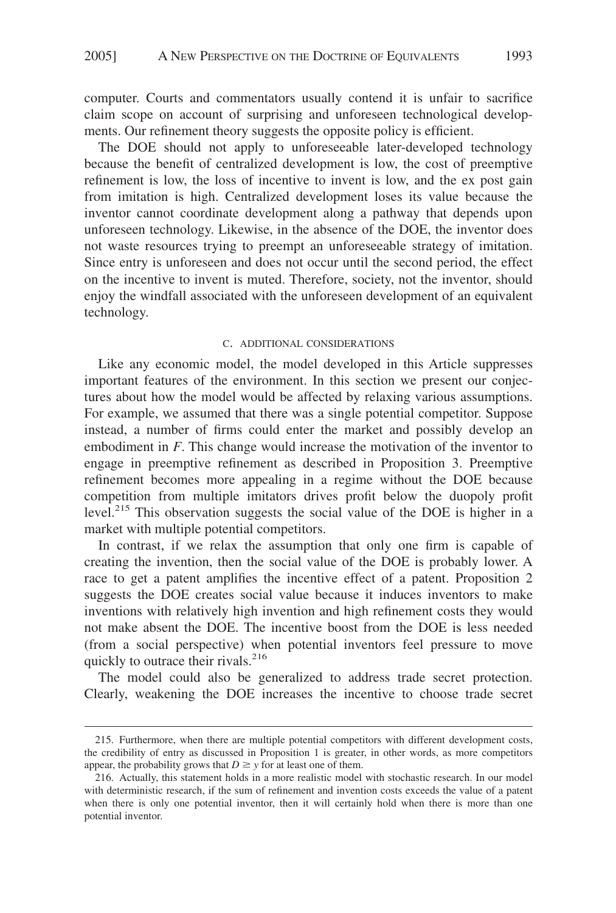computer. Courts and commentators usually contend it is unfair to sacrifice claim scope on account of surprising and unforeseen technological developments. Our refinement theory suggests the opposite policy is efficient.

The DOE should not apply to unforeseeable later-developed technology because the benefit of centralized development is low, the cost of preemptive refinement is low, the loss of incentive to invent is low, and the ex post gain from imitation is high. Centralized development loses its value because the inventor cannot coordinate development along a pathway that depends upon unforeseen technology. Likewise, in the absence of the DOE, the inventor does not waste resources trying to preempt an unforeseeable strategy of imitation. Since entry is unforeseen and does not occur until the second period, the effect on the incentive to invent is muted. Therefore, society, not the inventor, should enjoy the windfall associated with the unforeseen development of an equivalent technology.

### C. Additional Considerations

Like any economic model, the model developed in this Article suppresses important features of the environment. In this section we present our conjectures about how the model would be affected by relaxing various assumptions. For example, we assumed that there was a single potential competitor. Suppose instead, a number of firms could enter the market and possibly develop an embodiment in *F*. This change would increase the motivation of the inventor to engage in preemptive refinement as described in Proposition 3. Preemptive refinement becomes more appealing in a regime without the DOE because competition from multiple imitators drives profit below the duopoly profit level.[215] This observation suggests the social value of the DOE is higher in a market with multiple potential competitors.

In contrast, if we relax the assumption that only one firm is capable of creating the invention, then the social value of the DOE is probably lower. A race to get a patent amplifies the incentive effect of a patent. Proposition 2 suggests the DOE creates social value because it induces inventors to make inventions with relatively high invention and high refinement costs they would not make absent the DOE. The incentive boost from the DOE is less needed (from a social perspective) when potential inventors feel pressure to move quickly to outrace their rivals.[216]

The model could also be generalized to address trade secret protection. Clearly, weakening the DOE increases the incentive to choose trade secret

---

215. Furthermore, when there are multiple potential competitors with different development costs, the credibility of entry as discussed in Proposition 1 is greater, in other words, as more competitors appear, the probability grows that $D \geq y$ for at least one of them.

216. Actually, this statement holds in a more realistic model with stochastic research. In our model with deterministic research, if the sum of refinement and invention costs exceeds the value of a patent when there is only one potential inventor, then it will certainly hold when there is more than one potential inventor.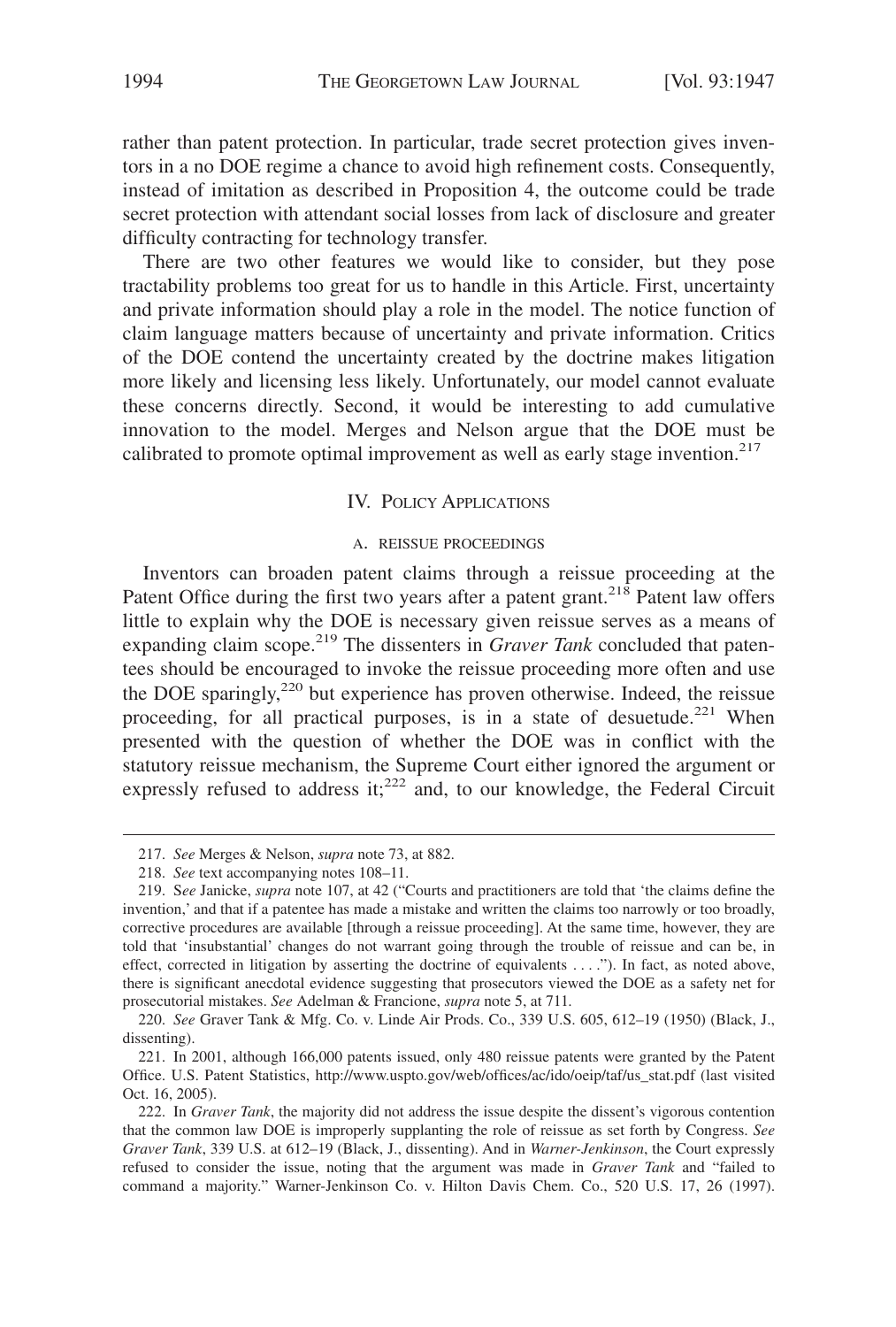rather than patent protection. In particular, trade secret protection gives inventors in a no DOE regime a chance to avoid high refinement costs. Consequently, instead of imitation as described in Proposition 4, the outcome could be trade secret protection with attendant social losses from lack of disclosure and greater difficulty contracting for technology transfer.

There are two other features we would like to consider, but they pose tractability problems too great for us to handle in this Article. First, uncertainty and private information should play a role in the model. The notice function of claim language matters because of uncertainty and private information. Critics of the DOE contend the uncertainty created by the doctrine makes litigation more likely and licensing less likely. Unfortunately, our model cannot evaluate these concerns directly. Second, it would be interesting to add cumulative innovation to the model. Merges and Nelson argue that the DOE must be calibrated to promote optimal improvement as well as early stage invention.[217]

## IV. Policy Applications

### A. Reissue Proceedings

Inventors can broaden patent claims through a reissue proceeding at the Patent Office during the first two years after a patent grant.[218] Patent law offers little to explain why the DOE is necessary given reissue serves as a means of expanding claim scope.[219] The dissenters in *Graver Tank* concluded that patentees should be encouraged to invoke the reissue proceeding more often and use the DOE sparingly,[220] but experience has proven otherwise. Indeed, the reissue proceeding, for all practical purposes, is in a state of desuetude.[221] When presented with the question of whether the DOE was in conflict with the statutory reissue mechanism, the Supreme Court either ignored the argument or expressly refused to address it;[222] and, to our knowledge, the Federal Circuit

---

217. *See* Merges & Nelson, *supra* note 73, at 882.

218. *See* text accompanying notes 108–11.

219. *See* Janicke, *supra* note 107, at 42 ("Courts and practitioners are told that 'the claims define the invention,' and that if a patentee has made a mistake and written the claims too narrowly or too broadly, corrective procedures are available [through a reissue proceeding]. At the same time, however, they are told that 'insubstantial' changes do not warrant going through the trouble of reissue and can be, in effect, corrected in litigation by asserting the doctrine of equivalents . . . ."). In fact, as noted above, there is significant anecdotal evidence suggesting that prosecutors viewed the DOE as a safety net for prosecutorial mistakes. *See* Adelman & Francione, *supra* note 5, at 711.

220. *See* Graver Tank & Mfg. Co. v. Linde Air Prods. Co., 339 U.S. 605, 612–19 (1950) (Black, J., dissenting).

221. In 2001, although 166,000 patents issued, only 480 reissue patents were granted by the Patent Office. U.S. Patent Statistics, http://www.uspto.gov/web/offices/ac/ido/oeip/taf/us_stat.pdf (last visited Oct. 16, 2005).

222. In *Graver Tank*, the majority did not address the issue despite the dissent's vigorous contention that the common law DOE is improperly supplanting the role of reissue as set forth by Congress. *See Graver Tank*, 339 U.S. at 612–19 (Black, J., dissenting). And in *Warner-Jenkinson*, the Court expressly refused to consider the issue, noting that the argument was made in *Graver Tank* and "failed to command a majority." Warner-Jenkinson Co. v. Hilton Davis Chem. Co., 520 U.S. 17, 26 (1997).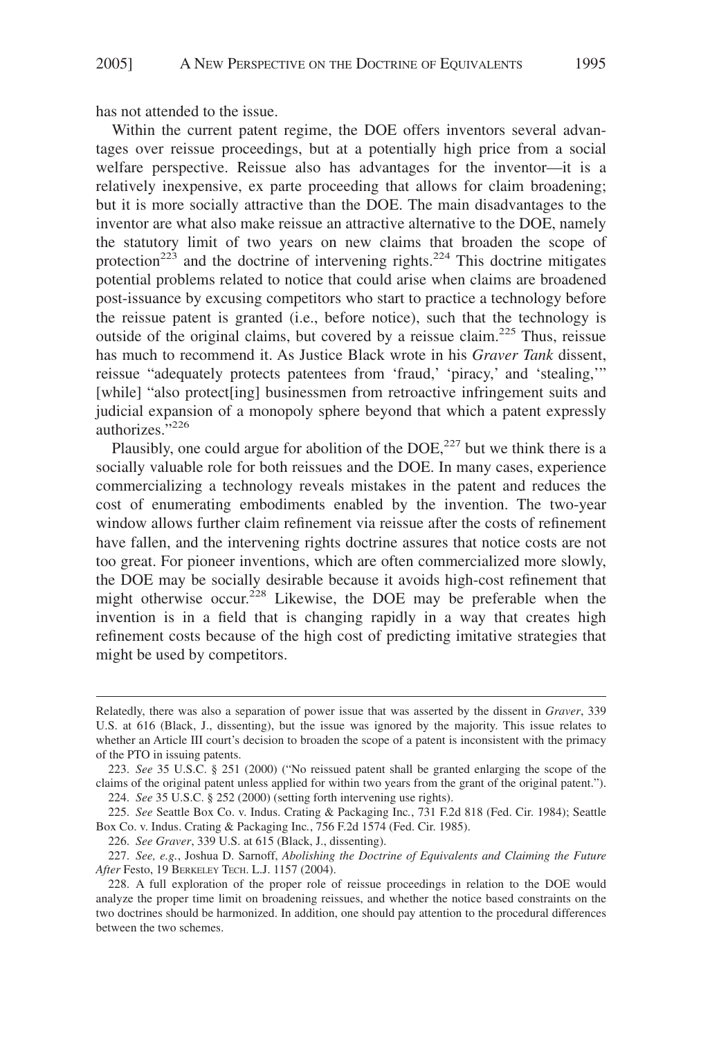has not attended to the issue.

Within the current patent regime, the DOE offers inventors several advantages over reissue proceedings, but at a potentially high price from a social welfare perspective. Reissue also has advantages for the inventor—it is a relatively inexpensive, ex parte proceeding that allows for claim broadening; but it is more socially attractive than the DOE. The main disadvantages to the inventor are what also make reissue an attractive alternative to the DOE, namely the statutory limit of two years on new claims that broaden the scope of protection[223] and the doctrine of intervening rights.[224] This doctrine mitigates potential problems related to notice that could arise when claims are broadened post-issuance by excusing competitors who start to practice a technology before the reissue patent is granted (i.e., before notice), such that the technology is outside of the original claims, but covered by a reissue claim.[225] Thus, reissue has much to recommend it. As Justice Black wrote in his *Graver Tank* dissent, reissue "adequately protects patentees from 'fraud,' 'piracy,' and 'stealing,'" [while] "also protect[ing] businessmen from retroactive infringement suits and judicial expansion of a monopoly sphere beyond that which a patent expressly authorizes."[226]

Plausibly, one could argue for abolition of the DOE,[227] but we think there is a socially valuable role for both reissues and the DOE. In many cases, experience commercializing a technology reveals mistakes in the patent and reduces the cost of enumerating embodiments enabled by the invention. The two-year window allows further claim refinement via reissue after the costs of refinement have fallen, and the intervening rights doctrine assures that notice costs are not too great. For pioneer inventions, which are often commercialized more slowly, the DOE may be socially desirable because it avoids high-cost refinement that might otherwise occur.[228] Likewise, the DOE may be preferable when the invention is in a field that is changing rapidly in a way that creates high refinement costs because of the high cost of predicting imitative strategies that might be used by competitors.

---

Relatedly, there was also a separation of power issue that was asserted by the dissent in *Graver*, 339 U.S. at 616 (Black, J., dissenting), but the issue was ignored by the majority. This issue relates to whether an Article III court's decision to broaden the scope of a patent is inconsistent with the primacy of the PTO in issuing patents.

223. *See* 35 U.S.C. § 251 (2000) ("No reissued patent shall be granted enlarging the scope of the claims of the original patent unless applied for within two years from the grant of the original patent.").

224. *See* 35 U.S.C. § 252 (2000) (setting forth intervening use rights).

225. *See* Seattle Box Co. v. Indus. Crating & Packaging Inc., 731 F.2d 818 (Fed. Cir. 1984); Seattle Box Co. v. Indus. Crating & Packaging Inc., 756 F.2d 1574 (Fed. Cir. 1985).

226. *See Graver*, 339 U.S. at 615 (Black, J., dissenting).

227. *See, e.g.*, Joshua D. Sarnoff, *Abolishing the Doctrine of Equivalents and Claiming the Future After* Festo, 19 BERKELEY TECH. L.J. 1157 (2004).

228. A full exploration of the proper role of reissue proceedings in relation to the DOE would analyze the proper time limit on broadening reissues, and whether the notice based constraints on the two doctrines should be harmonized. In addition, one should pay attention to the procedural differences between the two schemes.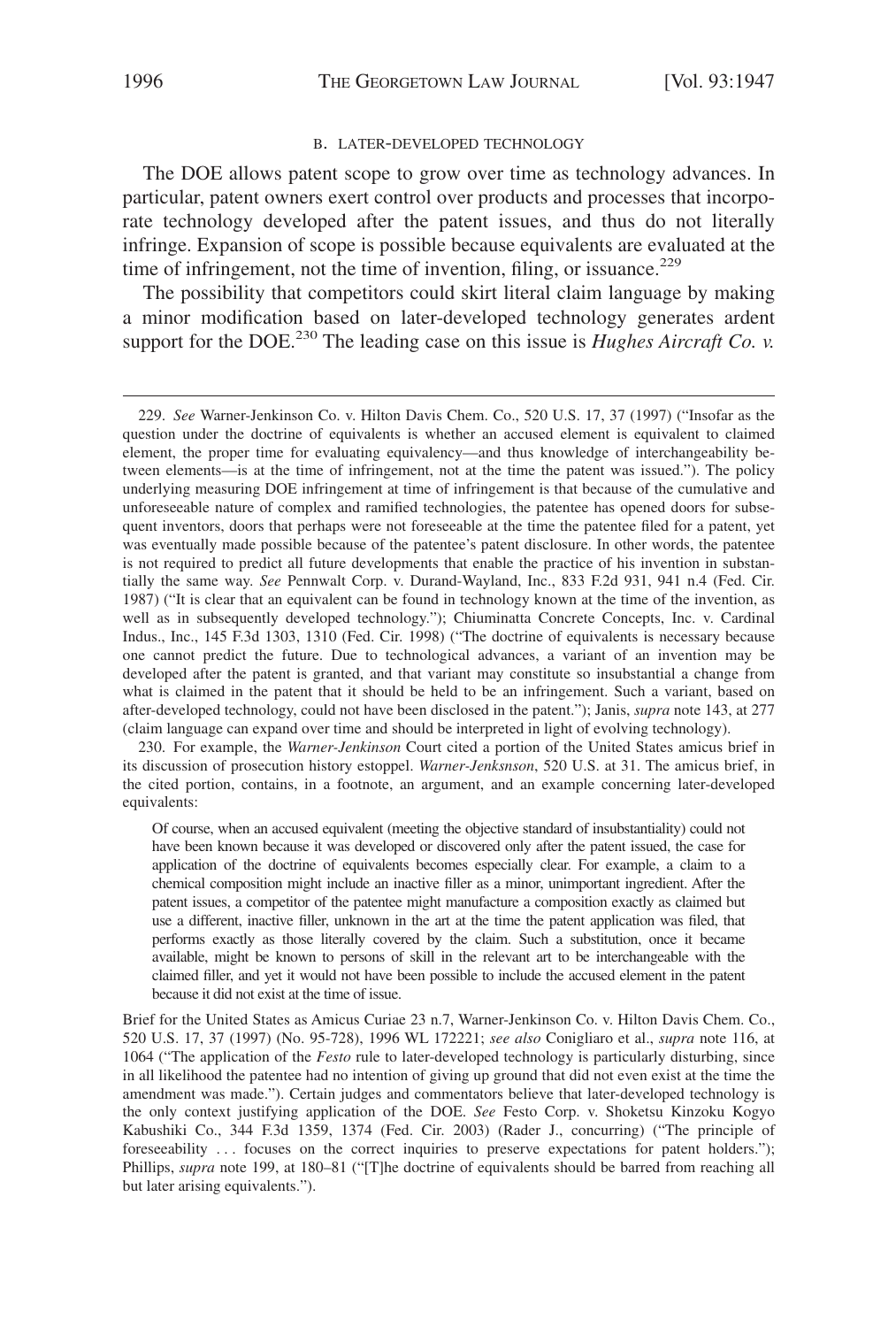### B. LATER-DEVELOPED TECHNOLOGY

The DOE allows patent scope to grow over time as technology advances. In particular, patent owners exert control over products and processes that incorporate technology developed after the patent issues, and thus do not literally infringe. Expansion of scope is possible because equivalents are evaluated at the time of infringement, not the time of invention, filing, or issuance.[229]

The possibility that competitors could skirt literal claim language by making a minor modification based on later-developed technology generates ardent support for the DOE.[230] The leading case on this issue is *Hughes Aircraft Co. v.*

---

229. *See* Warner-Jenkinson Co. v. Hilton Davis Chem. Co., 520 U.S. 17, 37 (1997) ("Insofar as the question under the doctrine of equivalents is whether an accused element is equivalent to claimed element, the proper time for evaluating equivalency—and thus knowledge of interchangeability between elements—is at the time of infringement, not at the time the patent was issued."). The policy underlying measuring DOE infringement at time of infringement is that because of the cumulative and unforeseeable nature of complex and ramified technologies, the patentee has opened doors for subsequent inventors, doors that perhaps were not foreseeable at the time the patentee filed for a patent, yet was eventually made possible because of the patentee's patent disclosure. In other words, the patentee is not required to predict all future developments that enable the practice of his invention in substantially the same way. *See* Pennwalt Corp. v. Durand-Wayland, Inc., 833 F.2d 931, 941 n.4 (Fed. Cir. 1987) ("It is clear that an equivalent can be found in technology known at the time of the invention, as well as in subsequently developed technology."); Chiuminatta Concrete Concepts, Inc. v. Cardinal Indus., Inc., 145 F.3d 1303, 1310 (Fed. Cir. 1998) ("The doctrine of equivalents is necessary because one cannot predict the future. Due to technological advances, a variant of an invention may be developed after the patent is granted, and that variant may constitute so insubstantial a change from what is claimed in the patent that it should be held to be an infringement. Such a variant, based on after-developed technology, could not have been disclosed in the patent."); Janis, *supra* note 143, at 277 (claim language can expand over time and should be interpreted in light of evolving technology).

230. For example, the *Warner-Jenkinson* Court cited a portion of the United States amicus brief in its discussion of prosecution history estoppel. *Warner-Jenksnson*, 520 U.S. at 31. The amicus brief, in the cited portion, contains, in a footnote, an argument, and an example concerning later-developed equivalents:

> Of course, when an accused equivalent (meeting the objective standard of insubstantiality) could not have been known because it was developed or discovered only after the patent issued, the case for application of the doctrine of equivalents becomes especially clear. For example, a claim to a chemical composition might include an inactive filler as a minor, unimportant ingredient. After the patent issues, a competitor of the patentee might manufacture a composition exactly as claimed but use a different, inactive filler, unknown in the art at the time the patent application was filed, that performs exactly as those literally covered by the claim. Such a substitution, once it became available, might be known to persons of skill in the relevant art to be interchangeable with the claimed filler, and yet it would not have been possible to include the accused element in the patent because it did not exist at the time of issue.

Brief for the United States as Amicus Curiae 23 n.7, Warner-Jenkinson Co. v. Hilton Davis Chem. Co., 520 U.S. 17, 37 (1997) (No. 95-728), 1996 WL 172221; *see also* Conigliaro et al., *supra* note 116, at 1064 ("The application of the *Festo* rule to later-developed technology is particularly disturbing, since in all likelihood the patentee had no intention of giving up ground that did not even exist at the time the amendment was made."). Certain judges and commentators believe that later-developed technology is the only context justifying application of the DOE. *See* Festo Corp. v. Shoketsu Kinzoku Kogyo Kabushiki Co., 344 F.3d 1359, 1374 (Fed. Cir. 2003) (Rader J., concurring) ("The principle of foreseeability . . . focuses on the correct inquiries to preserve expectations for patent holders."); Phillips, *supra* note 199, at 180–81 ("[T]he doctrine of equivalents should be barred from reaching all but later arising equivalents.").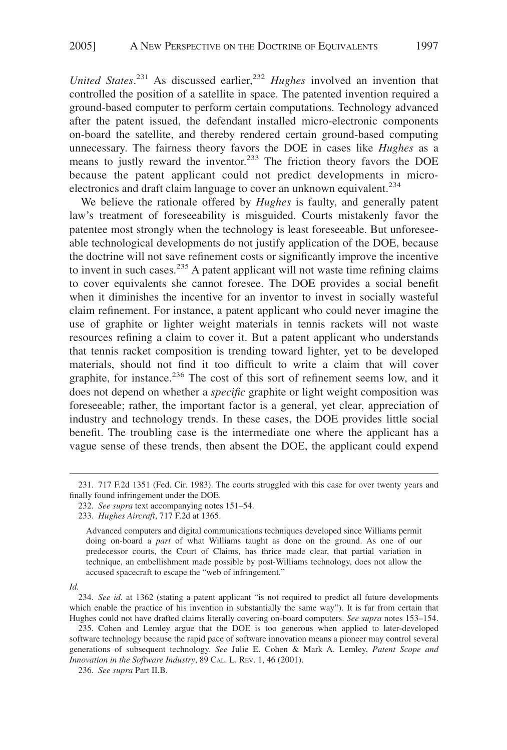*United States*.[231] As discussed earlier,[232] *Hughes* involved an invention that controlled the position of a satellite in space. The patented invention required a ground-based computer to perform certain computations. Technology advanced after the patent issued, the defendant installed micro-electronic components on-board the satellite, and thereby rendered certain ground-based computing unnecessary. The fairness theory favors the DOE in cases like *Hughes* as a means to justly reward the inventor.[233] The friction theory favors the DOE because the patent applicant could not predict developments in micro-electronics and draft claim language to cover an unknown equivalent.[234]

We believe the rationale offered by *Hughes* is faulty, and generally patent law's treatment of foreseeability is misguided. Courts mistakenly favor the patentee most strongly when the technology is least foreseeable. But unforeseeable technological developments do not justify application of the DOE, because the doctrine will not save refinement costs or significantly improve the incentive to invent in such cases.[235] A patent applicant will not waste time refining claims to cover equivalents she cannot foresee. The DOE provides a social benefit when it diminishes the incentive for an inventor to invest in socially wasteful claim refinement. For instance, a patent applicant who could never imagine the use of graphite or lighter weight materials in tennis rackets will not waste resources refining a claim to cover it. But a patent applicant who understands that tennis racket composition is trending toward lighter, yet to be developed materials, should not find it too difficult to write a claim that will cover graphite, for instance.[236] The cost of this sort of refinement seems low, and it does not depend on whether a *specific* graphite or light weight composition was foreseeable; rather, the important factor is a general, yet clear, appreciation of industry and technology trends. In these cases, the DOE provides little social benefit. The troubling case is the intermediate one where the applicant has a vague sense of these trends, then absent the DOE, the applicant could expend

---

231. 717 F.2d 1351 (Fed. Cir. 1983). The courts struggled with this case for over twenty years and finally found infringement under the DOE.

232. *See supra* text accompanying notes 151–54.

233. *Hughes Aircraft*, 717 F.2d at 1365.

> Advanced computers and digital communications techniques developed since Williams permit doing on-board a *part* of what Williams taught as done on the ground. As one of our predecessor courts, the Court of Claims, has thrice made clear, that partial variation in technique, an embellishment made possible by post-Williams technology, does not allow the accused spacecraft to escape the "web of infringement."

*Id.*

234. *See id.* at 1362 (stating a patent applicant "is not required to predict all future developments which enable the practice of his invention in substantially the same way"). It is far from certain that Hughes could not have drafted claims literally covering on-board computers. *See supra* notes 153–154.

235. Cohen and Lemley argue that the DOE is too generous when applied to later-developed software technology because the rapid pace of software innovation means a pioneer may control several generations of subsequent technology. *See* Julie E. Cohen & Mark A. Lemley, *Patent Scope and Innovation in the Software Industry*, 89 CAL. L. REV. 1, 46 (2001).

236. *See supra* Part II.B.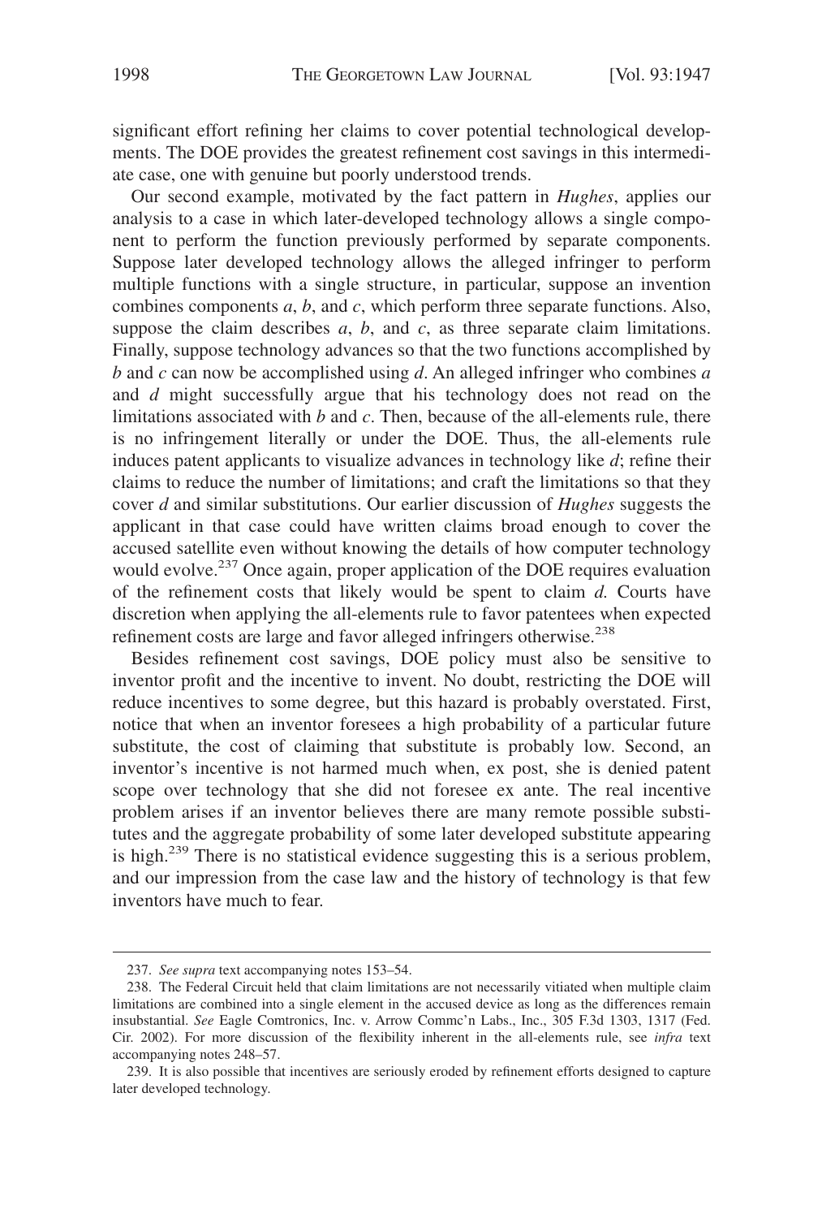significant effort refining her claims to cover potential technological developments. The DOE provides the greatest refinement cost savings in this intermediate case, one with genuine but poorly understood trends.

Our second example, motivated by the fact pattern in *Hughes*, applies our analysis to a case in which later-developed technology allows a single component to perform the function previously performed by separate components. Suppose later developed technology allows the alleged infringer to perform multiple functions with a single structure, in particular, suppose an invention combines components *a*, *b*, and *c*, which perform three separate functions. Also, suppose the claim describes *a*, *b*, and *c*, as three separate claim limitations. Finally, suppose technology advances so that the two functions accomplished by *b* and *c* can now be accomplished using *d*. An alleged infringer who combines *a* and *d* might successfully argue that his technology does not read on the limitations associated with *b* and *c*. Then, because of the all-elements rule, there is no infringement literally or under the DOE. Thus, the all-elements rule induces patent applicants to visualize advances in technology like *d*; refine their claims to reduce the number of limitations; and craft the limitations so that they cover *d* and similar substitutions. Our earlier discussion of *Hughes* suggests the applicant in that case could have written claims broad enough to cover the accused satellite even without knowing the details of how computer technology would evolve.[237] Once again, proper application of the DOE requires evaluation of the refinement costs that likely would be spent to claim *d.* Courts have discretion when applying the all-elements rule to favor patentees when expected refinement costs are large and favor alleged infringers otherwise.[238]

Besides refinement cost savings, DOE policy must also be sensitive to inventor profit and the incentive to invent. No doubt, restricting the DOE will reduce incentives to some degree, but this hazard is probably overstated. First, notice that when an inventor foresees a high probability of a particular future substitute, the cost of claiming that substitute is probably low. Second, an inventor's incentive is not harmed much when, ex post, she is denied patent scope over technology that she did not foresee ex ante. The real incentive problem arises if an inventor believes there are many remote possible substitutes and the aggregate probability of some later developed substitute appearing is high.[239] There is no statistical evidence suggesting this is a serious problem, and our impression from the case law and the history of technology is that few inventors have much to fear.

---

237. *See supra* text accompanying notes 153–54.

238. The Federal Circuit held that claim limitations are not necessarily vitiated when multiple claim limitations are combined into a single element in the accused device as long as the differences remain insubstantial. *See* Eagle Comtronics, Inc. v. Arrow Commc'n Labs., Inc., 305 F.3d 1303, 1317 (Fed. Cir. 2002). For more discussion of the flexibility inherent in the all-elements rule, see *infra* text accompanying notes 248–57.

239. It is also possible that incentives are seriously eroded by refinement efforts designed to capture later developed technology.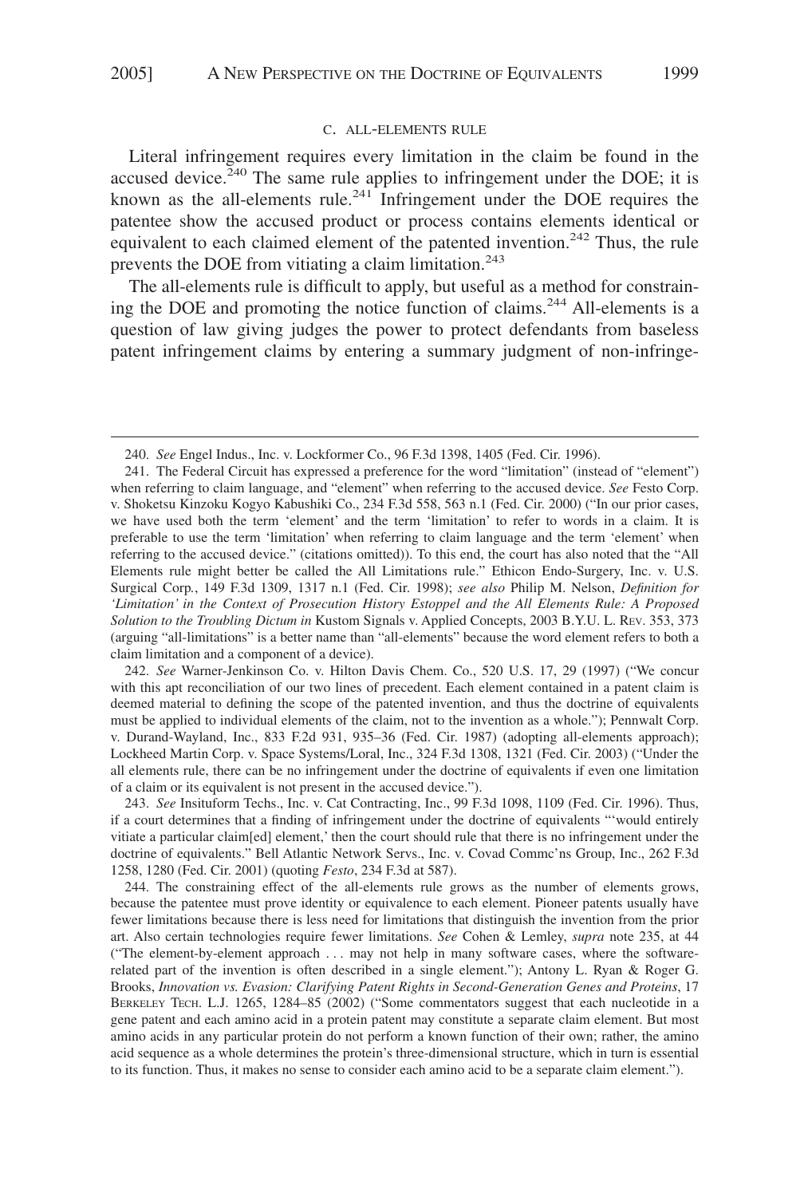### C. ALL-ELEMENTS RULE

Literal infringement requires every limitation in the claim be found in the accused device.[240] The same rule applies to infringement under the DOE; it is known as the all-elements rule.[241] Infringement under the DOE requires the patentee show the accused product or process contains elements identical or equivalent to each claimed element of the patented invention.[242] Thus, the rule prevents the DOE from vitiating a claim limitation.[243]

The all-elements rule is difficult to apply, but useful as a method for constraining the DOE and promoting the notice function of claims.[244] All-elements is a question of law giving judges the power to protect defendants from baseless patent infringement claims by entering a summary judgment of non-infringe-

---

240. *See* Engel Indus., Inc. v. Lockformer Co., 96 F.3d 1398, 1405 (Fed. Cir. 1996).

241. The Federal Circuit has expressed a preference for the word "limitation" (instead of "element") when referring to claim language, and "element" when referring to the accused device. *See* Festo Corp. v. Shoketsu Kinzoku Kogyo Kabushiki Co., 234 F.3d 558, 563 n.1 (Fed. Cir. 2000) ("In our prior cases, we have used both the term 'element' and the term 'limitation' to refer to words in a claim. It is preferable to use the term 'limitation' when referring to claim language and the term 'element' when referring to the accused device." (citations omitted)). To this end, the court has also noted that the "All Elements rule might better be called the All Limitations rule." Ethicon Endo-Surgery, Inc. v. U.S. Surgical Corp., 149 F.3d 1309, 1317 n.1 (Fed. Cir. 1998); *see also* Philip M. Nelson, *Definition for 'Limitation' in the Context of Prosecution History Estoppel and the All Elements Rule: A Proposed Solution to the Troubling Dictum in* Kustom Signals v. Applied Concepts, 2003 B.Y.U. L. REV. 353, 373 (arguing "all-limitations" is a better name than "all-elements" because the word element refers to both a claim limitation and a component of a device).

242. *See* Warner-Jenkinson Co. v. Hilton Davis Chem. Co., 520 U.S. 17, 29 (1997) ("We concur with this apt reconciliation of our two lines of precedent. Each element contained in a patent claim is deemed material to defining the scope of the patented invention, and thus the doctrine of equivalents must be applied to individual elements of the claim, not to the invention as a whole."); Pennwalt Corp. v. Durand-Wayland, Inc., 833 F.2d 931, 935–36 (Fed. Cir. 1987) (adopting all-elements approach); Lockheed Martin Corp. v. Space Systems/Loral, Inc., 324 F.3d 1308, 1321 (Fed. Cir. 2003) ("Under the all elements rule, there can be no infringement under the doctrine of equivalents if even one limitation of a claim or its equivalent is not present in the accused device.").

243. *See* Insituform Techs., Inc. v. Cat Contracting, Inc., 99 F.3d 1098, 1109 (Fed. Cir. 1996). Thus, if a court determines that a finding of infringement under the doctrine of equivalents "'would entirely vitiate a particular claim[ed] element,' then the court should rule that there is no infringement under the doctrine of equivalents." Bell Atlantic Network Servs., Inc. v. Covad Commc'ns Group, Inc., 262 F.3d 1258, 1280 (Fed. Cir. 2001) (quoting *Festo*, 234 F.3d at 587).

244. The constraining effect of the all-elements rule grows as the number of elements grows, because the patentee must prove identity or equivalence to each element. Pioneer patents usually have fewer limitations because there is less need for limitations that distinguish the invention from the prior art. Also certain technologies require fewer limitations. *See* Cohen & Lemley, *supra* note 235, at 44 ("The element-by-element approach . . . may not help in many software cases, where the software-related part of the invention is often described in a single element."); Antony L. Ryan & Roger G. Brooks, *Innovation vs. Evasion: Clarifying Patent Rights in Second-Generation Genes and Proteins*, 17 BERKELEY TECH. L.J. 1265, 1284–85 (2002) ("Some commentators suggest that each nucleotide in a gene patent and each amino acid in a protein patent may constitute a separate claim element. But most amino acids in any particular protein do not perform a known function of their own; rather, the amino acid sequence as a whole determines the protein's three-dimensional structure, which in turn is essential to its function. Thus, it makes no sense to consider each amino acid to be a separate claim element.").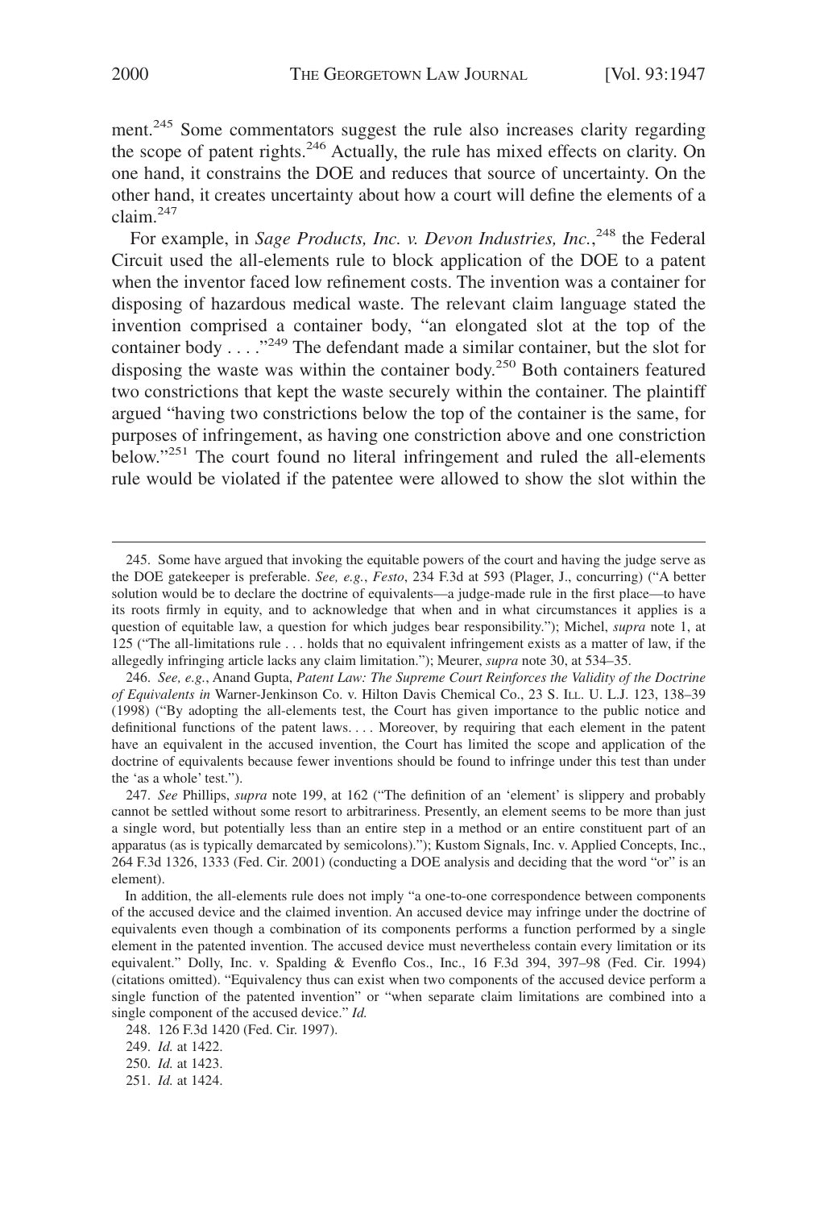ment.[245] Some commentators suggest the rule also increases clarity regarding the scope of patent rights.[246] Actually, the rule has mixed effects on clarity. On one hand, it constrains the DOE and reduces that source of uncertainty. On the other hand, it creates uncertainty about how a court will define the elements of a claim.[247]

For example, in *Sage Products, Inc. v. Devon Industries, Inc.*,[248] the Federal Circuit used the all-elements rule to block application of the DOE to a patent when the inventor faced low refinement costs. The invention was a container for disposing of hazardous medical waste. The relevant claim language stated the invention comprised a container body, "an elongated slot at the top of the container body . . . ."[249] The defendant made a similar container, but the slot for disposing the waste was within the container body.[250] Both containers featured two constrictions that kept the waste securely within the container. The plaintiff argued "having two constrictions below the top of the container is the same, for purposes of infringement, as having one constriction above and one constriction below."[251] The court found no literal infringement and ruled the all-elements rule would be violated if the patentee were allowed to show the slot within the

---

245. Some have argued that invoking the equitable powers of the court and having the judge serve as the DOE gatekeeper is preferable. *See, e.g.*, *Festo*, 234 F.3d at 593 (Plager, J., concurring) ("A better solution would be to declare the doctrine of equivalents—a judge-made rule in the first place—to have its roots firmly in equity, and to acknowledge that when and in what circumstances it applies is a question of equitable law, a question for which judges bear responsibility."); Michel, *supra* note 1, at 125 ("The all-limitations rule . . . holds that no equivalent infringement exists as a matter of law, if the allegedly infringing article lacks any claim limitation."); Meurer, *supra* note 30, at 534–35.

246. *See, e.g.*, Anand Gupta, *Patent Law: The Supreme Court Reinforces the Validity of the Doctrine of Equivalents in* Warner-Jenkinson Co. v. Hilton Davis Chemical Co., 23 S. ILL. U. L.J. 123, 138–39 (1998) ("By adopting the all-elements test, the Court has given importance to the public notice and definitional functions of the patent laws. . . . Moreover, by requiring that each element in the patent have an equivalent in the accused invention, the Court has limited the scope and application of the doctrine of equivalents because fewer inventions should be found to infringe under this test than under the 'as a whole' test.").

247. *See* Phillips, *supra* note 199, at 162 ("The definition of an 'element' is slippery and probably cannot be settled without some resort to arbitrariness. Presently, an element seems to be more than just a single word, but potentially less than an entire step in a method or an entire constituent part of an apparatus (as is typically demarcated by semicolons)."); Kustom Signals, Inc. v. Applied Concepts, Inc., 264 F.3d 1326, 1333 (Fed. Cir. 2001) (conducting a DOE analysis and deciding that the word "or" is an element).

In addition, the all-elements rule does not imply "a one-to-one correspondence between components of the accused device and the claimed invention. An accused device may infringe under the doctrine of equivalents even though a combination of its components performs a function performed by a single element in the patented invention. The accused device must nevertheless contain every limitation or its equivalent." Dolly, Inc. v. Spalding & Evenflo Cos., Inc., 16 F.3d 394, 397–98 (Fed. Cir. 1994) (citations omitted). "Equivalency thus can exist when two components of the accused device perform a single function of the patented invention" or "when separate claim limitations are combined into a single component of the accused device." *Id.*

248. 126 F.3d 1420 (Fed. Cir. 1997).

249. *Id.* at 1422.

250. *Id.* at 1423.

251. *Id.* at 1424.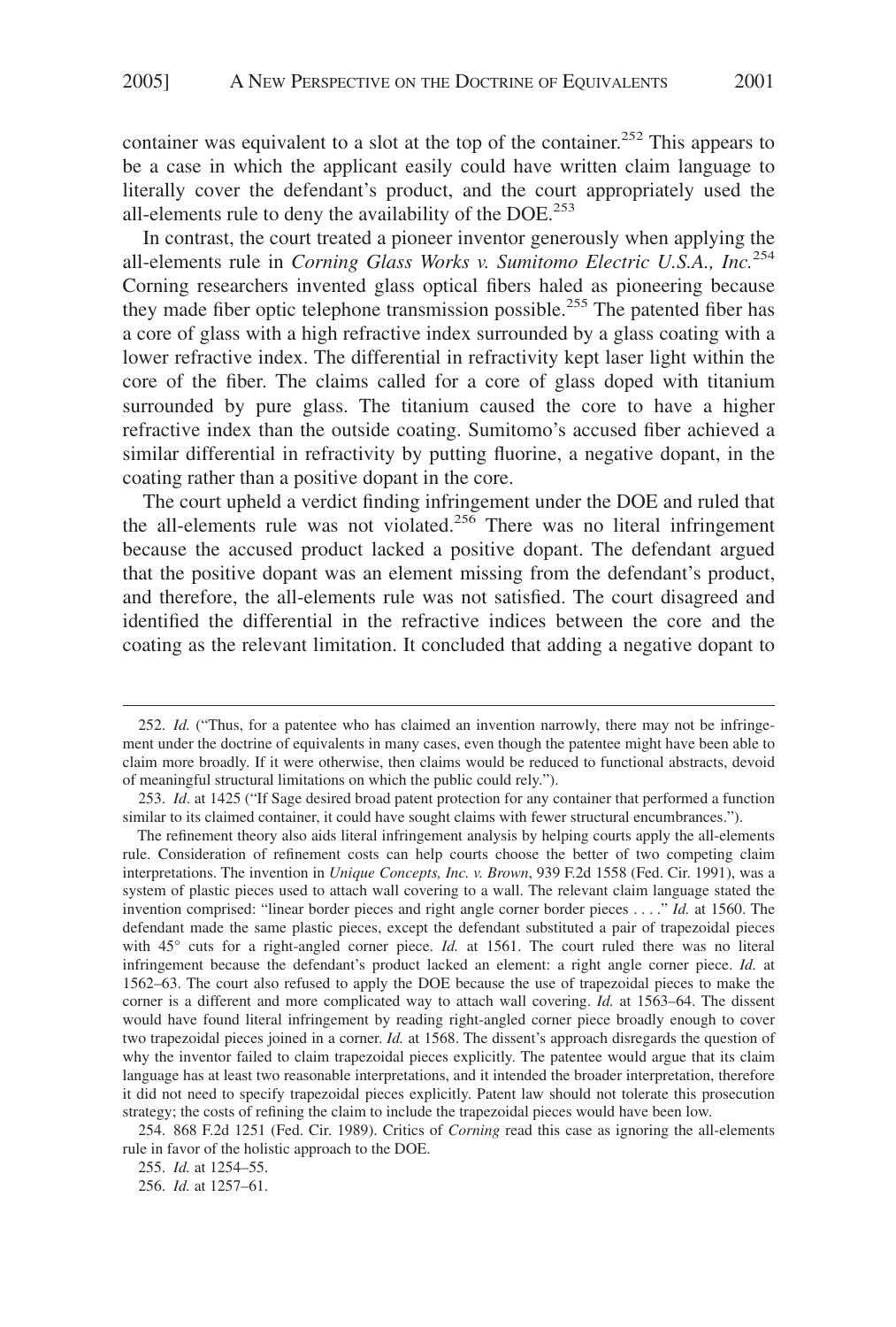container was equivalent to a slot at the top of the container.[252] This appears to be a case in which the applicant easily could have written claim language to literally cover the defendant's product, and the court appropriately used the all-elements rule to deny the availability of the DOE.[253]

In contrast, the court treated a pioneer inventor generously when applying the all-elements rule in *Corning Glass Works v. Sumitomo Electric U.S.A., Inc.*[254] Corning researchers invented glass optical fibers haled as pioneering because they made fiber optic telephone transmission possible.[255] The patented fiber has a core of glass with a high refractive index surrounded by a glass coating with a lower refractive index. The differential in refractivity kept laser light within the core of the fiber. The claims called for a core of glass doped with titanium surrounded by pure glass. The titanium caused the core to have a higher refractive index than the outside coating. Sumitomo's accused fiber achieved a similar differential in refractivity by putting fluorine, a negative dopant, in the coating rather than a positive dopant in the core.

The court upheld a verdict finding infringement under the DOE and ruled that the all-elements rule was not violated.[256] There was no literal infringement because the accused product lacked a positive dopant. The defendant argued that the positive dopant was an element missing from the defendant's product, and therefore, the all-elements rule was not satisfied. The court disagreed and identified the differential in the refractive indices between the core and the coating as the relevant limitation. It concluded that adding a negative dopant to

---

252. *Id.* ("Thus, for a patentee who has claimed an invention narrowly, there may not be infringement under the doctrine of equivalents in many cases, even though the patentee might have been able to claim more broadly. If it were otherwise, then claims would be reduced to functional abstracts, devoid of meaningful structural limitations on which the public could rely.").

253. *Id*. at 1425 ("If Sage desired broad patent protection for any container that performed a function similar to its claimed container, it could have sought claims with fewer structural encumbrances.").

The refinement theory also aids literal infringement analysis by helping courts apply the all-elements rule. Consideration of refinement costs can help courts choose the better of two competing claim interpretations. The invention in *Unique Concepts, Inc. v. Brown*, 939 F.2d 1558 (Fed. Cir. 1991), was a system of plastic pieces used to attach wall covering to a wall. The relevant claim language stated the invention comprised: "linear border pieces and right angle corner border pieces . . . ." *Id.* at 1560. The defendant made the same plastic pieces, except the defendant substituted a pair of trapezoidal pieces with 45° cuts for a right-angled corner piece. *Id.* at 1561. The court ruled there was no literal infringement because the defendant's product lacked an element: a right angle corner piece. *Id.* at 1562–63. The court also refused to apply the DOE because the use of trapezoidal pieces to make the corner is a different and more complicated way to attach wall covering. *Id.* at 1563–64. The dissent would have found literal infringement by reading right-angled corner piece broadly enough to cover two trapezoidal pieces joined in a corner. *Id.* at 1568. The dissent's approach disregards the question of why the inventor failed to claim trapezoidal pieces explicitly. The patentee would argue that its claim language has at least two reasonable interpretations, and it intended the broader interpretation, therefore it did not need to specify trapezoidal pieces explicitly. Patent law should not tolerate this prosecution strategy; the costs of refining the claim to include the trapezoidal pieces would have been low.

254. 868 F.2d 1251 (Fed. Cir. 1989). Critics of *Corning* read this case as ignoring the all-elements rule in favor of the holistic approach to the DOE.

255. *Id.* at 1254–55.

256. *Id.* at 1257–61.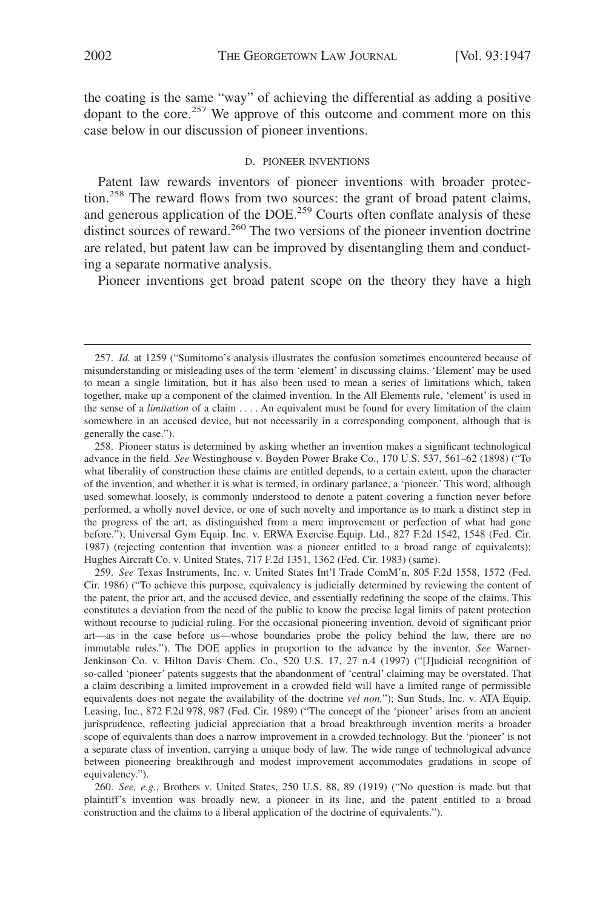the coating is the same "way" of achieving the differential as adding a positive dopant to the core.[257] We approve of this outcome and comment more on this case below in our discussion of pioneer inventions.

### D. PIONEER INVENTIONS

Patent law rewards inventors of pioneer inventions with broader protection.[258] The reward flows from two sources: the grant of broad patent claims, and generous application of the DOE.[259] Courts often conflate analysis of these distinct sources of reward.[260] The two versions of the pioneer invention doctrine are related, but patent law can be improved by disentangling them and conducting a separate normative analysis.

Pioneer inventions get broad patent scope on the theory they have a high

---

257. *Id.* at 1259 ("Sumitomo's analysis illustrates the confusion sometimes encountered because of misunderstanding or misleading uses of the term 'element' in discussing claims. 'Element' may be used to mean a single limitation, but it has also been used to mean a series of limitations which, taken together, make up a component of the claimed invention. In the All Elements rule, 'element' is used in the sense of a *limitation* of a claim . . . . An equivalent must be found for every limitation of the claim somewhere in an accused device, but not necessarily in a corresponding component, although that is generally the case.").

258. Pioneer status is determined by asking whether an invention makes a significant technological advance in the field. *See* Westinghouse v. Boyden Power Brake Co., 170 U.S. 537, 561–62 (1898) ("To what liberality of construction these claims are entitled depends, to a certain extent, upon the character of the invention, and whether it is what is termed, in ordinary parlance, a 'pioneer.' This word, although used somewhat loosely, is commonly understood to denote a patent covering a function never before performed, a wholly novel device, or one of such novelty and importance as to mark a distinct step in the progress of the art, as distinguished from a mere improvement or perfection of what had gone before."); Universal Gym Equip. Inc. v. ERWA Exercise Equip. Ltd., 827 F.2d 1542, 1548 (Fed. Cir. 1987) (rejecting contention that invention was a pioneer entitled to a broad range of equivalents); Hughes Aircraft Co. v. United States, 717 F.2d 1351, 1362 (Fed. Cir. 1983) (same).

259. *See* Texas Instruments, Inc. v. United States Int'l Trade ComM'n, 805 F.2d 1558, 1572 (Fed. Cir. 1986) ("To achieve this purpose, equivalency is judicially determined by reviewing the content of the patent, the prior art, and the accused device, and essentially redefining the scope of the claims. This constitutes a deviation from the need of the public to know the precise legal limits of patent protection without recourse to judicial ruling. For the occasional pioneering invention, devoid of significant prior art—as in the case before us—whose boundaries probe the policy behind the law, there are no immutable rules."). The DOE applies in proportion to the advance by the inventor. *See* Warner-Jenkinson Co. v. Hilton Davis Chem. Co., 520 U.S. 17, 27 n.4 (1997) ("[J]udicial recognition of so-called 'pioneer' patents suggests that the abandonment of 'central' claiming may be overstated. That a claim describing a limited improvement in a crowded field will have a limited range of permissible equivalents does not negate the availability of the doctrine *vel non.*"); Sun Studs, Inc. v. ATA Equip. Leasing, Inc., 872 F.2d 978, 987 (Fed. Cir. 1989) ("The concept of the 'pioneer' arises from an ancient jurisprudence, reflecting judicial appreciation that a broad breakthrough invention merits a broader scope of equivalents than does a narrow improvement in a crowded technology. But the 'pioneer' is not a separate class of invention, carrying a unique body of law. The wide range of technological advance between pioneering breakthrough and modest improvement accommodates gradations in scope of equivalency.").

260. *See, e.g.*, Brothers v. United States, 250 U.S. 88, 89 (1919) ("No question is made but that plaintiff's invention was broadly new, a pioneer in its line, and the patent entitled to a broad construction and the claims to a liberal application of the doctrine of equivalents.").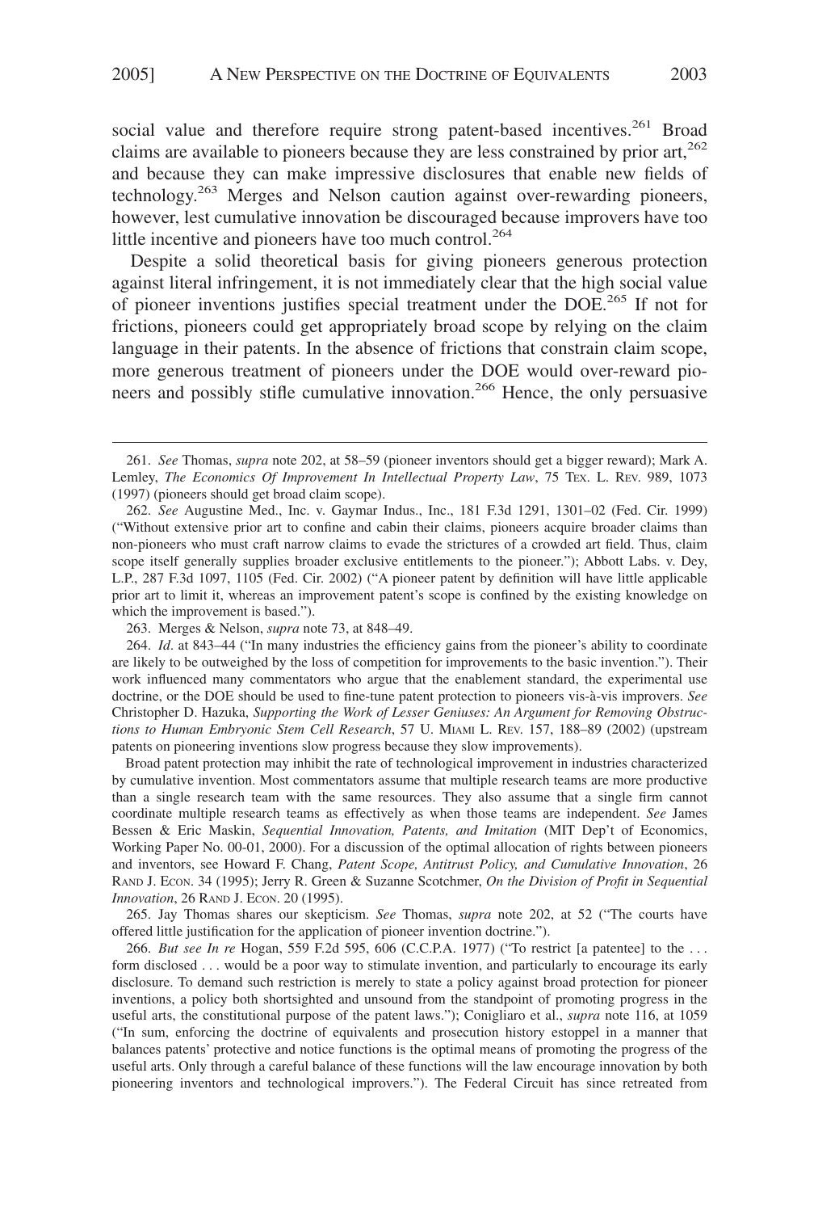social value and therefore require strong patent-based incentives.[261] Broad claims are available to pioneers because they are less constrained by prior art,[262] and because they can make impressive disclosures that enable new fields of technology.[263] Merges and Nelson caution against over-rewarding pioneers, however, lest cumulative innovation be discouraged because improvers have too little incentive and pioneers have too much control.[264]

Despite a solid theoretical basis for giving pioneers generous protection against literal infringement, it is not immediately clear that the high social value of pioneer inventions justifies special treatment under the DOE.[265] If not for frictions, pioneers could get appropriately broad scope by relying on the claim language in their patents. In the absence of frictions that constrain claim scope, more generous treatment of pioneers under the DOE would over-reward pioneers and possibly stifle cumulative innovation.[266] Hence, the only persuasive

---

261. *See* Thomas, *supra* note 202, at 58–59 (pioneer inventors should get a bigger reward); Mark A. Lemley, *The Economics Of Improvement In Intellectual Property Law*, 75 TEX. L. REV. 989, 1073 (1997) (pioneers should get broad claim scope).

262. *See* Augustine Med., Inc. v. Gaymar Indus., Inc., 181 F.3d 1291, 1301–02 (Fed. Cir. 1999) ("Without extensive prior art to confine and cabin their claims, pioneers acquire broader claims than non-pioneers who must craft narrow claims to evade the strictures of a crowded art field. Thus, claim scope itself generally supplies broader exclusive entitlements to the pioneer."); Abbott Labs. v. Dey, L.P., 287 F.3d 1097, 1105 (Fed. Cir. 2002) ("A pioneer patent by definition will have little applicable prior art to limit it, whereas an improvement patent's scope is confined by the existing knowledge on which the improvement is based.").

263. Merges & Nelson, *supra* note 73, at 848–49.

264. *Id*. at 843–44 ("In many industries the efficiency gains from the pioneer's ability to coordinate are likely to be outweighed by the loss of competition for improvements to the basic invention."). Their work influenced many commentators who argue that the enablement standard, the experimental use doctrine, or the DOE should be used to fine-tune patent protection to pioneers vis-à-vis improvers. *See* Christopher D. Hazuka, *Supporting the Work of Lesser Geniuses: An Argument for Removing Obstructions to Human Embryonic Stem Cell Research*, 57 U. MIAMI L. REV. 157, 188–89 (2002) (upstream patents on pioneering inventions slow progress because they slow improvements).

Broad patent protection may inhibit the rate of technological improvement in industries characterized by cumulative invention. Most commentators assume that multiple research teams are more productive than a single research team with the same resources. They also assume that a single firm cannot coordinate multiple research teams as effectively as when those teams are independent. *See* James Bessen & Eric Maskin, *Sequential Innovation, Patents, and Imitation* (MIT Dep't of Economics, Working Paper No. 00-01, 2000). For a discussion of the optimal allocation of rights between pioneers and inventors, see Howard F. Chang, *Patent Scope, Antitrust Policy, and Cumulative Innovation*, 26 RAND J. ECON. 34 (1995); Jerry R. Green & Suzanne Scotchmer, *On the Division of Profit in Sequential Innovation*, 26 RAND J. ECON. 20 (1995).

265. Jay Thomas shares our skepticism. *See* Thomas, *supra* note 202, at 52 ("The courts have offered little justification for the application of pioneer invention doctrine.").

266. *But see In re* Hogan, 559 F.2d 595, 606 (C.C.P.A. 1977) ("To restrict [a patentee] to the . . . form disclosed . . . would be a poor way to stimulate invention, and particularly to encourage its early disclosure. To demand such restriction is merely to state a policy against broad protection for pioneer inventions, a policy both shortsighted and unsound from the standpoint of promoting progress in the useful arts, the constitutional purpose of the patent laws."); Conigliaro et al., *supra* note 116, at 1059 ("In sum, enforcing the doctrine of equivalents and prosecution history estoppel in a manner that balances patents' protective and notice functions is the optimal means of promoting the progress of the useful arts. Only through a careful balance of these functions will the law encourage innovation by both pioneering inventors and technological improvers."). The Federal Circuit has since retreated from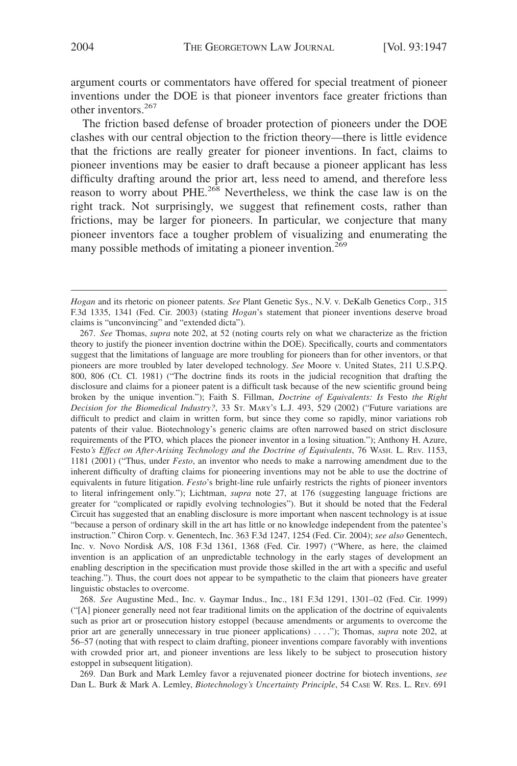argument courts or commentators have offered for special treatment of pioneer inventions under the DOE is that pioneer inventors face greater frictions than other inventors.[267]

The friction based defense of broader protection of pioneers under the DOE clashes with our central objection to the friction theory—there is little evidence that the frictions are really greater for pioneer inventions. In fact, claims to pioneer inventions may be easier to draft because a pioneer applicant has less difficulty drafting around the prior art, less need to amend, and therefore less reason to worry about PHE.[268] Nevertheless, we think the case law is on the right track. Not surprisingly, we suggest that refinement costs, rather than frictions, may be larger for pioneers. In particular, we conjecture that many pioneer inventors face a tougher problem of visualizing and enumerating the many possible methods of imitating a pioneer invention.[269]

---

*Hogan* and its rhetoric on pioneer patents. *See* Plant Genetic Sys., N.V. v. DeKalb Genetics Corp., 315 F.3d 1335, 1341 (Fed. Cir. 2003) (stating *Hogan*'s statement that pioneer inventions deserve broad claims is "unconvincing" and "extended dicta").

267. *See* Thomas, *supra* note 202, at 52 (noting courts rely on what we characterize as the friction theory to justify the pioneer invention doctrine within the DOE). Specifically, courts and commentators suggest that the limitations of language are more troubling for pioneers than for other inventors, or that pioneers are more troubled by later developed technology. *See* Moore v. United States, 211 U.S.P.Q. 800, 806 (Ct. Cl. 1981) ("The doctrine finds its roots in the judicial recognition that drafting the disclosure and claims for a pioneer patent is a difficult task because of the new scientific ground being broken by the unique invention."); Faith S. Fillman, *Doctrine of Equivalents: Is* Festo *the Right Decision for the Biomedical Industry?*, 33 St. Mary's L.J. 493, 529 (2002) ("Future variations are difficult to predict and claim in written form, but since they come so rapidly, minor variations rob patents of their value. Biotechnology's generic claims are often narrowed based on strict disclosure requirements of the PTO, which places the pioneer inventor in a losing situation."); Anthony H. Azure, Festo*'s Effect on After-Arising Technology and the Doctrine of Equivalents*, 76 Wash. L. Rev. 1153, 1181 (2001) ("Thus, under *Festo*, an inventor who needs to make a narrowing amendment due to the inherent difficulty of drafting claims for pioneering inventions may not be able to use the doctrine of equivalents in future litigation. *Festo*'s bright-line rule unfairly restricts the rights of pioneer inventors to literal infringement only."); Lichtman, *supra* note 27, at 176 (suggesting language frictions are greater for "complicated or rapidly evolving technologies"). But it should be noted that the Federal Circuit has suggested that an enabling disclosure is more important when nascent technology is at issue "because a person of ordinary skill in the art has little or no knowledge independent from the patentee's instruction." Chiron Corp. v. Genentech, Inc. 363 F.3d 1247, 1254 (Fed. Cir. 2004); *see also* Genentech, Inc. v. Novo Nordisk A/S, 108 F.3d 1361, 1368 (Fed. Cir. 1997) ("Where, as here, the claimed invention is an application of an unpredictable technology in the early stages of development an enabling description in the specification must provide those skilled in the art with a specific and useful teaching."). Thus, the court does not appear to be sympathetic to the claim that pioneers have greater linguistic obstacles to overcome.

268. *See* Augustine Med., Inc. v. Gaymar Indus., Inc., 181 F.3d 1291, 1301–02 (Fed. Cir. 1999) ("[A] pioneer generally need not fear traditional limits on the application of the doctrine of equivalents such as prior art or prosecution history estoppel (because amendments or arguments to overcome the prior art are generally unnecessary in true pioneer applications) . . . ."); Thomas, *supra* note 202, at 56–57 (noting that with respect to claim drafting, pioneer inventions compare favorably with inventions with crowded prior art, and pioneer inventions are less likely to be subject to prosecution history estoppel in subsequent litigation).

269. Dan Burk and Mark Lemley favor a rejuvenated pioneer doctrine for biotech inventions, *see* Dan L. Burk & Mark A. Lemley, *Biotechnology's Uncertainty Principle*, 54 Case W. Res. L. Rev. 691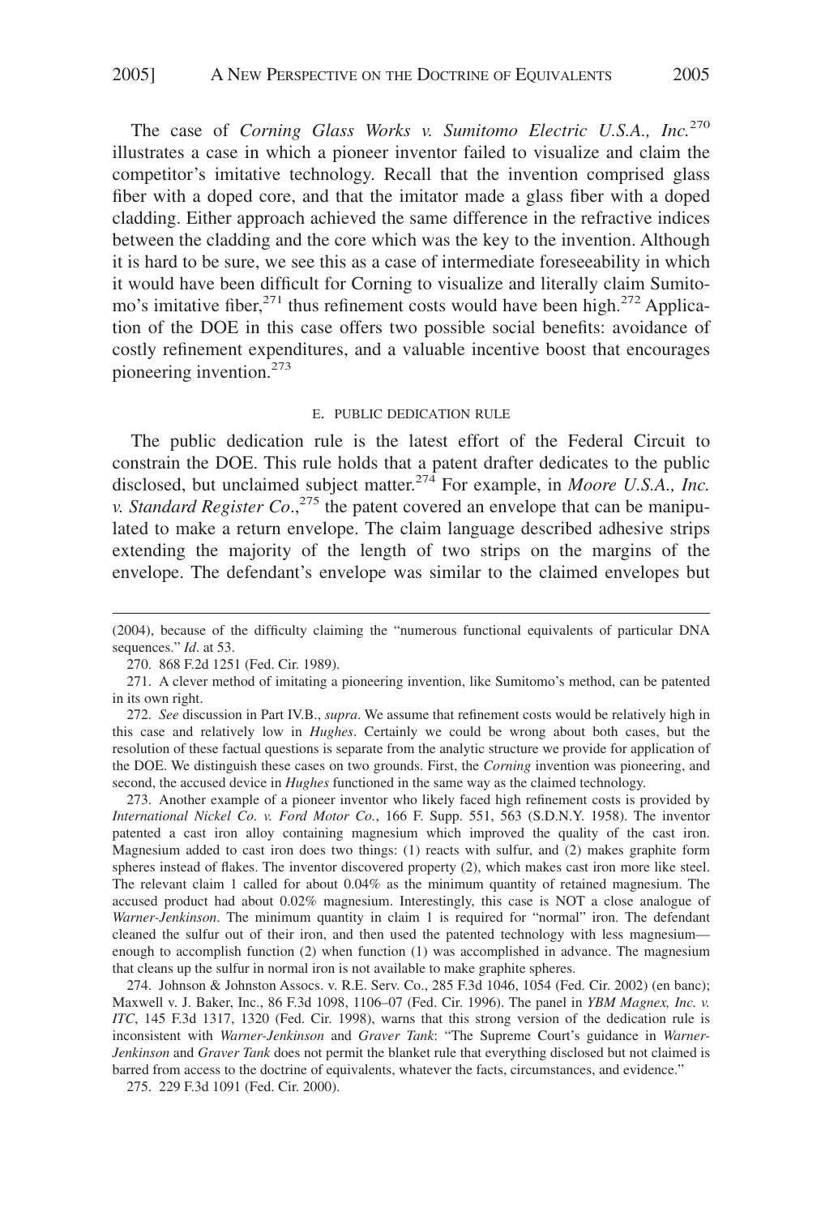The case of *Corning Glass Works v. Sumitomo Electric U.S.A., Inc.*[270] illustrates a case in which a pioneer inventor failed to visualize and claim the competitor's imitative technology. Recall that the invention comprised glass fiber with a doped core, and that the imitator made a glass fiber with a doped cladding. Either approach achieved the same difference in the refractive indices between the cladding and the core which was the key to the invention. Although it is hard to be sure, we see this as a case of intermediate foreseeability in which it would have been difficult for Corning to visualize and literally claim Sumitomo's imitative fiber,[271] thus refinement costs would have been high.[272] Application of the DOE in this case offers two possible social benefits: avoidance of costly refinement expenditures, and a valuable incentive boost that encourages pioneering invention.[273]

#### E. PUBLIC DEDICATION RULE

The public dedication rule is the latest effort of the Federal Circuit to constrain the DOE. This rule holds that a patent drafter dedicates to the public disclosed, but unclaimed subject matter.[274] For example, in *Moore U.S.A., Inc. v. Standard Register Co.*,[275] the patent covered an envelope that can be manipulated to make a return envelope. The claim language described adhesive strips extending the majority of the length of two strips on the margins of the envelope. The defendant's envelope was similar to the claimed envelopes but

---

(2004), because of the difficulty claiming the "numerous functional equivalents of particular DNA sequences." *Id*. at 53.

270. 868 F.2d 1251 (Fed. Cir. 1989).

271. A clever method of imitating a pioneering invention, like Sumitomo's method, can be patented in its own right.

272. *See* discussion in Part IV.B., *supra*. We assume that refinement costs would be relatively high in this case and relatively low in *Hughes*. Certainly we could be wrong about both cases, but the resolution of these factual questions is separate from the analytic structure we provide for application of the DOE. We distinguish these cases on two grounds. First, the *Corning* invention was pioneering, and second, the accused device in *Hughes* functioned in the same way as the claimed technology.

273. Another example of a pioneer inventor who likely faced high refinement costs is provided by *International Nickel Co. v. Ford Motor Co.*, 166 F. Supp. 551, 563 (S.D.N.Y. 1958). The inventor patented a cast iron alloy containing magnesium which improved the quality of the cast iron. Magnesium added to cast iron does two things: (1) reacts with sulfur, and (2) makes graphite form spheres instead of flakes. The inventor discovered property (2), which makes cast iron more like steel. The relevant claim 1 called for about 0.04% as the minimum quantity of retained magnesium. The accused product had about 0.02% magnesium. Interestingly, this case is NOT a close analogue of *Warner-Jenkinson*. The minimum quantity in claim 1 is required for "normal" iron. The defendant cleaned the sulfur out of their iron, and then used the patented technology with less magnesium—enough to accomplish function (2) when function (1) was accomplished in advance. The magnesium that cleans up the sulfur in normal iron is not available to make graphite spheres.

274. Johnson & Johnston Assocs. v. R.E. Serv. Co., 285 F.3d 1046, 1054 (Fed. Cir. 2002) (en banc); Maxwell v. J. Baker, Inc., 86 F.3d 1098, 1106–07 (Fed. Cir. 1996). The panel in *YBM Magnex, Inc. v. ITC*, 145 F.3d 1317, 1320 (Fed. Cir. 1998), warns that this strong version of the dedication rule is inconsistent with *Warner-Jenkinson* and *Graver Tank*: "The Supreme Court's guidance in *Warner-Jenkinson* and *Graver Tank* does not permit the blanket rule that everything disclosed but not claimed is barred from access to the doctrine of equivalents, whatever the facts, circumstances, and evidence."

275. 229 F.3d 1091 (Fed. Cir. 2000).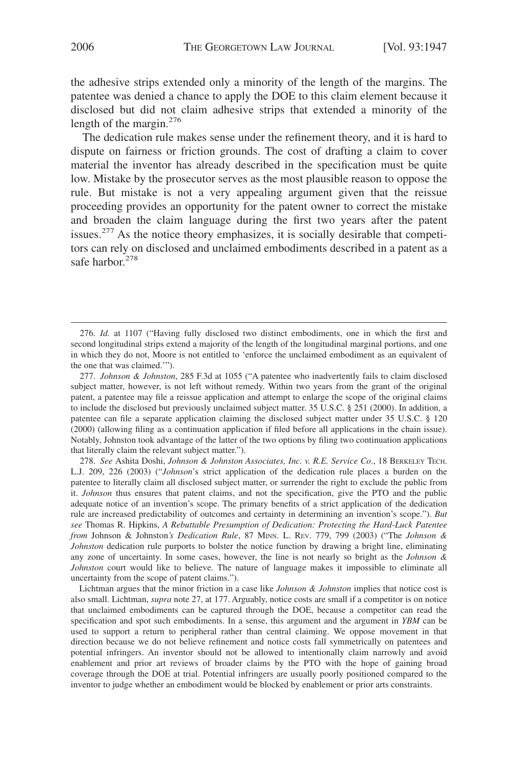the adhesive strips extended only a minority of the length of the margins. The patentee was denied a chance to apply the DOE to this claim element because it disclosed but did not claim adhesive strips that extended a minority of the length of the margin.[276]

The dedication rule makes sense under the refinement theory, and it is hard to dispute on fairness or friction grounds. The cost of drafting a claim to cover material the inventor has already described in the specification must be quite low. Mistake by the prosecutor serves as the most plausible reason to oppose the rule. But mistake is not a very appealing argument given that the reissue proceeding provides an opportunity for the patent owner to correct the mistake and broaden the claim language during the first two years after the patent issues.[277] As the notice theory emphasizes, it is socially desirable that competitors can rely on disclosed and unclaimed embodiments described in a patent as a safe harbor.[278]

---

276. *Id.* at 1107 ("Having fully disclosed two distinct embodiments, one in which the first and second longitudinal strips extend a majority of the length of the longitudinal marginal portions, and one in which they do not, Moore is not entitled to 'enforce the unclaimed embodiment as an equivalent of the one that was claimed.'").

277. *Johnson & Johnston*, 285 F.3d at 1055 ("A patentee who inadvertently fails to claim disclosed subject matter, however, is not left without remedy. Within two years from the grant of the original patent, a patentee may file a reissue application and attempt to enlarge the scope of the original claims to include the disclosed but previously unclaimed subject matter. 35 U.S.C. § 251 (2000). In addition, a patentee can file a separate application claiming the disclosed subject matter under 35 U.S.C. § 120 (2000) (allowing filing as a continuation application if filed before all applications in the chain issue). Notably, Johnston took advantage of the latter of the two options by filing two continuation applications that literally claim the relevant subject matter.").

278. *See* Ashita Doshi, *Johnson & Johnston Associates, Inc. v. R.E. Service Co*., 18 BERKELEY TECH. L.J. 209, 226 (2003) ("*Johnson*'s strict application of the dedication rule places a burden on the patentee to literally claim all disclosed subject matter, or surrender the right to exclude the public from it. *Johnson* thus ensures that patent claims, and not the specification, give the PTO and the public adequate notice of an invention's scope. The primary benefits of a strict application of the dedication rule are increased predictability of outcomes and certainty in determining an invention's scope."). *But see* Thomas R. Hipkins, *A Rebuttable Presumption of Dedication: Protecting the Hard-Luck Patentee from* Johnson & Johnston*'s Dedication Rule*, 87 MINN. L. REV. 779, 799 (2003) ("The *Johnson & Johnston* dedication rule purports to bolster the notice function by drawing a bright line, eliminating any zone of uncertainty. In some cases, however, the line is not nearly so bright as the *Johnson & Johnston* court would like to believe. The nature of language makes it impossible to eliminate all uncertainty from the scope of patent claims.").

Lichtman argues that the minor friction in a case like *Johnson & Johnston* implies that notice cost is also small. Lichtman, *supra* note 27, at 177. Arguably, notice costs are small if a competitor is on notice that unclaimed embodiments can be captured through the DOE, because a competitor can read the specification and spot such embodiments. In a sense, this argument and the argument in *YBM* can be used to support a return to peripheral rather than central claiming. We oppose movement in that direction because we do not believe refinement and notice costs fall symmetrically on patentees and potential infringers. An inventor should not be allowed to intentionally claim narrowly and avoid enablement and prior art reviews of broader claims by the PTO with the hope of gaining broad coverage through the DOE at trial. Potential infringers are usually poorly positioned compared to the inventor to judge whether an embodiment would be blocked by enablement or prior arts constraints.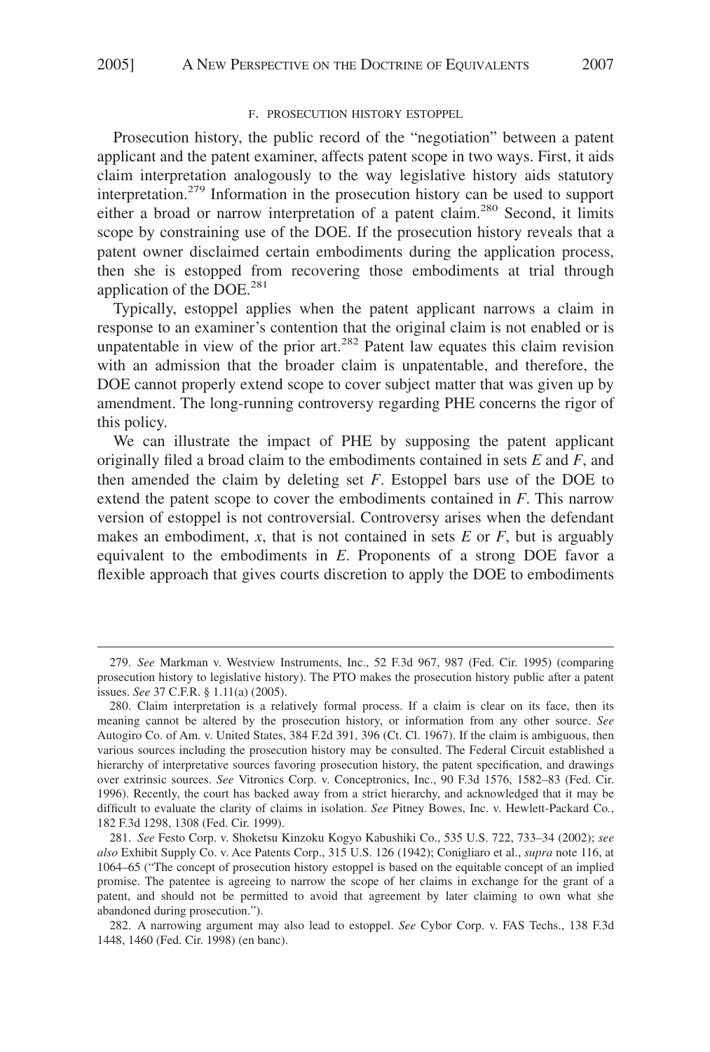### F. PROSECUTION HISTORY ESTOPPEL

Prosecution history, the public record of the "negotiation" between a patent applicant and the patent examiner, affects patent scope in two ways. First, it aids claim interpretation analogously to the way legislative history aids statutory interpretation.[279] Information in the prosecution history can be used to support either a broad or narrow interpretation of a patent claim.[280] Second, it limits scope by constraining use of the DOE. If the prosecution history reveals that a patent owner disclaimed certain embodiments during the application process, then she is estopped from recovering those embodiments at trial through application of the DOE.[281]

Typically, estoppel applies when the patent applicant narrows a claim in response to an examiner's contention that the original claim is not enabled or is unpatentable in view of the prior art.[282] Patent law equates this claim revision with an admission that the broader claim is unpatentable, and therefore, the DOE cannot properly extend scope to cover subject matter that was given up by amendment. The long-running controversy regarding PHE concerns the rigor of this policy.

We can illustrate the impact of PHE by supposing the patent applicant originally filed a broad claim to the embodiments contained in sets $E$ and $F$, and then amended the claim by deleting set $F$. Estoppel bars use of the DOE to extend the patent scope to cover the embodiments contained in $F$. This narrow version of estoppel is not controversial. Controversy arises when the defendant makes an embodiment, $x$, that is not contained in sets $E$ or $F$, but is arguably equivalent to the embodiments in $E$. Proponents of a strong DOE favor a flexible approach that gives courts discretion to apply the DOE to embodiments

---

279. *See* Markman v. Westview Instruments, Inc., 52 F.3d 967, 987 (Fed. Cir. 1995) (comparing prosecution history to legislative history). The PTO makes the prosecution history public after a patent issues. *See* 37 C.F.R. § 1.11(a) (2005).

280. Claim interpretation is a relatively formal process. If a claim is clear on its face, then its meaning cannot be altered by the prosecution history, or information from any other source. *See* Autogiro Co. of Am. v. United States, 384 F.2d 391, 396 (Ct. Cl. 1967). If the claim is ambiguous, then various sources including the prosecution history may be consulted. The Federal Circuit established a hierarchy of interpretative sources favoring prosecution history, the patent specification, and drawings over extrinsic sources. *See* Vitronics Corp. v. Conceptronics, Inc., 90 F.3d 1576, 1582–83 (Fed. Cir. 1996). Recently, the court has backed away from a strict hierarchy, and acknowledged that it may be difficult to evaluate the clarity of claims in isolation. *See* Pitney Bowes, Inc. v. Hewlett-Packard Co., 182 F.3d 1298, 1308 (Fed. Cir. 1999).

281. *See* Festo Corp. v. Shoketsu Kinzoku Kogyo Kabushiki Co., 535 U.S. 722, 733–34 (2002); *see also* Exhibit Supply Co. v. Ace Patents Corp., 315 U.S. 126 (1942); Conigliaro et al., *supra* note 116, at 1064–65 ("The concept of prosecution history estoppel is based on the equitable concept of an implied promise. The patentee is agreeing to narrow the scope of her claims in exchange for the grant of a patent, and should not be permitted to avoid that agreement by later claiming to own what she abandoned during prosecution.").

282. A narrowing argument may also lead to estoppel. *See* Cybor Corp. v. FAS Techs., 138 F.3d 1448, 1460 (Fed. Cir. 1998) (en banc).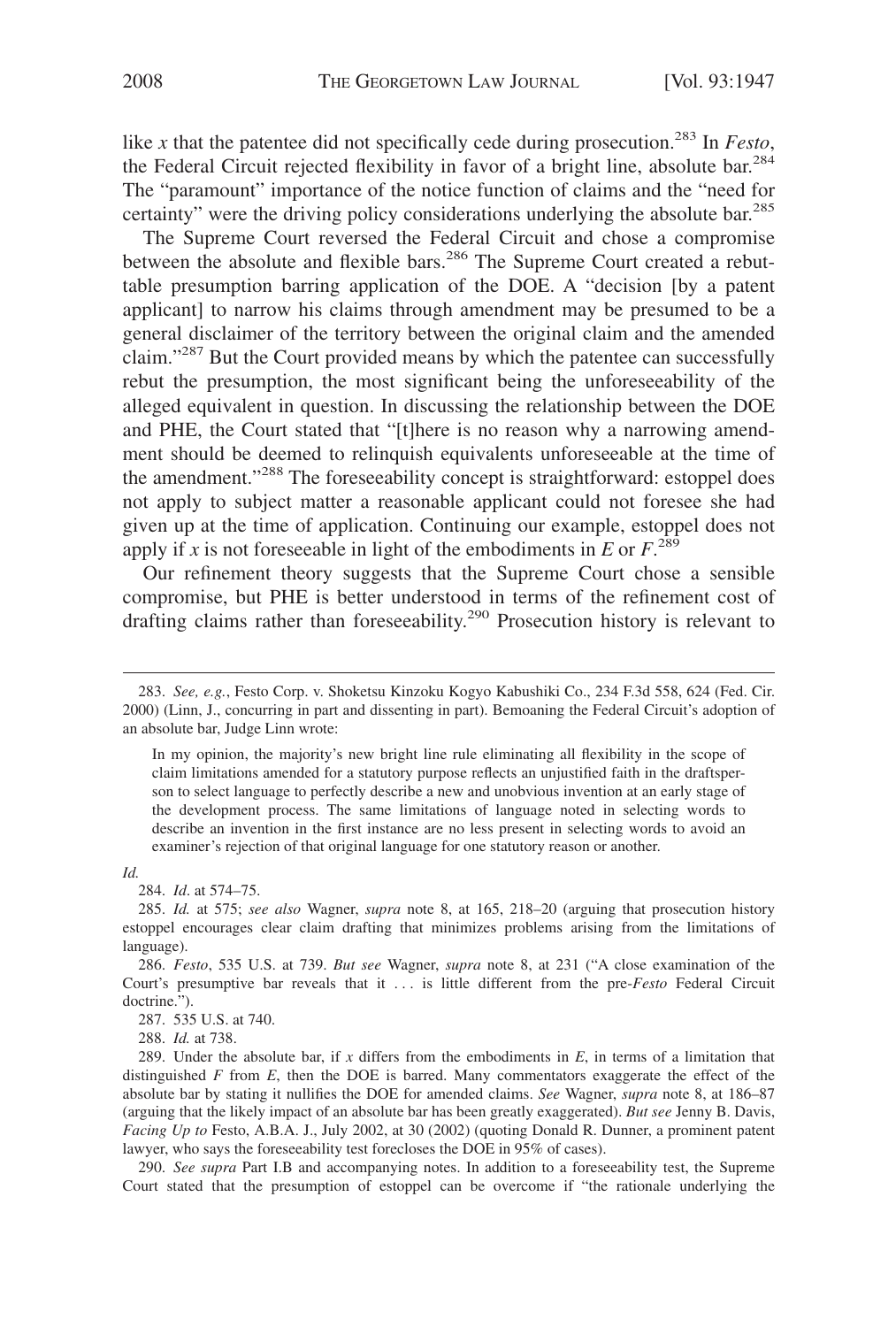like *x* that the patentee did not specifically cede during prosecution.[283] In *Festo*, the Federal Circuit rejected flexibility in favor of a bright line, absolute bar.[284] The "paramount" importance of the notice function of claims and the "need for certainty" were the driving policy considerations underlying the absolute bar.[285]

The Supreme Court reversed the Federal Circuit and chose a compromise between the absolute and flexible bars.[286] The Supreme Court created a rebuttable presumption barring application of the DOE. A "decision [by a patent applicant] to narrow his claims through amendment may be presumed to be a general disclaimer of the territory between the original claim and the amended claim."[287] But the Court provided means by which the patentee can successfully rebut the presumption, the most significant being the unforeseeability of the alleged equivalent in question. In discussing the relationship between the DOE and PHE, the Court stated that "[t]here is no reason why a narrowing amendment should be deemed to relinquish equivalents unforeseeable at the time of the amendment."[288] The foreseeability concept is straightforward: estoppel does not apply to subject matter a reasonable applicant could not foresee she had given up at the time of application. Continuing our example, estoppel does not apply if *x* is not foreseeable in light of the embodiments in *E* or *F*.[289]

Our refinement theory suggests that the Supreme Court chose a sensible compromise, but PHE is better understood in terms of the refinement cost of drafting claims rather than foreseeability.[290] Prosecution history is relevant to

---

283. *See, e.g.*, Festo Corp. v. Shoketsu Kinzoku Kogyo Kabushiki Co., 234 F.3d 558, 624 (Fed. Cir. 2000) (Linn, J., concurring in part and dissenting in part). Bemoaning the Federal Circuit's adoption of an absolute bar, Judge Linn wrote:

> In my opinion, the majority's new bright line rule eliminating all flexibility in the scope of claim limitations amended for a statutory purpose reflects an unjustified faith in the draftsperson to select language to perfectly describe a new and unobvious invention at an early stage of the development process. The same limitations of language noted in selecting words to describe an invention in the first instance are no less present in selecting words to avoid an examiner's rejection of that original language for one statutory reason or another.

*Id.*

284. *Id*. at 574–75.

285. *Id.* at 575; *see also* Wagner, *supra* note 8, at 165, 218–20 (arguing that prosecution history estoppel encourages clear claim drafting that minimizes problems arising from the limitations of language).

286. *Festo*, 535 U.S. at 739. *But see* Wagner, *supra* note 8, at 231 ("A close examination of the Court's presumptive bar reveals that it . . . is little different from the pre-*Festo* Federal Circuit doctrine.").

287. 535 U.S. at 740.

288. *Id.* at 738.

289. Under the absolute bar, if *x* differs from the embodiments in *E*, in terms of a limitation that distinguished *F* from *E*, then the DOE is barred. Many commentators exaggerate the effect of the absolute bar by stating it nullifies the DOE for amended claims. *See* Wagner, *supra* note 8, at 186–87 (arguing that the likely impact of an absolute bar has been greatly exaggerated). *But see* Jenny B. Davis, *Facing Up to* Festo, A.B.A. J., July 2002, at 30 (2002) (quoting Donald R. Dunner, a prominent patent lawyer, who says the foreseeability test forecloses the DOE in 95% of cases).

290. *See supra* Part I.B and accompanying notes. In addition to a foreseeability test, the Supreme Court stated that the presumption of estoppel can be overcome if "the rationale underlying the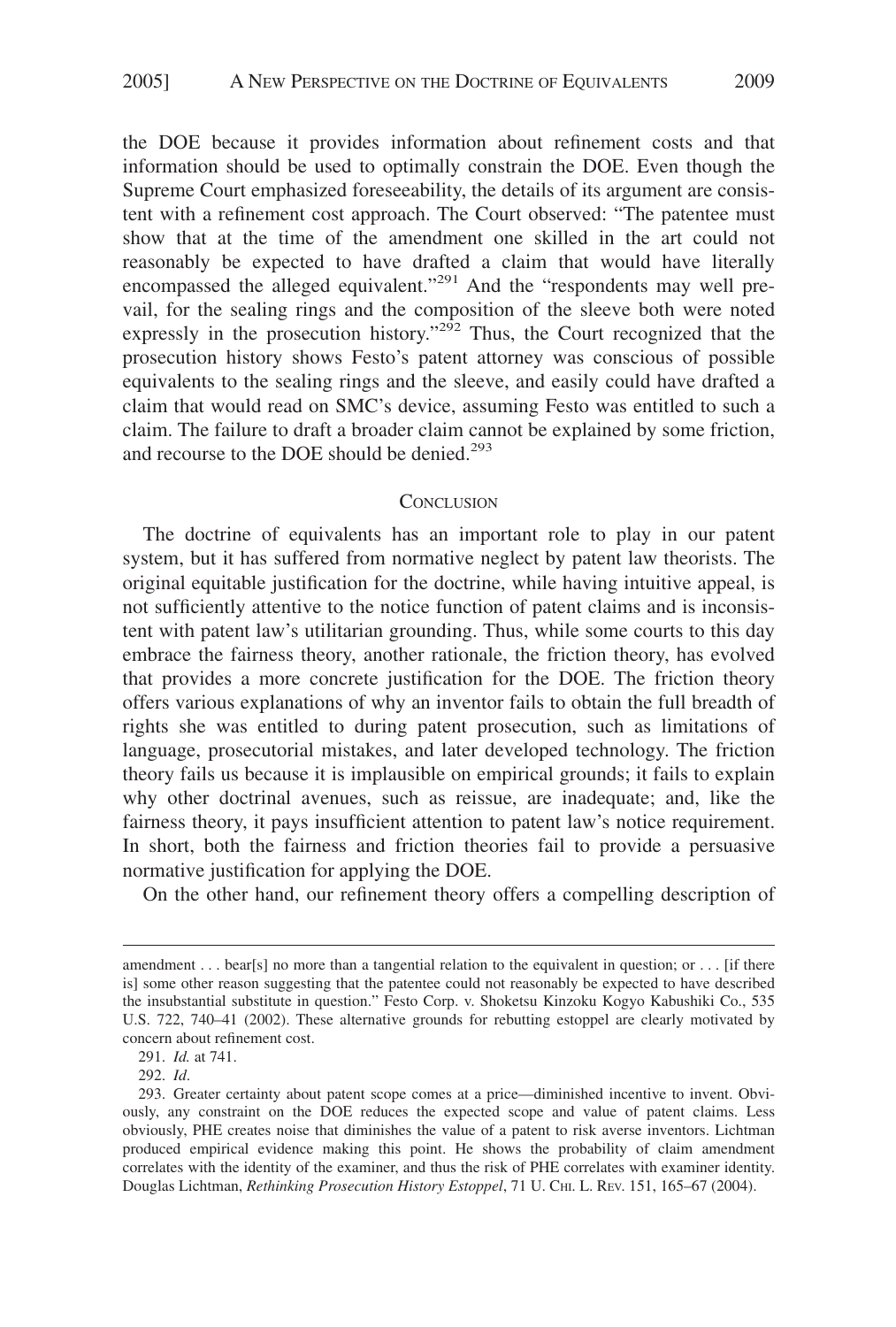the DOE because it provides information about refinement costs and that information should be used to optimally constrain the DOE. Even though the Supreme Court emphasized foreseeability, the details of its argument are consistent with a refinement cost approach. The Court observed: "The patentee must show that at the time of the amendment one skilled in the art could not reasonably be expected to have drafted a claim that would have literally encompassed the alleged equivalent."[291] And the "respondents may well prevail, for the sealing rings and the composition of the sleeve both were noted expressly in the prosecution history."[292] Thus, the Court recognized that the prosecution history shows Festo's patent attorney was conscious of possible equivalents to the sealing rings and the sleeve, and easily could have drafted a claim that would read on SMC's device, assuming Festo was entitled to such a claim. The failure to draft a broader claim cannot be explained by some friction, and recourse to the DOE should be denied.[293]

## Conclusion

The doctrine of equivalents has an important role to play in our patent system, but it has suffered from normative neglect by patent law theorists. The original equitable justification for the doctrine, while having intuitive appeal, is not sufficiently attentive to the notice function of patent claims and is inconsistent with patent law's utilitarian grounding. Thus, while some courts to this day embrace the fairness theory, another rationale, the friction theory, has evolved that provides a more concrete justification for the DOE. The friction theory offers various explanations of why an inventor fails to obtain the full breadth of rights she was entitled to during patent prosecution, such as limitations of language, prosecutorial mistakes, and later developed technology. The friction theory fails us because it is implausible on empirical grounds; it fails to explain why other doctrinal avenues, such as reissue, are inadequate; and, like the fairness theory, it pays insufficient attention to patent law's notice requirement. In short, both the fairness and friction theories fail to provide a persuasive normative justification for applying the DOE.

On the other hand, our refinement theory offers a compelling description of

---

amendment . . . bear[s] no more than a tangential relation to the equivalent in question; or . . . [if there is] some other reason suggesting that the patentee could not reasonably be expected to have described the insubstantial substitute in question." Festo Corp. v. Shoketsu Kinzoku Kogyo Kabushiki Co., 535 U.S. 722, 740–41 (2002). These alternative grounds for rebutting estoppel are clearly motivated by concern about refinement cost.

291. *Id.* at 741.

292. *Id*.

293. Greater certainty about patent scope comes at a price—diminished incentive to invent. Obviously, any constraint on the DOE reduces the expected scope and value of patent claims. Less obviously, PHE creates noise that diminishes the value of a patent to risk averse inventors. Lichtman produced empirical evidence making this point. He shows the probability of claim amendment correlates with the identity of the examiner, and thus the risk of PHE correlates with examiner identity. Douglas Lichtman, *Rethinking Prosecution History Estoppel*, 71 U. CHI. L. REV. 151, 165–67 (2004).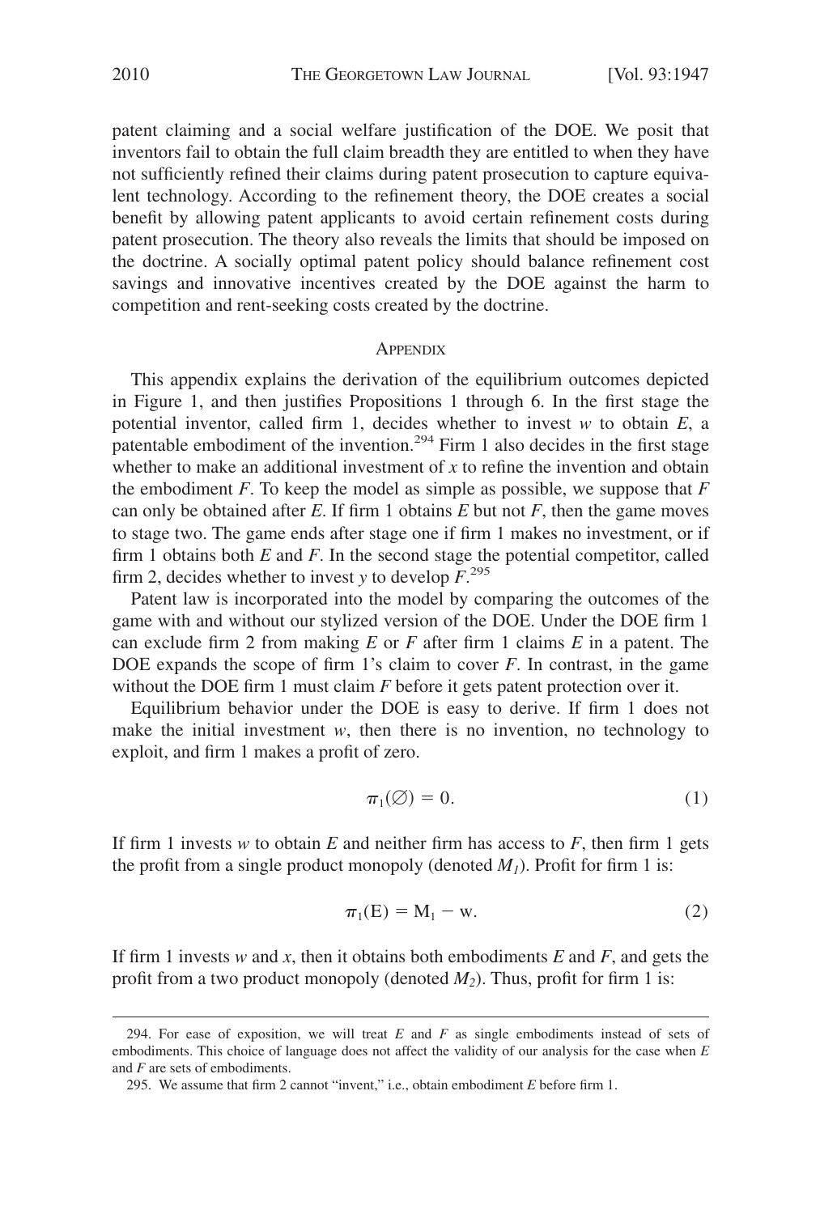patent claiming and a social welfare justification of the DOE. We posit that inventors fail to obtain the full claim breadth they are entitled to when they have not sufficiently refined their claims during patent prosecution to capture equivalent technology. According to the refinement theory, the DOE creates a social benefit by allowing patent applicants to avoid certain refinement costs during patent prosecution. The theory also reveals the limits that should be imposed on the doctrine. A socially optimal patent policy should balance refinement cost savings and innovative incentives created by the DOE against the harm to competition and rent-seeking costs created by the doctrine.

## APPENDIX

This appendix explains the derivation of the equilibrium outcomes depicted in Figure 1, and then justifies Propositions 1 through 6. In the first stage the potential inventor, called firm 1, decides whether to invest $w$ to obtain $E$, a patentable embodiment of the invention.[294] Firm 1 also decides in the first stage whether to make an additional investment of $x$ to refine the invention and obtain the embodiment $F$. To keep the model as simple as possible, we suppose that $F$ can only be obtained after $E$. If firm 1 obtains $E$ but not $F$, then the game moves to stage two. The game ends after stage one if firm 1 makes no investment, or if firm 1 obtains both $E$ and $F$. In the second stage the potential competitor, called firm 2, decides whether to invest $y$ to develop $F$.[295]

Patent law is incorporated into the model by comparing the outcomes of the game with and without our stylized version of the DOE. Under the DOE firm 1 can exclude firm 2 from making $E$ or $F$ after firm 1 claims $E$ in a patent. The DOE expands the scope of firm 1's claim to cover $F$. In contrast, in the game without the DOE firm 1 must claim $F$ before it gets patent protection over it.

Equilibrium behavior under the DOE is easy to derive. If firm 1 does not make the initial investment $w$, then there is no invention, no technology to exploit, and firm 1 makes a profit of zero.

$$\pi_1(\varnothing) = 0. \tag{1}$$

If firm 1 invests $w$ to obtain $E$ and neither firm has access to $F$, then firm 1 gets the profit from a single product monopoly (denoted $M_1$). Profit for firm 1 is:

$$\pi_1(\mathrm{E}) = \mathrm{M}_1 - \mathrm{w}. \tag{2}$$

If firm 1 invests $w$ and $x$, then it obtains both embodiments $E$ and $F$, and gets the profit from a two product monopoly (denoted $M_2$). Thus, profit for firm 1 is:

294. For ease of exposition, we will treat $E$ and $F$ as single embodiments instead of sets of embodiments. This choice of language does not affect the validity of our analysis for the case when $E$ and $F$ are sets of embodiments.

295. We assume that firm 2 cannot "invent," i.e., obtain embodiment $E$ before firm 1.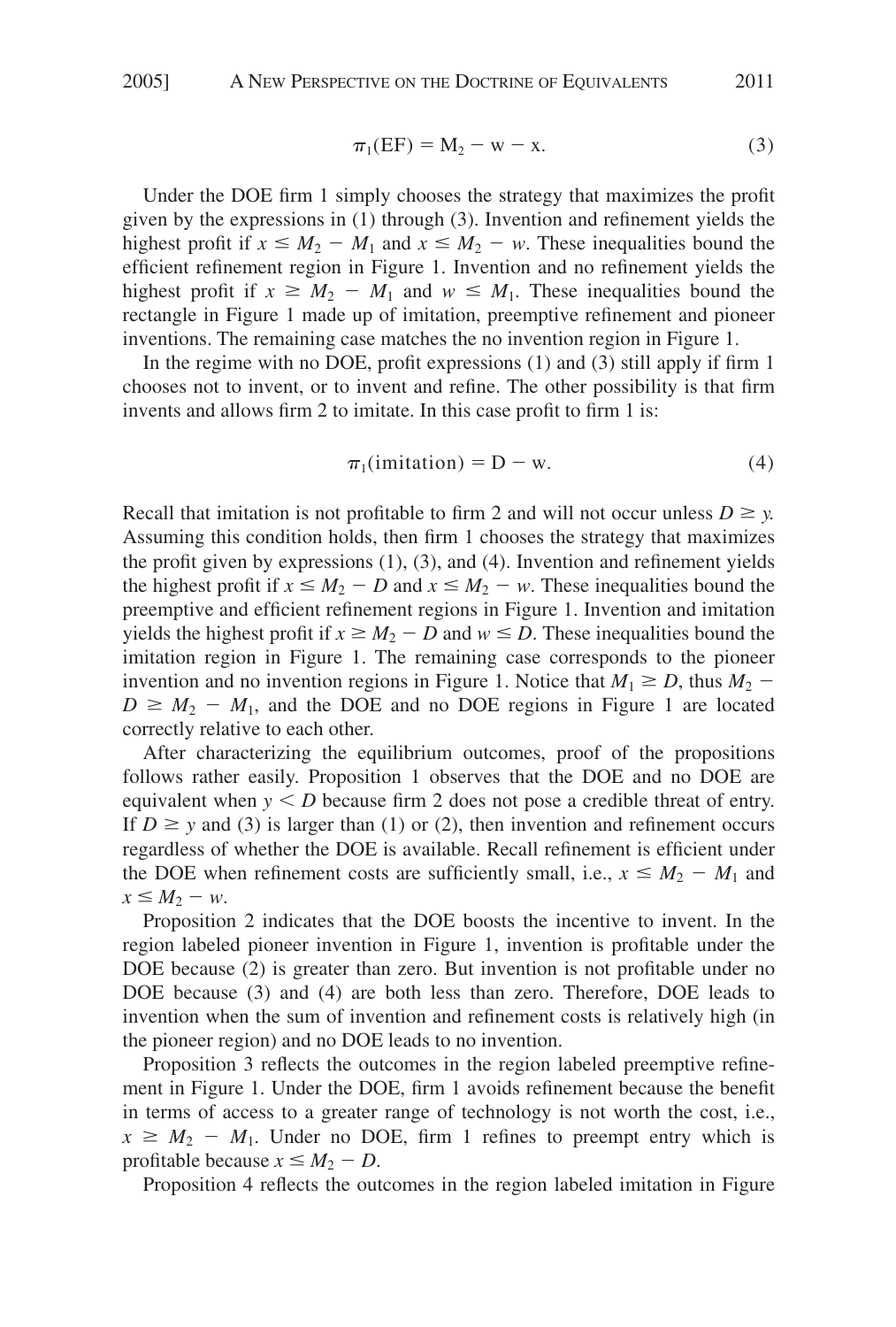$$\pi_1(\text{EF}) = \text{M}_2 - \text{w} - \text{x}. \tag{3}$$

Under the DOE firm 1 simply chooses the strategy that maximizes the profit given by the expressions in (1) through (3). Invention and refinement yields the highest profit if $x \leq M_2 - M_1$ and $x \leq M_2 - w$. These inequalities bound the efficient refinement region in Figure 1. Invention and no refinement yields the highest profit if $x \geq M_2 - M_1$ and $w \leq M_1$. These inequalities bound the rectangle in Figure 1 made up of imitation, preemptive refinement and pioneer inventions. The remaining case matches the no invention region in Figure 1.

In the regime with no DOE, profit expressions (1) and (3) still apply if firm 1 chooses not to invent, or to invent and refine. The other possibility is that firm invents and allows firm 2 to imitate. In this case profit to firm 1 is:

$$\pi_1(\text{imitation}) = \text{D} - \text{w}. \tag{4}$$

Recall that imitation is not profitable to firm 2 and will not occur unless $D \geq y$. Assuming this condition holds, then firm 1 chooses the strategy that maximizes the profit given by expressions (1), (3), and (4). Invention and refinement yields the highest profit if $x \leq M_2 - D$ and $x \leq M_2 - w$. These inequalities bound the preemptive and efficient refinement regions in Figure 1. Invention and imitation yields the highest profit if $x \geq M_2 - D$ and $w \leq D$. These inequalities bound the imitation region in Figure 1. The remaining case corresponds to the pioneer invention and no invention regions in Figure 1. Notice that $M_1 \geq D$, thus $M_2 - D \geq M_2 - M_1$, and the DOE and no DOE regions in Figure 1 are located correctly relative to each other.

After characterizing the equilibrium outcomes, proof of the propositions follows rather easily. Proposition 1 observes that the DOE and no DOE are equivalent when $y < D$ because firm 2 does not pose a credible threat of entry. If $D \geq y$ and (3) is larger than (1) or (2), then invention and refinement occurs regardless of whether the DOE is available. Recall refinement is efficient under the DOE when refinement costs are sufficiently small, i.e., $x \leq M_2 - M_1$ and $x \leq M_2 - w$.

Proposition 2 indicates that the DOE boosts the incentive to invent. In the region labeled pioneer invention in Figure 1, invention is profitable under the DOE because (2) is greater than zero. But invention is not profitable under no DOE because (3) and (4) are both less than zero. Therefore, DOE leads to invention when the sum of invention and refinement costs is relatively high (in the pioneer region) and no DOE leads to no invention.

Proposition 3 reflects the outcomes in the region labeled preemptive refinement in Figure 1. Under the DOE, firm 1 avoids refinement because the benefit in terms of access to a greater range of technology is not worth the cost, i.e., $x \geq M_2 - M_1$. Under no DOE, firm 1 refines to preempt entry which is profitable because $x \leq M_2 - D$.

Proposition 4 reflects the outcomes in the region labeled imitation in Figure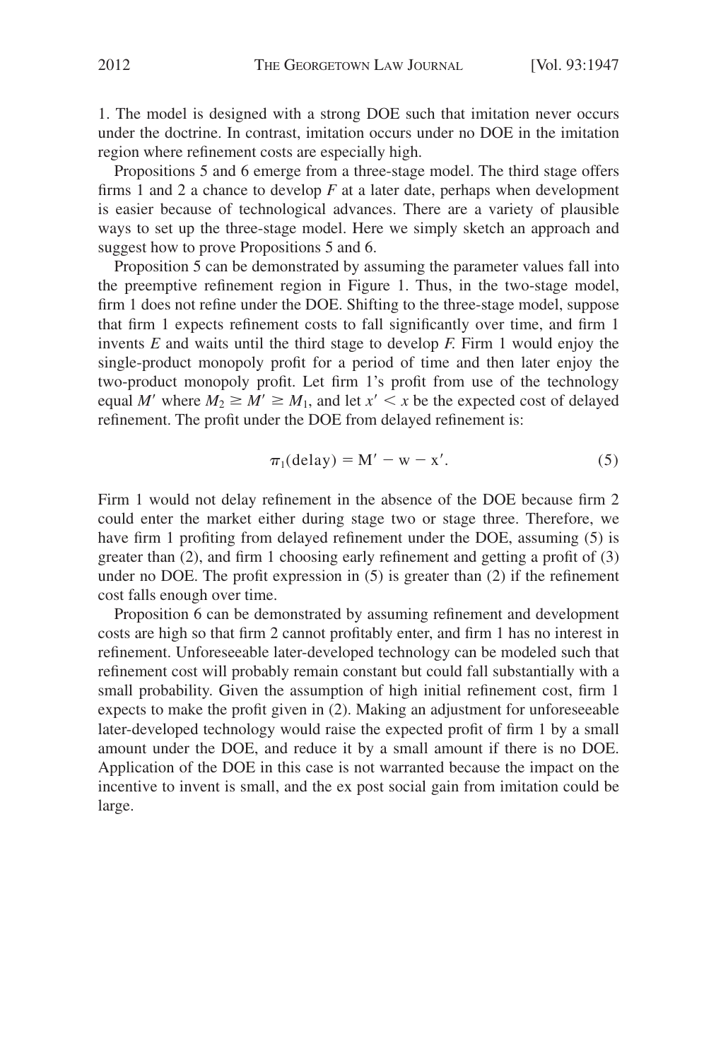1. The model is designed with a strong DOE such that imitation never occurs under the doctrine. In contrast, imitation occurs under no DOE in the imitation region where refinement costs are especially high.

Propositions 5 and 6 emerge from a three-stage model. The third stage offers firms 1 and 2 a chance to develop *F* at a later date, perhaps when development is easier because of technological advances. There are a variety of plausible ways to set up the three-stage model. Here we simply sketch an approach and suggest how to prove Propositions 5 and 6.

Proposition 5 can be demonstrated by assuming the parameter values fall into the preemptive refinement region in Figure 1. Thus, in the two-stage model, firm 1 does not refine under the DOE. Shifting to the three-stage model, suppose that firm 1 expects refinement costs to fall significantly over time, and firm 1 invents *E* and waits until the third stage to develop *F.* Firm 1 would enjoy the single-product monopoly profit for a period of time and then later enjoy the two-product monopoly profit. Let firm 1's profit from use of the technology equal $M'$ where $M_2 \geq M' \geq M_1$, and let $x' < x$ be the expected cost of delayed refinement. The profit under the DOE from delayed refinement is:

$$\pi_1(\text{delay}) = \text{M}' - \text{w} - \text{x}'. \tag{5}$$

Firm 1 would not delay refinement in the absence of the DOE because firm 2 could enter the market either during stage two or stage three. Therefore, we have firm 1 profiting from delayed refinement under the DOE, assuming (5) is greater than (2), and firm 1 choosing early refinement and getting a profit of (3) under no DOE. The profit expression in (5) is greater than (2) if the refinement cost falls enough over time.

Proposition 6 can be demonstrated by assuming refinement and development costs are high so that firm 2 cannot profitably enter, and firm 1 has no interest in refinement. Unforeseeable later-developed technology can be modeled such that refinement cost will probably remain constant but could fall substantially with a small probability. Given the assumption of high initial refinement cost, firm 1 expects to make the profit given in (2). Making an adjustment for unforeseeable later-developed technology would raise the expected profit of firm 1 by a small amount under the DOE, and reduce it by a small amount if there is no DOE. Application of the DOE in this case is not warranted because the impact on the incentive to invent is small, and the ex post social gain from imitation could be large.